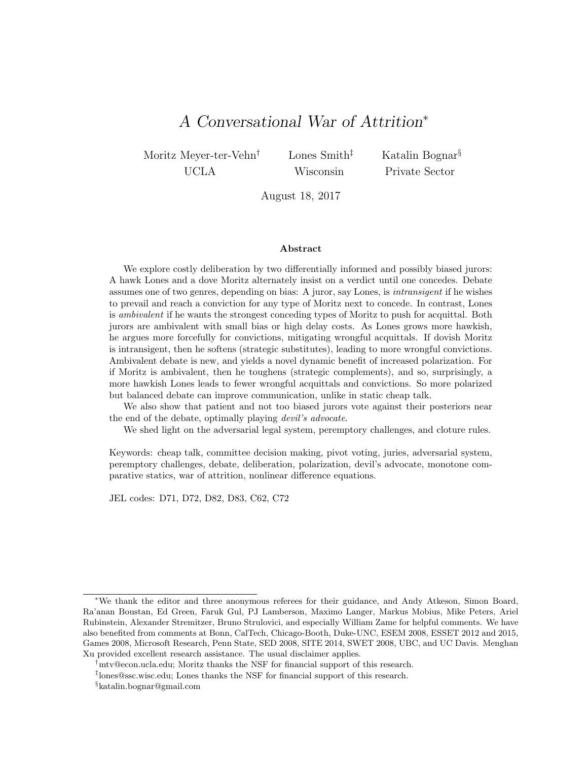# *A Conversational War of Attrition*[*]

Moritz Meyer-ter-Vehn[†] UCLA

Lones Smith[‡] Wisconsin

Katalin Bognar[§] Private Sector

August 18, 2017

## Abstract

We explore costly deliberation by two differentially informed and possibly biased jurors: A hawk Lones and a dove Moritz alternately insist on a verdict until one concedes. Debate assumes one of two genres, depending on bias: A juror, say Lones, is *intransigent* if he wishes to prevail and reach a conviction for any type of Moritz next to concede. In contrast, Lones is *ambivalent* if he wants the strongest conceding types of Moritz to push for acquittal. Both jurors are ambivalent with small bias or high delay costs. As Lones grows more hawkish, he argues more forcefully for convictions, mitigating wrongful acquittals. If dovish Moritz is intransigent, then he softens (strategic substitutes), leading to more wrongful convictions. Ambivalent debate is new, and yields a novel dynamic benefit of increased polarization. For if Moritz is ambivalent, then he toughens (strategic complements), and so, surprisingly, a more hawkish Lones leads to fewer wrongful acquittals and convictions. So more polarized but balanced debate can improve communication, unlike in static cheap talk.

We also show that patient and not too biased jurors vote against their posteriors near the end of the debate, optimally playing *devil's advocate*.

We shed light on the adversarial legal system, peremptory challenges, and cloture rules.

Keywords: cheap talk, committee decision making, pivot voting, juries, adversarial system, peremptory challenges, debate, deliberation, polarization, devil's advocate, monotone comparative statics, war of attrition, nonlinear difference equations.

JEL codes: D71, D72, D82, D83, C62, C72

---

[*] We thank the editor and three anonymous referees for their guidance, and Andy Atkeson, Simon Board, Ra'anan Boustan, Ed Green, Faruk Gul, PJ Lamberson, Maximo Langer, Markus Mobius, Mike Peters, Ariel Rubinstein, Alexander Stremitzer, Bruno Strulovici, and especially William Zame for helpful comments. We have also benefited from comments at Bonn, CalTech, Chicago-Booth, Duke-UNC, ESEM 2008, ESSET 2012 and 2015, Games 2008, Microsoft Research, Penn State, SED 2008, SITE 2014, SWET 2008, UBC, and UC Davis. Menghan Xu provided excellent research assistance. The usual disclaimer applies.

[†] mtv@econ.ucla.edu; Moritz thanks the NSF for financial support of this research.

[‡] lones@ssc.wisc.edu; Lones thanks the NSF for financial support of this research.

[§] katalin.bognar@gmail.com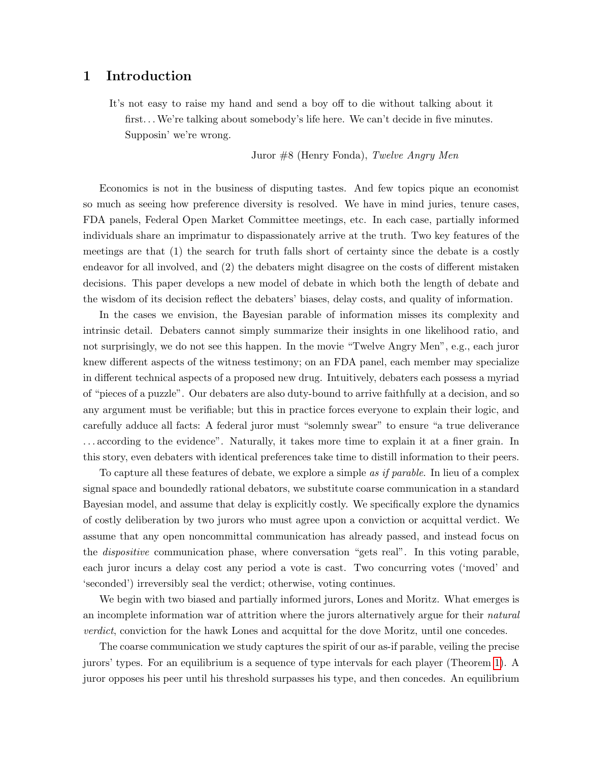## 1 Introduction

> It's not easy to raise my hand and send a boy off to die without talking about it first... We're talking about somebody's life here. We can't decide in five minutes. Supposin' we're wrong.
>
> Juror #8 (Henry Fonda), *Twelve Angry Men*

Economics is not in the business of disputing tastes. And few topics pique an economist so much as seeing how preference diversity is resolved. We have in mind juries, tenure cases, FDA panels, Federal Open Market Committee meetings, etc. In each case, partially informed individuals share an imprimatur to dispassionately arrive at the truth. Two key features of the meetings are that (1) the search for truth falls short of certainty since the debate is a costly endeavor for all involved, and (2) the debaters might disagree on the costs of different mistaken decisions. This paper develops a new model of debate in which both the length of debate and the wisdom of its decision reflect the debaters' biases, delay costs, and quality of information.

In the cases we envision, the Bayesian parable of information misses its complexity and intrinsic detail. Debaters cannot simply summarize their insights in one likelihood ratio, and not surprisingly, we do not see this happen. In the movie "Twelve Angry Men", e.g., each juror knew different aspects of the witness testimony; on an FDA panel, each member may specialize in different technical aspects of a proposed new drug. Intuitively, debaters each possess a myriad of "pieces of a puzzle". Our debaters are also duty-bound to arrive faithfully at a decision, and so any argument must be verifiable; but this in practice forces everyone to explain their logic, and carefully adduce all facts: A federal juror must "solemnly swear" to ensure "a true deliverance ... according to the evidence". Naturally, it takes more time to explain it at a finer grain. In this story, even debaters with identical preferences take time to distill information to their peers.

To capture all these features of debate, we explore a simple *as if parable*. In lieu of a complex signal space and boundedly rational debators, we substitute coarse communication in a standard Bayesian model, and assume that delay is explicitly costly. We specifically explore the dynamics of costly deliberation by two jurors who must agree upon a conviction or acquittal verdict. We assume that any open noncommittal communication has already passed, and instead focus on the *dispositive* communication phase, where conversation "gets real". In this voting parable, each juror incurs a delay cost any period a vote is cast. Two concurring votes ('moved' and 'seconded') irreversibly seal the verdict; otherwise, voting continues.

We begin with two biased and partially informed jurors, Lones and Moritz. What emerges is an incomplete information war of attrition where the jurors alternatively argue for their *natural verdict*, conviction for the hawk Lones and acquittal for the dove Moritz, until one concedes.

The coarse communication we study captures the spirit of our as-if parable, veiling the precise jurors' types. For an equilibrium is a sequence of type intervals for each player (Theorem 1). A juror opposes his peer until his threshold surpasses his type, and then concedes. An equilibrium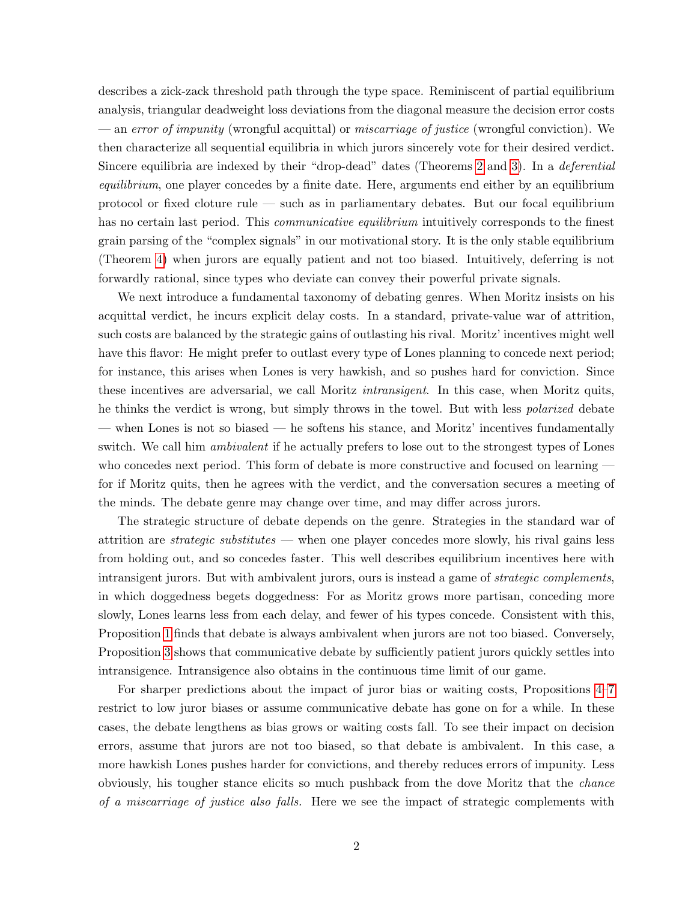describes a zick-zack threshold path through the type space. Reminiscent of partial equilibrium analysis, triangular deadweight loss deviations from the diagonal measure the decision error costs — an *error of impunity* (wrongful acquittal) or *miscarriage of justice* (wrongful conviction). We then characterize all sequential equilibria in which jurors sincerely vote for their desired verdict. Sincere equilibria are indexed by their "drop-dead" dates (Theorems 2 and 3). In a *deferential equilibrium*, one player concedes by a finite date. Here, arguments end either by an equilibrium protocol or fixed cloture rule — such as in parliamentary debates. But our focal equilibrium has no certain last period. This *communicative equilibrium* intuitively corresponds to the finest grain parsing of the "complex signals" in our motivational story. It is the only stable equilibrium (Theorem 4) when jurors are equally patient and not too biased. Intuitively, deferring is not forwardly rational, since types who deviate can convey their powerful private signals.

We next introduce a fundamental taxonomy of debating genres. When Moritz insists on his acquittal verdict, he incurs explicit delay costs. In a standard, private-value war of attrition, such costs are balanced by the strategic gains of outlasting his rival. Moritz' incentives might well have this flavor: He might prefer to outlast every type of Lones planning to concede next period; for instance, this arises when Lones is very hawkish, and so pushes hard for conviction. Since these incentives are adversarial, we call Moritz *intransigent*. In this case, when Moritz quits, he thinks the verdict is wrong, but simply throws in the towel. But with less *polarized* debate — when Lones is not so biased — he softens his stance, and Moritz' incentives fundamentally switch. We call him *ambivalent* if he actually prefers to lose out to the strongest types of Lones who concedes next period. This form of debate is more constructive and focused on learning — for if Moritz quits, then he agrees with the verdict, and the conversation secures a meeting of the minds. The debate genre may change over time, and may differ across jurors.

The strategic structure of debate depends on the genre. Strategies in the standard war of attrition are *strategic substitutes* — when one player concedes more slowly, his rival gains less from holding out, and so concedes faster. This well describes equilibrium incentives here with intransigent jurors. But with ambivalent jurors, ours is instead a game of *strategic complements*, in which doggedness begets doggedness: For as Moritz grows more partisan, conceding more slowly, Lones learns less from each delay, and fewer of his types concede. Consistent with this, Proposition 1 finds that debate is always ambivalent when jurors are not too biased. Conversely, Proposition 3 shows that communicative debate by sufficiently patient jurors quickly settles into intransigence. Intransigence also obtains in the continuous time limit of our game.

For sharper predictions about the impact of juror bias or waiting costs, Propositions 4–7 restrict to low juror biases or assume communicative debate has gone on for a while. In these cases, the debate lengthens as bias grows or waiting costs fall. To see their impact on decision errors, assume that jurors are not too biased, so that debate is ambivalent. In this case, a more hawkish Lones pushes harder for convictions, and thereby reduces errors of impunity. Less obviously, his tougher stance elicits so much pushback from the dove Moritz that the *chance of a miscarriage of justice also falls.* Here we see the impact of strategic complements with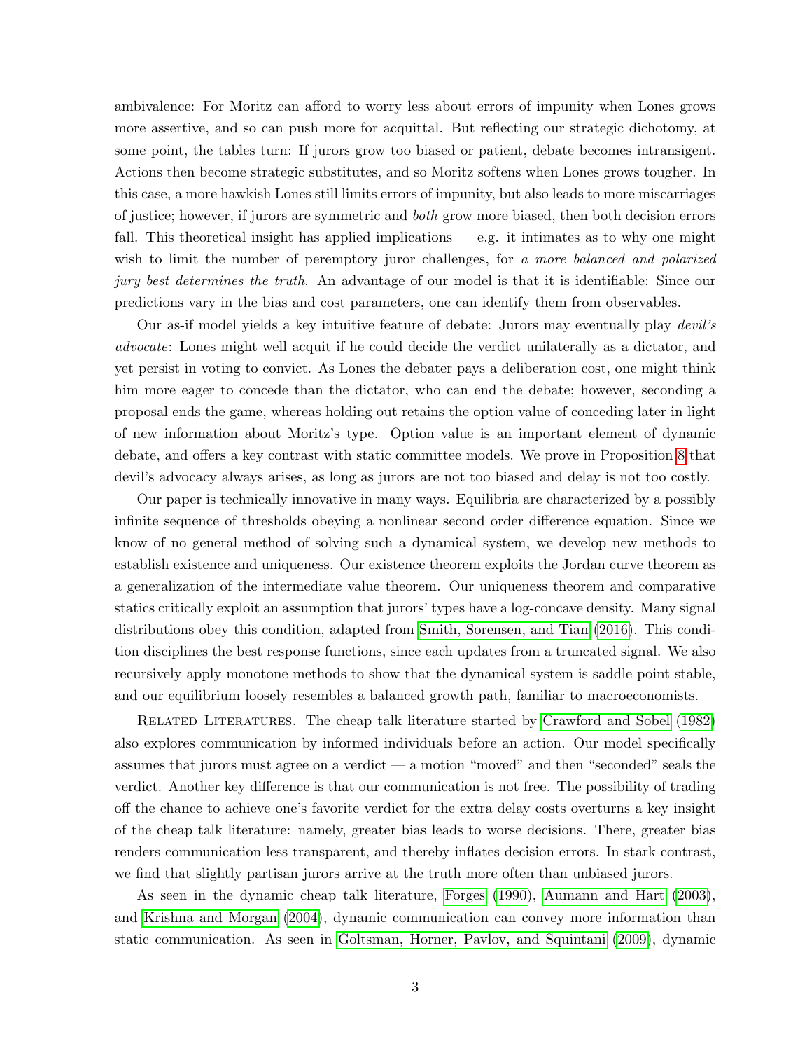ambivalence: For Moritz can afford to worry less about errors of impunity when Lones grows more assertive, and so can push more for acquittal. But reflecting our strategic dichotomy, at some point, the tables turn: If jurors grow too biased or patient, debate becomes intransigent. Actions then become strategic substitutes, and so Moritz softens when Lones grows tougher. In this case, a more hawkish Lones still limits errors of impunity, but also leads to more miscarriages of justice; however, if jurors are symmetric and *both* grow more biased, then both decision errors fall. This theoretical insight has applied implications — e.g. it intimates as to why one might wish to limit the number of peremptory juror challenges, for *a more balanced and polarized jury best determines the truth*. An advantage of our model is that it is identifiable: Since our predictions vary in the bias and cost parameters, one can identify them from observables.

Our as-if model yields a key intuitive feature of debate: Jurors may eventually play *devil's advocate*: Lones might well acquit if he could decide the verdict unilaterally as a dictator, and yet persist in voting to convict. As Lones the debater pays a deliberation cost, one might think him more eager to concede than the dictator, who can end the debate; however, seconding a proposal ends the game, whereas holding out retains the option value of conceding later in light of new information about Moritz's type. Option value is an important element of dynamic debate, and offers a key contrast with static committee models. We prove in Proposition 8 that devil's advocacy always arises, as long as jurors are not too biased and delay is not too costly.

Our paper is technically innovative in many ways. Equilibria are characterized by a possibly infinite sequence of thresholds obeying a nonlinear second order difference equation. Since we know of no general method of solving such a dynamical system, we develop new methods to establish existence and uniqueness. Our existence theorem exploits the Jordan curve theorem as a generalization of the intermediate value theorem. Our uniqueness theorem and comparative statics critically exploit an assumption that jurors' types have a log-concave density. Many signal distributions obey this condition, adapted from Smith, Sorensen, and Tian (2016). This condition disciplines the best response functions, since each updates from a truncated signal. We also recursively apply monotone methods to show that the dynamical system is saddle point stable, and our equilibrium loosely resembles a balanced growth path, familiar to macroeconomists.

Related Literatures. The cheap talk literature started by Crawford and Sobel (1982) also explores communication by informed individuals before an action. Our model specifically assumes that jurors must agree on a verdict — a motion "moved" and then "seconded" seals the verdict. Another key difference is that our communication is not free. The possibility of trading off the chance to achieve one's favorite verdict for the extra delay costs overturns a key insight of the cheap talk literature: namely, greater bias leads to worse decisions. There, greater bias renders communication less transparent, and thereby inflates decision errors. In stark contrast, we find that slightly partisan jurors arrive at the truth more often than unbiased jurors.

As seen in the dynamic cheap talk literature, Forges (1990), Aumann and Hart (2003), and Krishna and Morgan (2004), dynamic communication can convey more information than static communication. As seen in Goltsman, Horner, Pavlov, and Squintani (2009), dynamic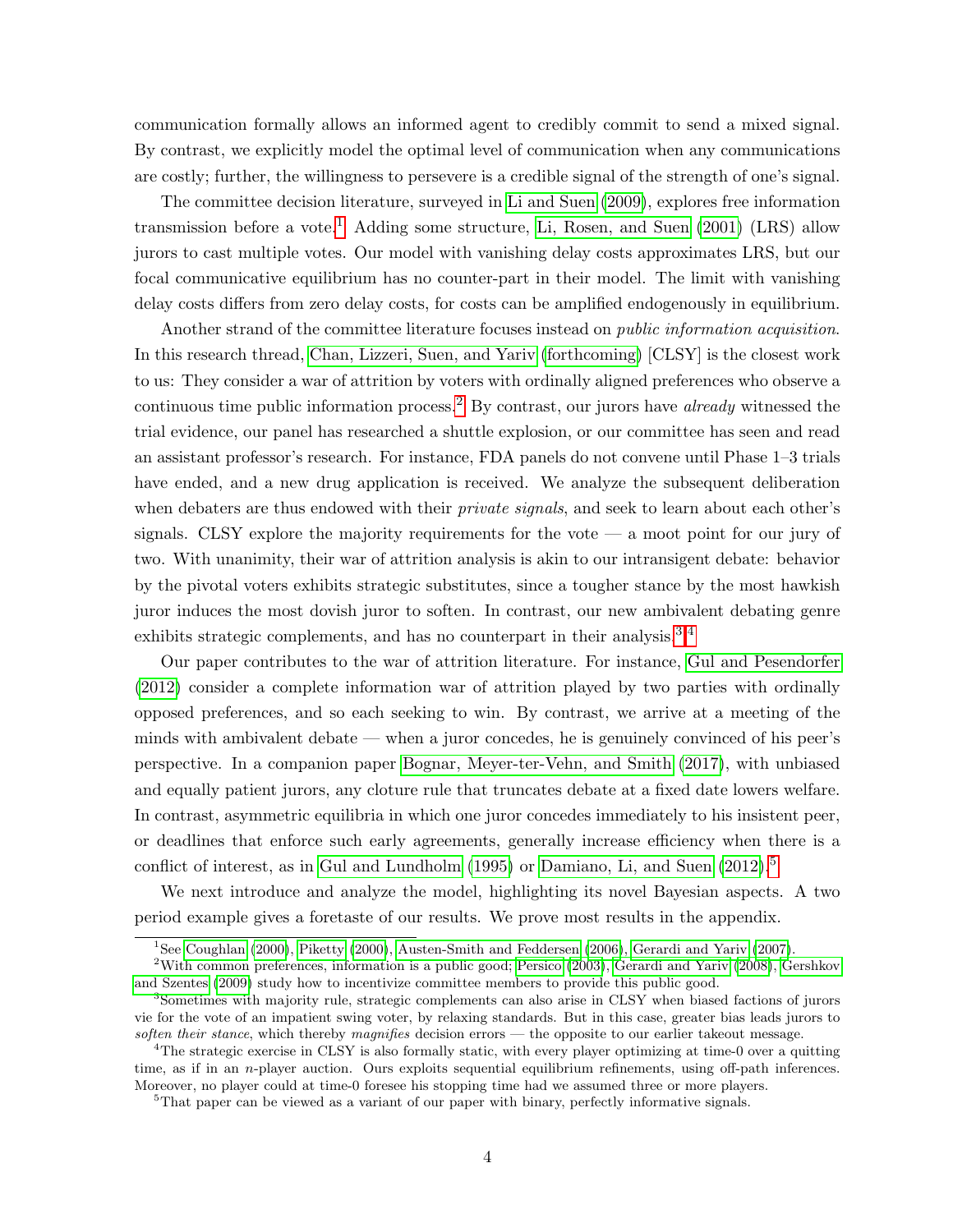communication formally allows an informed agent to credibly commit to send a mixed signal. By contrast, we explicitly model the optimal level of communication when any communications are costly; further, the willingness to persevere is a credible signal of the strength of one's signal.

The committee decision literature, surveyed in Li and Suen (2009), explores free information transmission before a vote.[1] Adding some structure, Li, Rosen, and Suen (2001) (LRS) allow jurors to cast multiple votes. Our model with vanishing delay costs approximates LRS, but our focal communicative equilibrium has no counter-part in their model. The limit with vanishing delay costs differs from zero delay costs, for costs can be amplified endogenously in equilibrium.

Another strand of the committee literature focuses instead on *public information acquisition*. In this research thread, Chan, Lizzeri, Suen, and Yariv (forthcoming) [CLSY] is the closest work to us: They consider a war of attrition by voters with ordinally aligned preferences who observe a continuous time public information process.[2] By contrast, our jurors have *already* witnessed the trial evidence, our panel has researched a shuttle explosion, or our committee has seen and read an assistant professor's research. For instance, FDA panels do not convene until Phase 1–3 trials have ended, and a new drug application is received. We analyze the subsequent deliberation when debaters are thus endowed with their *private signals*, and seek to learn about each other's signals. CLSY explore the majority requirements for the vote — a moot point for our jury of two. With unanimity, their war of attrition analysis is akin to our intransigent debate: behavior by the pivotal voters exhibits strategic substitutes, since a tougher stance by the most hawkish juror induces the most dovish juror to soften. In contrast, our new ambivalent debating genre exhibits strategic complements, and has no counterpart in their analysis.[3][4]

Our paper contributes to the war of attrition literature. For instance, Gul and Pesendorfer (2012) consider a complete information war of attrition played by two parties with ordinally opposed preferences, and so each seeking to win. By contrast, we arrive at a meeting of the minds with ambivalent debate — when a juror concedes, he is genuinely convinced of his peer's perspective. In a companion paper Bognar, Meyer-ter-Vehn, and Smith (2017), with unbiased and equally patient jurors, any cloture rule that truncates debate at a fixed date lowers welfare. In contrast, asymmetric equilibria in which one juror concedes immediately to his insistent peer, or deadlines that enforce such early agreements, generally increase efficiency when there is a conflict of interest, as in Gul and Lundholm (1995) or Damiano, Li, and Suen (2012).[5]

We next introduce and analyze the model, highlighting its novel Bayesian aspects. A two period example gives a foretaste of our results. We prove most results in the appendix.

[1] See Coughlan (2000), Piketty (2000), Austen-Smith and Feddersen (2006), Gerardi and Yariv (2007).

[2] With common preferences, information is a public good; Persico (2003), Gerardi and Yariv (2008), Gershkov and Szentes (2009) study how to incentivize committee members to provide this public good.

[3] Sometimes with majority rule, strategic complements can also arise in CLSY when biased factions of jurors vie for the vote of an impatient swing voter, by relaxing standards. But in this case, greater bias leads jurors to *soften their stance*, which thereby *magnifies* decision errors — the opposite to our earlier takeout message.

[4] The strategic exercise in CLSY is also formally static, with every player optimizing at time-0 over a quitting time, as if in an $n$-player auction. Ours exploits sequential equilibrium refinements, using off-path inferences. Moreover, no player could at time-0 foresee his stopping time had we assumed three or more players.

[5] That paper can be viewed as a variant of our paper with binary, perfectly informative signals.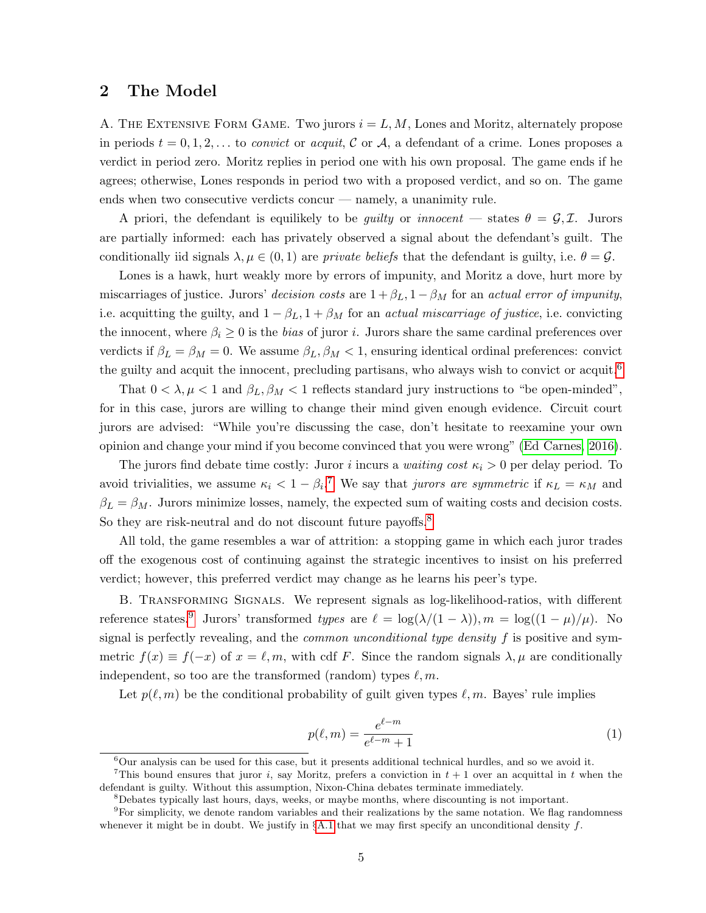## 2 The Model

A. The Extensive Form Game. Two jurors $i = L, M$, Lones and Moritz, alternately propose in periods $t = 0, 1, 2, \ldots$ to *convict* or *acquit*, $\mathcal{C}$ or $\mathcal{A}$, a defendant of a crime. Lones proposes a verdict in period zero. Moritz replies in period one with his own proposal. The game ends if he agrees; otherwise, Lones responds in period two with a proposed verdict, and so on. The game ends when two consecutive verdicts concur — namely, a unanimity rule.

A priori, the defendant is equilikely to be *guilty* or *innocent* — states $\theta = \mathcal{G}, \mathcal{I}$. Jurors are partially informed: each has privately observed a signal about the defendant's guilt. The conditionally iid signals $\lambda, \mu \in (0, 1)$ are *private beliefs* that the defendant is guilty, i.e. $\theta = \mathcal{G}$.

Lones is a hawk, hurt weakly more by errors of impunity, and Moritz a dove, hurt more by miscarriages of justice. Jurors' *decision costs* are $1 + \beta_L, 1 - \beta_M$ for an *actual error of impunity*, i.e. acquitting the guilty, and $1 - \beta_L, 1 + \beta_M$ for an *actual miscarriage of justice*, i.e. convicting the innocent, where $\beta_i \geq 0$ is the *bias* of juror $i$. Jurors share the same cardinal preferences over verdicts if $\beta_L = \beta_M = 0$. We assume $\beta_L, \beta_M < 1$, ensuring identical ordinal preferences: convict the guilty and acquit the innocent, precluding partisans, who always wish to convict or acquit.[6]

That $0 < \lambda, \mu < 1$ and $\beta_L, \beta_M < 1$ reflects standard jury instructions to "be open-minded", for in this case, jurors are willing to change their mind given enough evidence. Circuit court jurors are advised: "While you're discussing the case, don't hesitate to reexamine your own opinion and change your mind if you become convinced that you were wrong" (Ed Carnes, 2016).

The jurors find debate time costly: Juror $i$ incurs a *waiting cost* $\kappa_i > 0$ per delay period. To avoid trivialities, we assume $\kappa_i < 1 - \beta_i$.[7] We say that *jurors are symmetric* if $\kappa_L = \kappa_M$ and $\beta_L = \beta_M$. Jurors minimize losses, namely, the expected sum of waiting costs and decision costs. So they are risk-neutral and do not discount future payoffs.[8]

All told, the game resembles a war of attrition: a stopping game in which each juror trades off the exogenous cost of continuing against the strategic incentives to insist on his preferred verdict; however, this preferred verdict may change as he learns his peer's type.

B. Transforming Signals. We represent signals as log-likelihood-ratios, with different reference states.[9] Jurors' transformed *types* are $\ell = \log(\lambda/(1 - \lambda)), m = \log((1 - \mu)/\mu)$. No signal is perfectly revealing, and the *common unconditional type density* $f$ is positive and symmetric $f(x) \equiv f(-x)$ of $x = \ell, m$, with cdf $F$. Since the random signals $\lambda, \mu$ are conditionally independent, so too are the transformed (random) types $\ell, m$.

Let $p(\ell, m)$ be the conditional probability of guilt given types $\ell, m$. Bayes' rule implies

$$p(\ell, m) = \frac{e^{\ell - m}}{e^{\ell - m} + 1} \tag{1}$$

---

[6] Our analysis can be used for this case, but it presents additional technical hurdles, and so we avoid it.

[7] This bound ensures that juror $i$, say Moritz, prefers a conviction in $t + 1$ over an acquittal in $t$ when the defendant is guilty. Without this assumption, Nixon-China debates terminate immediately.

[8] Debates typically last hours, days, weeks, or maybe months, where discounting is not important.

[9] For simplicity, we denote random variables and their realizations by the same notation. We flag randomness whenever it might be in doubt. We justify in §A.1 that we may first specify an unconditional density $f$.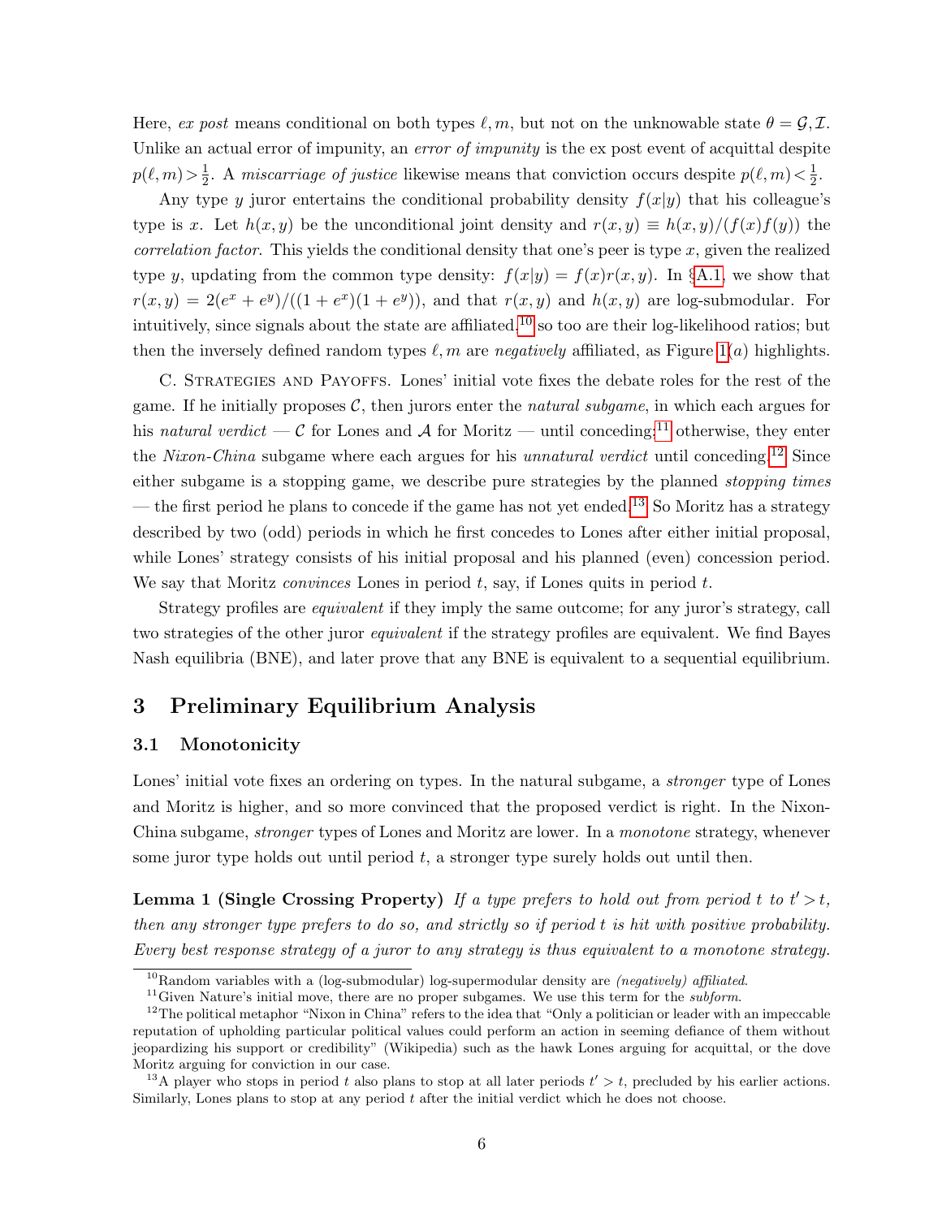Here, *ex post* means conditional on both types $\ell, m$, but not on the unknowable state $\theta = \mathcal{G}, \mathcal{I}$. Unlike an actual error of impunity, an *error of impunity* is the ex post event of acquittal despite $p(\ell, m) > \frac{1}{2}$. A *miscarriage of justice* likewise means that conviction occurs despite $p(\ell, m) < \frac{1}{2}$.

Any type $y$ juror entertains the conditional probability density $f(x|y)$ that his colleague's type is $x$. Let $h(x,y)$ be the unconditional joint density and $r(x,y) \equiv h(x,y)/(f(x)f(y))$ the *correlation factor*. This yields the conditional density that one's peer is type $x$, given the realized type $y$, updating from the common type density: $f(x|y) = f(x)r(x,y)$. In §A.1, we show that $r(x,y) = 2(e^x + e^y)/((1+e^x)(1+e^y))$, and that $r(x,y)$ and $h(x,y)$ are log-submodular. For intuitively, since signals about the state are affiliated,[10] so too are their log-likelihood ratios; but then the inversely defined random types $\ell, m$ are *negatively* affiliated, as Figure 1($a$) highlights.

C. Strategies and Payoffs. Lones' initial vote fixes the debate roles for the rest of the game. If he initially proposes $\mathcal{C}$, then jurors enter the *natural subgame*, in which each argues for his *natural verdict* — $\mathcal{C}$ for Lones and $\mathcal{A}$ for Moritz — until conceding;[11] otherwise, they enter the *Nixon-China* subgame where each argues for his *unnatural verdict* until conceding.[12] Since either subgame is a stopping game, we describe pure strategies by the planned *stopping times* — the first period he plans to concede if the game has not yet ended.[13] So Moritz has a strategy described by two (odd) periods in which he first concedes to Lones after either initial proposal, while Lones' strategy consists of his initial proposal and his planned (even) concession period. We say that Moritz *convinces* Lones in period $t$, say, if Lones quits in period $t$.

Strategy profiles are *equivalent* if they imply the same outcome; for any juror's strategy, call two strategies of the other juror *equivalent* if the strategy profiles are equivalent. We find Bayes Nash equilibria (BNE), and later prove that any BNE is equivalent to a sequential equilibrium.

# 3 Preliminary Equilibrium Analysis

## 3.1 Monotonicity

Lones' initial vote fixes an ordering on types. In the natural subgame, a *stronger* type of Lones and Moritz is higher, and so more convinced that the proposed verdict is right. In the Nixon-China subgame, *stronger* types of Lones and Moritz are lower. In a *monotone* strategy, whenever some juror type holds out until period $t$, a stronger type surely holds out until then.

**Lemma 1 (Single Crossing Property)** *If a type prefers to hold out from period $t$ to $t' > t$, then any stronger type prefers to do so, and strictly so if period $t$ is hit with positive probability. Every best response strategy of a juror to any strategy is thus equivalent to a monotone strategy.*

[10] Random variables with a (log-submodular) log-supermodular density are *(negatively) affiliated*.

[11] Given Nature's initial move, there are no proper subgames. We use this term for the *subform*.

[12] The political metaphor "Nixon in China" refers to the idea that "Only a politician or leader with an impeccable reputation of upholding particular political values could perform an action in seeming defiance of them without jeopardizing his support or credibility" (Wikipedia) such as the hawk Lones arguing for acquittal, or the dove Moritz arguing for conviction in our case.

[13] A player who stops in period $t$ also plans to stop at all later periods $t' > t$, precluded by his earlier actions. Similarly, Lones plans to stop at any period $t$ after the initial verdict which he does not choose.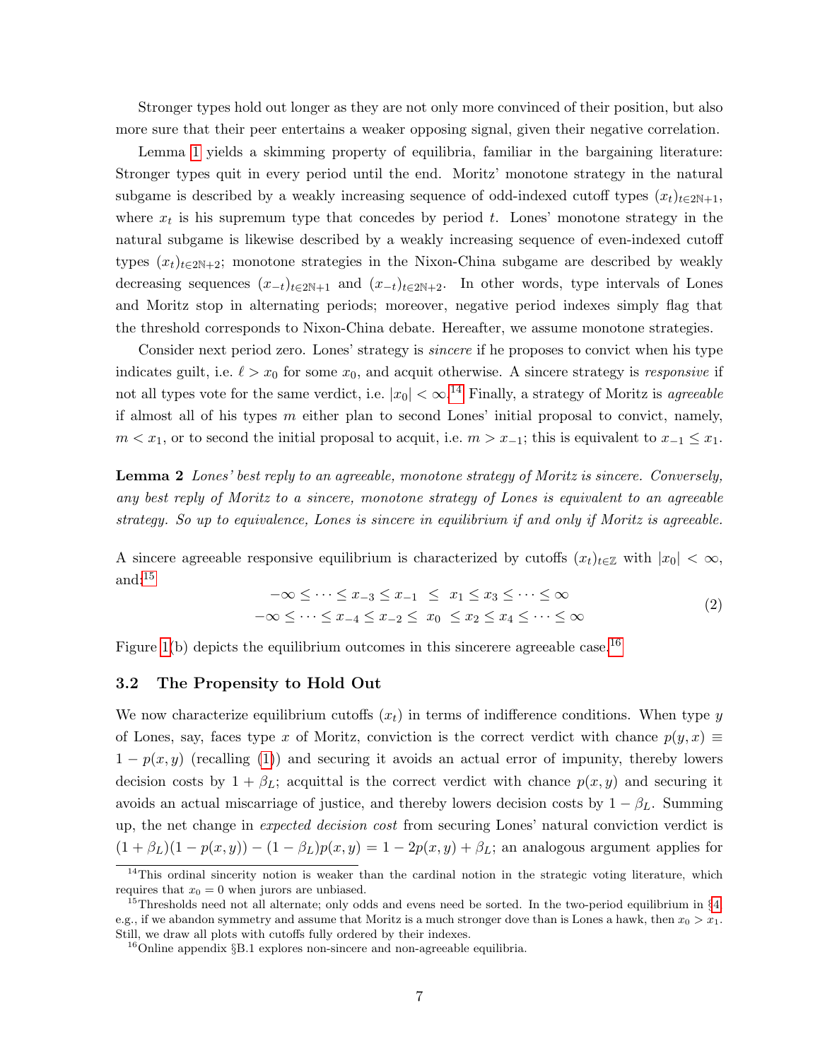Stronger types hold out longer as they are not only more convinced of their position, but also more sure that their peer entertains a weaker opposing signal, given their negative correlation.

Lemma 1 yields a skimming property of equilibria, familiar in the bargaining literature: Stronger types quit in every period until the end. Moritz' monotone strategy in the natural subgame is described by a weakly increasing sequence of odd-indexed cutoff types $(x_t)_{t\in 2\mathbb{N}+1}$, where $x_t$ is his supremum type that concedes by period $t$. Lones' monotone strategy in the natural subgame is likewise described by a weakly increasing sequence of even-indexed cutoff types $(x_t)_{t\in 2\mathbb{N}+2}$; monotone strategies in the Nixon-China subgame are described by weakly decreasing sequences $(x_{-t})_{t\in 2\mathbb{N}+1}$ and $(x_{-t})_{t\in 2\mathbb{N}+2}$. In other words, type intervals of Lones and Moritz stop in alternating periods; moreover, negative period indexes simply flag that the threshold corresponds to Nixon-China debate. Hereafter, we assume monotone strategies.

Consider next period zero. Lones' strategy is *sincere* if he proposes to convict when his type indicates guilt, i.e. $\ell > x_0$ for some $x_0$, and acquit otherwise. A sincere strategy is *responsive* if not all types vote for the same verdict, i.e. $|x_0| < \infty$.[14] Finally, a strategy of Moritz is *agreeable* if almost all of his types $m$ either plan to second Lones' initial proposal to convict, namely, $m < x_1$, or to second the initial proposal to acquit, i.e. $m > x_{-1}$; this is equivalent to $x_{-1} \leq x_1$.

**Lemma 2** *Lones' best reply to an agreeable, monotone strategy of Moritz is sincere. Conversely, any best reply of Moritz to a sincere, monotone strategy of Lones is equivalent to an agreeable strategy. So up to equivalence, Lones is sincere in equilibrium if and only if Moritz is agreeable.*

A sincere agreeable responsive equilibrium is characterized by cutoffs $(x_t)_{t\in\mathbb{Z}}$ with $|x_0| < \infty$, and:[15]

$$\begin{array}{c} -\infty \leq \cdots \leq x_{-3} \leq x_{-1} \;\; \leq \;\; x_1 \leq x_3 \leq \cdots \leq \infty \\ -\infty \leq \cdots \leq x_{-4} \leq x_{-2} \leq \;\; x_0 \;\; \leq x_2 \leq x_4 \leq \cdots \leq \infty \end{array} \tag{2}$$

Figure 1(b) depicts the equilibrium outcomes in this sincerere agreeable case.[16]

### 3.2 The Propensity to Hold Out

We now characterize equilibrium cutoffs $(x_t)$ in terms of indifference conditions. When type $y$ of Lones, say, faces type $x$ of Moritz, conviction is the correct verdict with chance $p(y,x) \equiv 1 - p(x,y)$ (recalling (1)) and securing it avoids an actual error of impunity, thereby lowers decision costs by $1 + \beta_L$; acquittal is the correct verdict with chance $p(x,y)$ and securing it avoids an actual miscarriage of justice, and thereby lowers decision costs by $1 - \beta_L$. Summing up, the net change in *expected decision cost* from securing Lones' natural conviction verdict is $(1 + \beta_L)(1 - p(x,y)) - (1 - \beta_L)p(x,y) = 1 - 2p(x,y) + \beta_L$; an analogous argument applies for

[14] This ordinal sincerity notion is weaker than the cardinal notion in the strategic voting literature, which requires that $x_0 = 0$ when jurors are unbiased.

[15] Thresholds need not all alternate; only odds and evens need be sorted. In the two-period equilibrium in §4, e.g., if we abandon symmetry and assume that Moritz is a much stronger dove than is Lones a hawk, then $x_0 > x_1$. Still, we draw all plots with cutoffs fully ordered by their indexes.

[16] Online appendix §B.1 explores non-sincere and non-agreeable equilibria.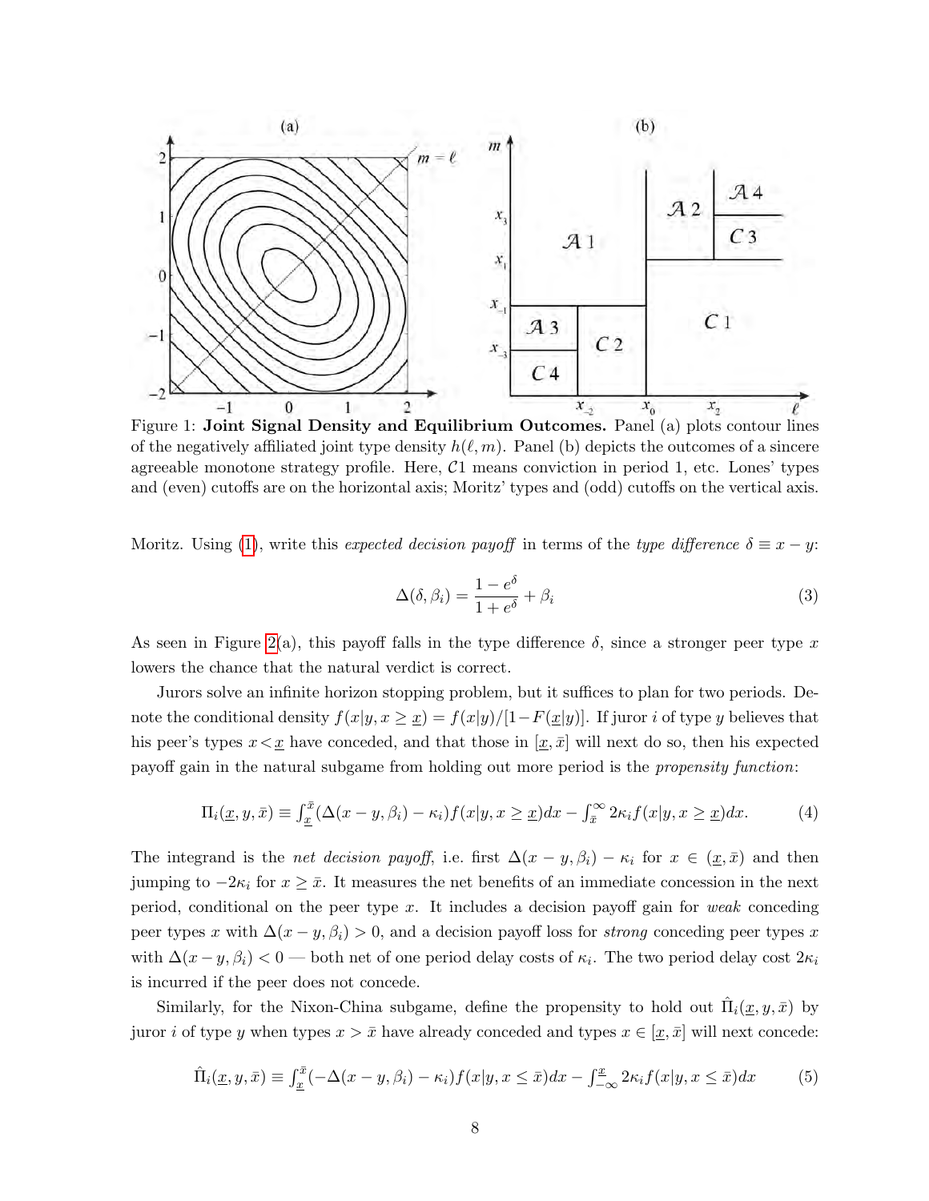Figure 1: **Joint Signal Density and Equilibrium Outcomes.** Panel (a) plots contour lines of the negatively affiliated joint type density $h(\ell, m)$. Panel (b) depicts the outcomes of a sincere agreeable monotone strategy profile. Here, $\mathcal{C}1$ means conviction in period 1, etc. Lones' types and (even) cutoffs are on the horizontal axis; Moritz' types and (odd) cutoffs on the vertical axis.

Moritz. Using (1), write this *expected decision payoff* in terms of the *type difference* $\delta \equiv x - y$:

$$\Delta(\delta, \beta_i) = \frac{1 - e^{\delta}}{1 + e^{\delta}} + \beta_i \tag{3}$$

As seen in Figure 2(a), this payoff falls in the type difference $\delta$, since a stronger peer type $x$ lowers the chance that the natural verdict is correct.

Jurors solve an infinite horizon stopping problem, but it suffices to plan for two periods. Denote the conditional density $f(x|y, x \geq \underline{x}) = f(x|y)/[1 - F(\underline{x}|y)]$. If juror $i$ of type $y$ believes that his peer's types $x < \underline{x}$ have conceded, and that those in $[\underline{x}, \bar{x}]$ will next do so, then his expected payoff gain in the natural subgame from holding out more period is the *propensity function*:

$$\Pi_i(\underline{x}, y, \bar{x}) \equiv \int_{\underline{x}}^{\bar{x}} (\Delta(x - y, \beta_i) - \kappa_i) f(x|y, x \geq \underline{x}) dx - \int_{\bar{x}}^{\infty} 2\kappa_i f(x|y, x \geq \underline{x}) dx. \tag{4}$$

The integrand is the *net decision payoff*, i.e. first $\Delta(x - y, \beta_i) - \kappa_i$ for $x \in (\underline{x}, \bar{x})$ and then jumping to $-2\kappa_i$ for $x \geq \bar{x}$. It measures the net benefits of an immediate concession in the next period, conditional on the peer type $x$. It includes a decision payoff gain for *weak* conceding peer types $x$ with $\Delta(x - y, \beta_i) > 0$, and a decision payoff loss for *strong* conceding peer types $x$ with $\Delta(x - y, \beta_i) < 0$ — both net of one period delay costs of $\kappa_i$. The two period delay cost $2\kappa_i$ is incurred if the peer does not concede.

Similarly, for the Nixon-China subgame, define the propensity to hold out $\hat{\Pi}_i(\underline{x}, y, \bar{x})$ by juror $i$ of type $y$ when types $x > \bar{x}$ have already conceded and types $x \in [\underline{x}, \bar{x}]$ will next concede:

$$\hat{\Pi}_i(\underline{x}, y, \bar{x}) \equiv \int_{\underline{x}}^{\bar{x}} (-\Delta(x - y, \beta_i) - \kappa_i) f(x|y, x \leq \bar{x}) dx - \int_{-\infty}^{\underline{x}} 2\kappa_i f(x|y, x \leq \bar{x}) dx \tag{5}$$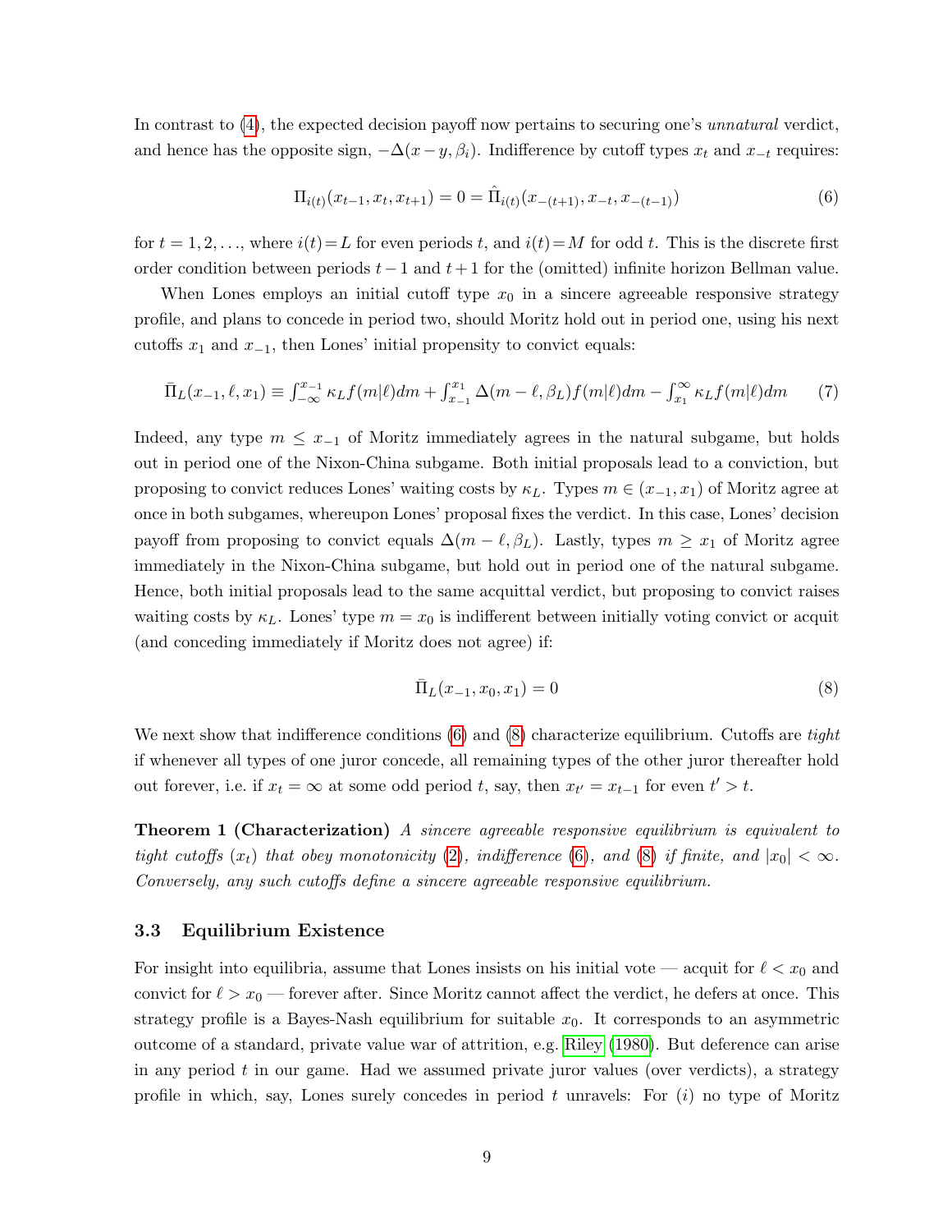In contrast to (4), the expected decision payoff now pertains to securing one's *unnatural* verdict, and hence has the opposite sign, $-\Delta(x-y,\beta_i)$. Indifference by cutoff types $x_t$ and $x_{-t}$ requires:

$$\Pi_{i(t)}(x_{t-1}, x_t, x_{t+1}) = 0 = \hat{\Pi}_{i(t)}(x_{-(t+1)}, x_{-t}, x_{-(t-1)}) \tag{6}$$

for $t=1,2,\ldots$, where $i(t)=L$ for even periods $t$, and $i(t)=M$ for odd $t$. This is the discrete first order condition between periods $t-1$ and $t+1$ for the (omitted) infinite horizon Bellman value.

When Lones employs an initial cutoff type $x_0$ in a sincere agreeable responsive strategy profile, and plans to concede in period two, should Moritz hold out in period one, using his next cutoffs $x_1$ and $x_{-1}$, then Lones' initial propensity to convict equals:

$$\bar{\Pi}_L(x_{-1},\ell,x_1) \equiv \int_{-\infty}^{x_{-1}} \kappa_L f(m|\ell)dm + \int_{x_{-1}}^{x_1} \Delta(m-\ell,\beta_L) f(m|\ell)dm - \int_{x_1}^{\infty} \kappa_L f(m|\ell)dm \tag{7}$$

Indeed, any type $m \leq x_{-1}$ of Moritz immediately agrees in the natural subgame, but holds out in period one of the Nixon-China subgame. Both initial proposals lead to a conviction, but proposing to convict reduces Lones' waiting costs by $\kappa_L$. Types $m \in (x_{-1}, x_1)$ of Moritz agree at once in both subgames, whereupon Lones' proposal fixes the verdict. In this case, Lones' decision payoff from proposing to convict equals $\Delta(m-\ell,\beta_L)$. Lastly, types $m \geq x_1$ of Moritz agree immediately in the Nixon-China subgame, but hold out in period one of the natural subgame. Hence, both initial proposals lead to the same acquittal verdict, but proposing to convict raises waiting costs by $\kappa_L$. Lones' type $m = x_0$ is indifferent between initially voting convict or acquit (and conceding immediately if Moritz does not agree) if:

$$\bar{\Pi}_L(x_{-1}, x_0, x_1) = 0 \tag{8}$$

We next show that indifference conditions (6) and (8) characterize equilibrium. Cutoffs are *tight* if whenever all types of one juror concede, all remaining types of the other juror thereafter hold out forever, i.e. if $x_t = \infty$ at some odd period $t$, say, then $x_{t'} = x_{t-1}$ for even $t' > t$.

**Theorem 1 (Characterization)** *A sincere agreeable responsive equilibrium is equivalent to tight cutoffs $(x_t)$ that obey monotonicity (2), indifference (6), and (8) if finite, and $|x_0| < \infty$. Conversely, any such cutoffs define a sincere agreeable responsive equilibrium.*

### 3.3 Equilibrium Existence

For insight into equilibria, assume that Lones insists on his initial vote — acquit for $\ell < x_0$ and convict for $\ell > x_0$ — forever after. Since Moritz cannot affect the verdict, he defers at once. This strategy profile is a Bayes-Nash equilibrium for suitable $x_0$. It corresponds to an asymmetric outcome of a standard, private value war of attrition, e.g. Riley (1980). But deference can arise in any period $t$ in our game. Had we assumed private juror values (over verdicts), a strategy profile in which, say, Lones surely concedes in period $t$ unravels: For $(i)$ no type of Moritz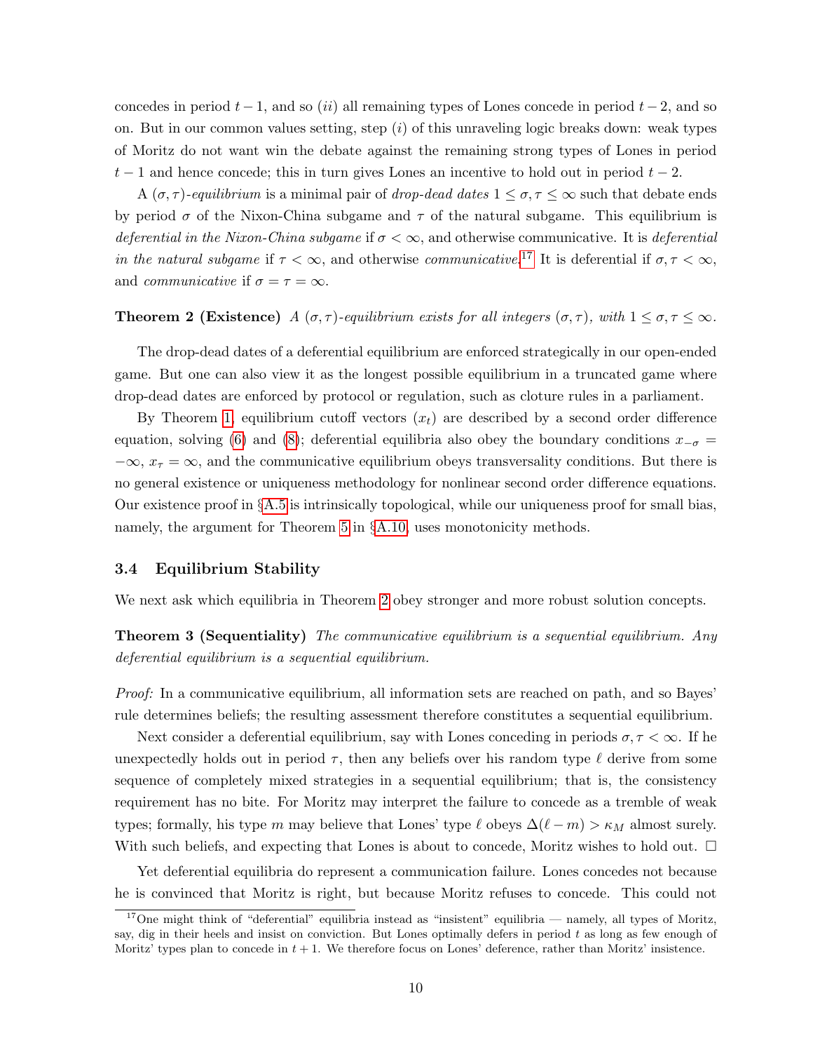concedes in period $t-1$, and so $(ii)$ all remaining types of Lones concede in period $t-2$, and so on. But in our common values setting, step $(i)$ of this unraveling logic breaks down: weak types of Moritz do not want win the debate against the remaining strong types of Lones in period $t-1$ and hence concede; this in turn gives Lones an incentive to hold out in period $t-2$.

A $(\sigma, \tau)$-*equilibrium* is a minimal pair of *drop-dead dates* $1 \leq \sigma, \tau \leq \infty$ such that debate ends by period $\sigma$ of the Nixon-China subgame and $\tau$ of the natural subgame. This equilibrium is *deferential in the Nixon-China subgame* if $\sigma < \infty$, and otherwise communicative. It is *deferential in the natural subgame* if $\tau < \infty$, and otherwise *communicative*.[17] It is deferential if $\sigma, \tau < \infty$, and *communicative* if $\sigma = \tau = \infty$.

**Theorem 2 (Existence)** *A $(\sigma, \tau)$-equilibrium exists for all integers $(\sigma, \tau)$, with $1 \leq \sigma, \tau \leq \infty$.*

The drop-dead dates of a deferential equilibrium are enforced strategically in our open-ended game. But one can also view it as the longest possible equilibrium in a truncated game where drop-dead dates are enforced by protocol or regulation, such as cloture rules in a parliament.

By Theorem 1, equilibrium cutoff vectors $(x_t)$ are described by a second order difference equation, solving (6) and (8); deferential equilibria also obey the boundary conditions $x_{-\sigma} = -\infty$, $x_\tau = \infty$, and the communicative equilibrium obeys transversality conditions. But there is no general existence or uniqueness methodology for nonlinear second order difference equations. Our existence proof in §A.5 is intrinsically topological, while our uniqueness proof for small bias, namely, the argument for Theorem 5 in §A.10, uses monotonicity methods.

### 3.4 Equilibrium Stability

We next ask which equilibria in Theorem 2 obey stronger and more robust solution concepts.

**Theorem 3 (Sequentiality)** *The communicative equilibrium is a sequential equilibrium. Any deferential equilibrium is a sequential equilibrium.*

*Proof:* In a communicative equilibrium, all information sets are reached on path, and so Bayes' rule determines beliefs; the resulting assessment therefore constitutes a sequential equilibrium.

Next consider a deferential equilibrium, say with Lones conceding in periods $\sigma, \tau < \infty$. If he unexpectedly holds out in period $\tau$, then any beliefs over his random type $\ell$ derive from some sequence of completely mixed strategies in a sequential equilibrium; that is, the consistency requirement has no bite. For Moritz may interpret the failure to concede as a tremble of weak types; formally, his type $m$ may believe that Lones' type $\ell$ obeys $\Delta(\ell - m) > \kappa_M$ almost surely. With such beliefs, and expecting that Lones is about to concede, Moritz wishes to hold out. □

Yet deferential equilibria do represent a communication failure. Lones concedes not because he is convinced that Moritz is right, but because Moritz refuses to concede. This could not

[17] One might think of "deferential" equilibria instead as "insistent" equilibria — namely, all types of Moritz, say, dig in their heels and insist on conviction. But Lones optimally defers in period $t$ as long as few enough of Moritz' types plan to concede in $t+1$. We therefore focus on Lones' deference, rather than Moritz' insistence.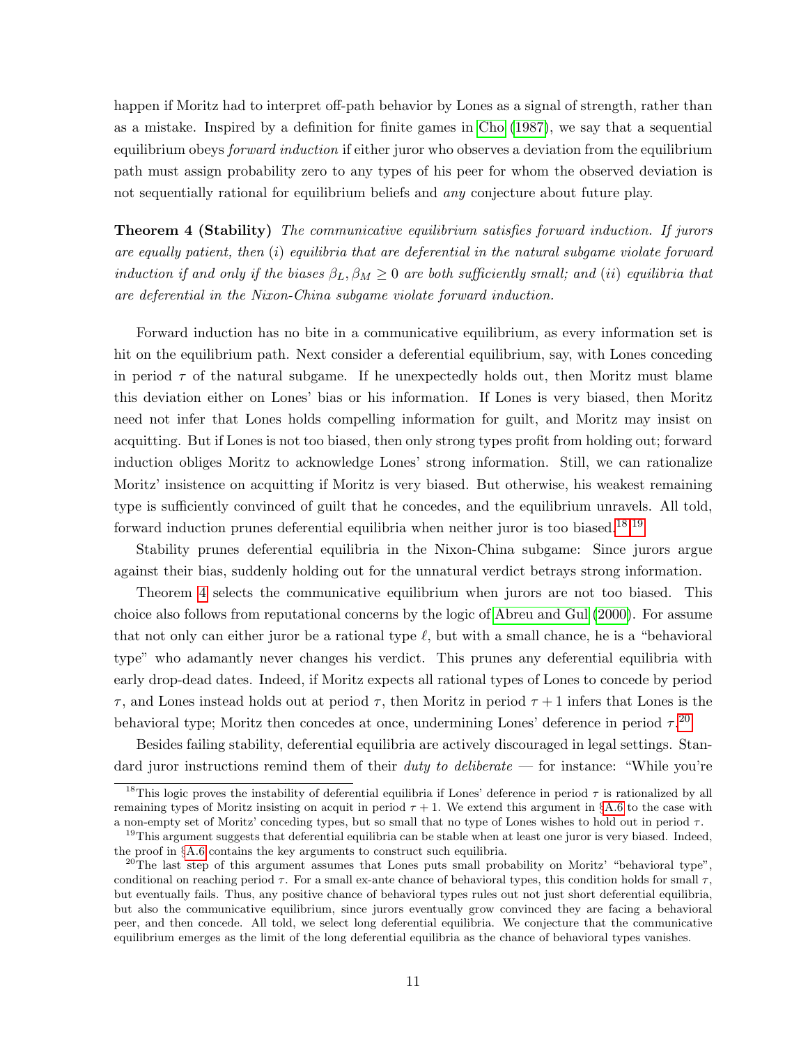happen if Moritz had to interpret off-path behavior by Lones as a signal of strength, rather than as a mistake. Inspired by a definition for finite games in Cho (1987), we say that a sequential equilibrium obeys *forward induction* if either juror who observes a deviation from the equilibrium path must assign probability zero to any types of his peer for whom the observed deviation is not sequentially rational for equilibrium beliefs and *any* conjecture about future play.

**Theorem 4 (Stability)** *The communicative equilibrium satisfies forward induction. If jurors are equally patient, then (i) equilibria that are deferential in the natural subgame violate forward induction if and only if the biases $\beta_L, \beta_M \geq 0$ are both sufficiently small; and (ii) equilibria that are deferential in the Nixon-China subgame violate forward induction.*

Forward induction has no bite in a communicative equilibrium, as every information set is hit on the equilibrium path. Next consider a deferential equilibrium, say, with Lones conceding in period $\tau$ of the natural subgame. If he unexpectedly holds out, then Moritz must blame this deviation either on Lones' bias or his information. If Lones is very biased, then Moritz need not infer that Lones holds compelling information for guilt, and Moritz may insist on acquitting. But if Lones is not too biased, then only strong types profit from holding out; forward induction obliges Moritz to acknowledge Lones' strong information. Still, we can rationalize Moritz' insistence on acquitting if Moritz is very biased. But otherwise, his weakest remaining type is sufficiently convinced of guilt that he concedes, and the equilibrium unravels. All told, forward induction prunes deferential equilibria when neither juror is too biased.[18,19]

Stability prunes deferential equilibria in the Nixon-China subgame: Since jurors argue against their bias, suddenly holding out for the unnatural verdict betrays strong information.

Theorem 4 selects the communicative equilibrium when jurors are not too biased. This choice also follows from reputational concerns by the logic of Abreu and Gul (2000). For assume that not only can either juror be a rational type $\ell$, but with a small chance, he is a "behavioral type" who adamantly never changes his verdict. This prunes any deferential equilibria with early drop-dead dates. Indeed, if Moritz expects all rational types of Lones to concede by period $\tau$, and Lones instead holds out at period $\tau$, then Moritz in period $\tau + 1$ infers that Lones is the behavioral type; Moritz then concedes at once, undermining Lones' deference in period $\tau$.[20]

Besides failing stability, deferential equilibria are actively discouraged in legal settings. Standard juror instructions remind them of their *duty to deliberate* — for instance: "While you're

[18] This logic proves the instability of deferential equilibria if Lones' deference in period $\tau$ is rationalized by all remaining types of Moritz insisting on acquit in period $\tau + 1$. We extend this argument in §A.6 to the case with a non-empty set of Moritz' conceding types, but so small that no type of Lones wishes to hold out in period $\tau$.

[19] This argument suggests that deferential equilibria can be stable when at least one juror is very biased. Indeed, the proof in §A.6 contains the key arguments to construct such equilibria.

[20] The last step of this argument assumes that Lones puts small probability on Moritz' "behavioral type", conditional on reaching period $\tau$. For a small ex-ante chance of behavioral types, this condition holds for small $\tau$, but eventually fails. Thus, any positive chance of behavioral types rules out not just short deferential equilibria, but also the communicative equilibrium, since jurors eventually grow convinced they are facing a behavioral peer, and then concede. All told, we select long deferential equilibria. We conjecture that the communicative equilibrium emerges as the limit of the long deferential equilibria as the chance of behavioral types vanishes.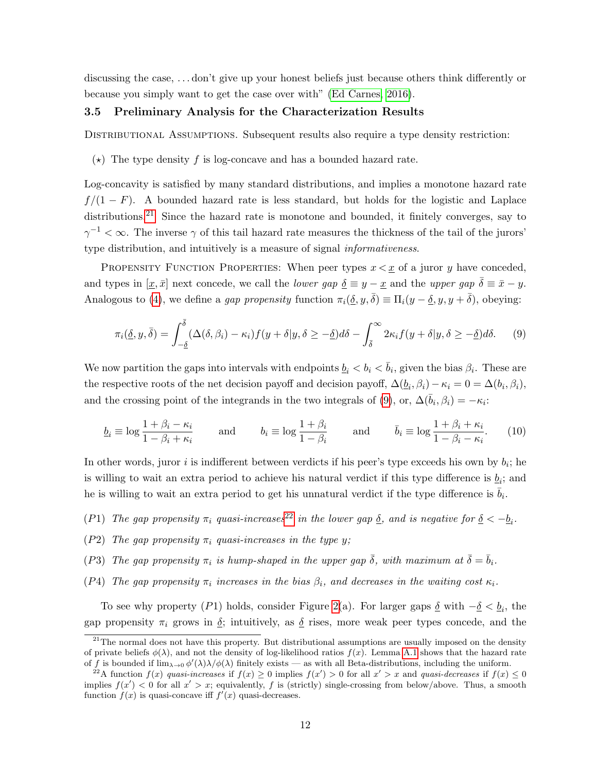discussing the case, ... don't give up your honest beliefs just because others think differently or because you simply want to get the case over with" (Ed Carnes, 2016).

### 3.5 Preliminary Analysis for the Characterization Results

Distributional Assumptions. Subsequent results also require a type density restriction:

($\star$) The type density $f$ is log-concave and has a bounded hazard rate.

Log-concavity is satisfied by many standard distributions, and implies a monotone hazard rate $f/(1-F)$. A bounded hazard rate is less standard, but holds for the logistic and Laplace distributions.[21] Since the hazard rate is monotone and bounded, it finitely converges, say to $\gamma^{-1} < \infty$. The inverse $\gamma$ of this tail hazard rate measures the thickness of the tail of the jurors' type distribution, and intuitively is a measure of signal *informativeness*.

Propensity Function Properties: When peer types $x < \underline{x}$ of a juror $y$ have conceded, and types in $[\underline{x}, \bar{x}]$ next concede, we call the *lower gap* $\underline{\delta} \equiv y - \underline{x}$ and the *upper gap* $\bar{\delta} \equiv \bar{x} - y$. Analogous to (4), we define a *gap propensity* function $\pi_i(\underline{\delta}, y, \bar{\delta}) \equiv \Pi_i(y - \underline{\delta}, y, y + \bar{\delta})$, obeying:

$$\pi_i(\underline{\delta}, y, \bar{\delta}) = \int_{-\underline{\delta}}^{\bar{\delta}} (\Delta(\delta, \beta_i) - \kappa_i) f(y + \delta | y, \delta \geq -\underline{\delta}) d\delta - \int_{\bar{\delta}}^{\infty} 2\kappa_i f(y + \delta | y, \delta \geq -\underline{\delta}) d\delta. \qquad (9)$$

We now partition the gaps into intervals with endpoints $\underline{b}_i < b_i < \bar{b}_i$, given the bias $\beta_i$. These are the respective roots of the net decision payoff and decision payoff, $\Delta(\underline{b}_i, \beta_i) - \kappa_i = 0 = \Delta(b_i, \beta_i)$, and the crossing point of the integrands in the two integrals of (9), or, $\Delta(\bar{b}_i, \beta_i) = -\kappa_i$:

$$\underline{b}_i \equiv \log \frac{1 + \beta_i - \kappa_i}{1 - \beta_i + \kappa_i} \qquad \text{and} \qquad b_i \equiv \log \frac{1 + \beta_i}{1 - \beta_i} \qquad \text{and} \qquad \bar{b}_i \equiv \log \frac{1 + \beta_i + \kappa_i}{1 - \beta_i - \kappa_i}. \qquad (10)$$

In other words, juror $i$ is indifferent between verdicts if his peer's type exceeds his own by $b_i$; he is willing to wait an extra period to achieve his natural verdict if this type difference is $\underline{b}_i$; and he is willing to wait an extra period to get his unnatural verdict if the type difference is $\bar{b}_i$.

($P1$) *The gap propensity $\pi_i$ quasi-increases*[22] *in the lower gap $\underline{\delta}$, and is negative for $\underline{\delta} < -\underline{b}_i$.*

($P2$) *The gap propensity $\pi_i$ quasi-increases in the type $y$;*

($P3$) *The gap propensity $\pi_i$ is hump-shaped in the upper gap $\bar{\delta}$, with maximum at $\bar{\delta} = \bar{b}_i$.*

($P4$) *The gap propensity $\pi_i$ increases in the bias $\beta_i$, and decreases in the waiting cost $\kappa_i$.*

To see why property ($P1$) holds, consider Figure 2(a). For larger gaps $\underline{\delta}$ with $-\underline{\delta} < \underline{b}_i$, the gap propensity $\pi_i$ grows in $\underline{\delta}$; intuitively, as $\underline{\delta}$ rises, more weak peer types concede, and the

[21] The normal does not have this property. But distributional assumptions are usually imposed on the density of private beliefs $\phi(\lambda)$, and not the density of log-likelihood ratios $f(x)$. Lemma A.1 shows that the hazard rate of $f$ is bounded if $\lim_{\lambda \to 0} \phi'(\lambda)\lambda/\phi(\lambda)$ finitely exists — as with all Beta-distributions, including the uniform.

[22] A function $f(x)$ *quasi-increases* if $f(x) \geq 0$ implies $f(x') > 0$ for all $x' > x$ and *quasi-decreases* if $f(x) \leq 0$ implies $f(x') < 0$ for all $x' > x$; equivalently, $f$ is (strictly) single-crossing from below/above. Thus, a smooth function $f(x)$ is quasi-concave iff $f'(x)$ quasi-decreases.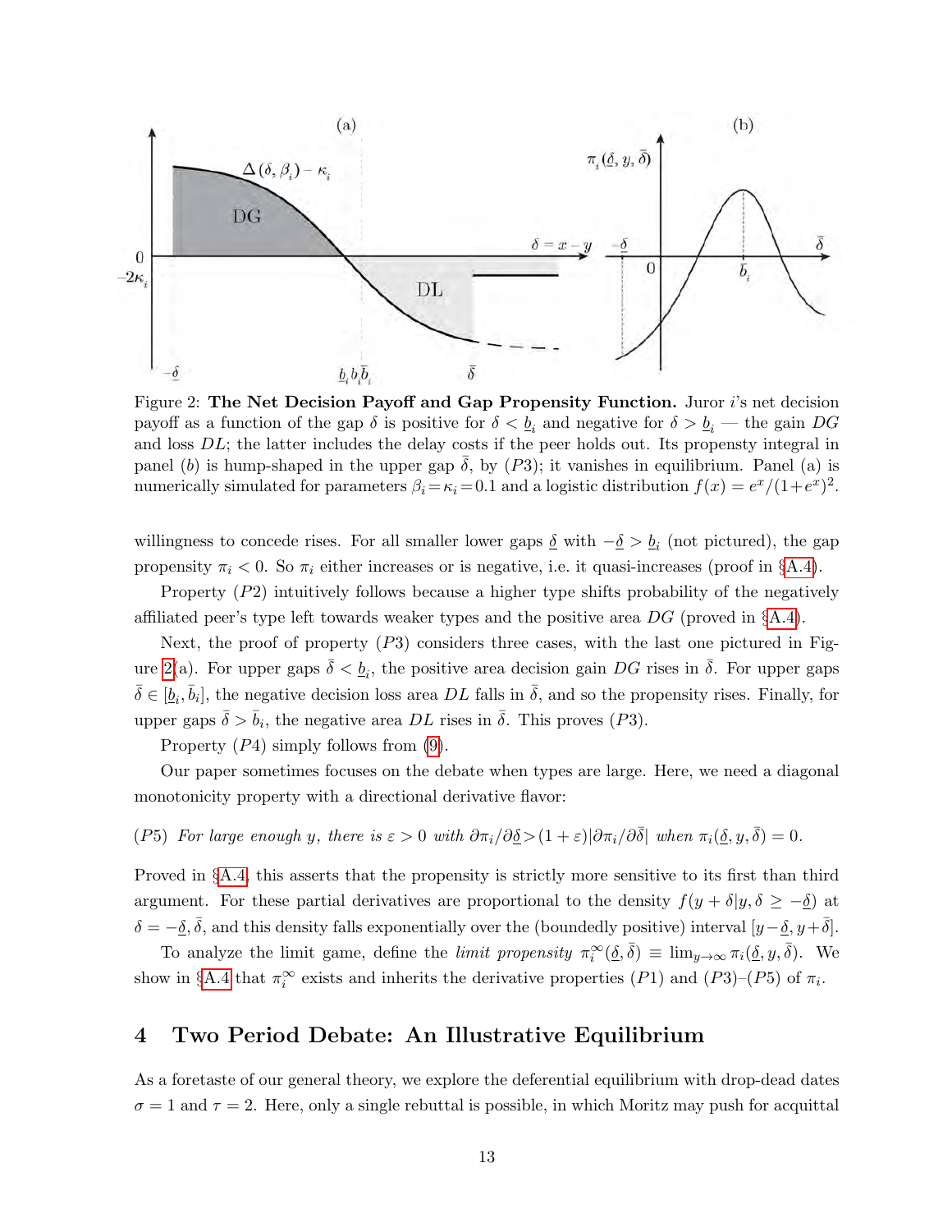Figure 2: **The Net Decision Payoff and Gap Propensity Function.** Juror $i$'s net decision payoff as a function of the gap $\delta$ is positive for $\delta < \underline{b}_i$ and negative for $\delta > \underline{b}_i$ — the gain $DG$ and loss $DL$; the latter includes the delay costs if the peer holds out. Its propensity integral in panel ($b$) is hump-shaped in the upper gap $\bar{\delta}$, by ($P3$); it vanishes in equilibrium. Panel (a) is numerically simulated for parameters $\beta_i = \kappa_i = 0.1$ and a logistic distribution $f(x) = e^x/(1+e^x)^2$.

willingness to concede rises. For all smaller lower gaps $\underline{\delta}$ with $-\underline{\delta} > \underline{b}_i$ (not pictured), the gap propensity $\pi_i < 0$. So $\pi_i$ either increases or is negative, i.e. it quasi-increases (proof in §A.4).

Property ($P2$) intuitively follows because a higher type shifts probability of the negatively affiliated peer's type left towards weaker types and the positive area $DG$ (proved in §A.4).

Next, the proof of property ($P3$) considers three cases, with the last one pictured in Figure 2(a). For upper gaps $\bar{\delta} < \underline{b}_i$, the positive area decision gain $DG$ rises in $\bar{\delta}$. For upper gaps $\bar{\delta} \in [\underline{b}_i, \bar{b}_i]$, the negative decision loss area $DL$ falls in $\bar{\delta}$, and so the propensity rises. Finally, for upper gaps $\bar{\delta} > \bar{b}_i$, the negative area $DL$ rises in $\bar{\delta}$. This proves ($P3$).

Property ($P4$) simply follows from (9).

Our paper sometimes focuses on the debate when types are large. Here, we need a diagonal monotonicity property with a directional derivative flavor:

($P5$) *For large enough $y$, there is $\varepsilon > 0$ with $\partial \pi_i / \partial \underline{\delta} > (1+\varepsilon)|\partial \pi_i / \partial \bar{\delta}|$ when $\pi_i(\underline{\delta}, y, \bar{\delta}) = 0$.*

Proved in §A.4, this asserts that the propensity is strictly more sensitive to its first than third argument. For these partial derivatives are proportional to the density $f(y + \delta | y, \delta \geq -\underline{\delta})$ at $\delta = -\underline{\delta}, \bar{\delta}$, and this density falls exponentially over the (boundedly positive) interval $[y - \underline{\delta}, y + \bar{\delta}]$.

To analyze the limit game, define the *limit propensity* $\pi_i^\infty(\underline{\delta}, \bar{\delta}) \equiv \lim_{y \to \infty} \pi_i(\underline{\delta}, y, \bar{\delta})$. We show in §A.4 that $\pi_i^\infty$ exists and inherits the derivative properties ($P1$) and ($P3$)–($P5$) of $\pi_i$.

## 4 Two Period Debate: An Illustrative Equilibrium

As a foretaste of our general theory, we explore the deferential equilibrium with drop-dead dates $\sigma = 1$ and $\tau = 2$. Here, only a single rebuttal is possible, in which Moritz may push for acquittal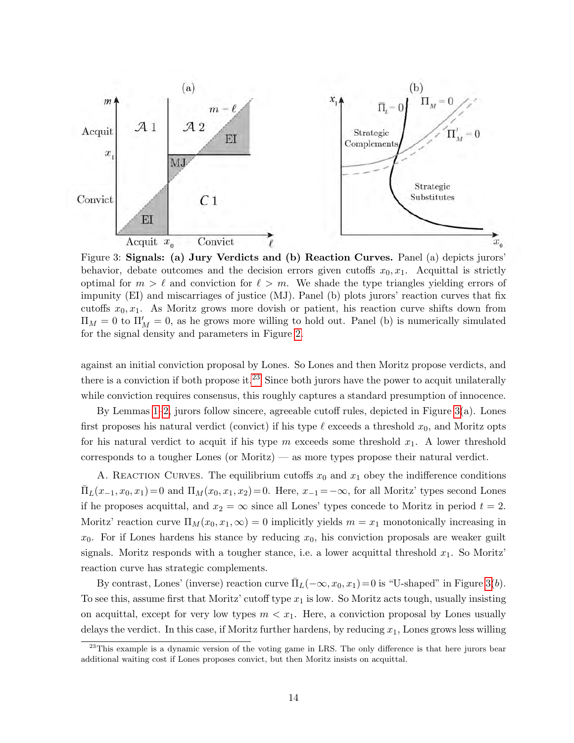Figure 3: **Signals: (a) Jury Verdicts and (b) Reaction Curves.** Panel (a) depicts jurors' behavior, debate outcomes and the decision errors given cutoffs $x_0, x_1$. Acquittal is strictly optimal for $m > \ell$ and conviction for $\ell > m$. We shade the type triangles yielding errors of impunity (EI) and miscarriages of justice (MJ). Panel (b) plots jurors' reaction curves that fix cutoffs $x_0, x_1$. As Moritz grows more dovish or patient, his reaction curve shifts down from $\Pi_M = 0$ to $\Pi'_M = 0$, as he grows more willing to hold out. Panel (b) is numerically simulated for the signal density and parameters in Figure 2.

against an initial conviction proposal by Lones. So Lones and then Moritz propose verdicts, and there is a conviction if both propose it.[23] Since both jurors have the power to acquit unilaterally while conviction requires consensus, this roughly captures a standard presumption of innocence.

By Lemmas 1–2, jurors follow sincere, agreeable cutoff rules, depicted in Figure 3(a). Lones first proposes his natural verdict (convict) if his type $\ell$ exceeds a threshold $x_0$, and Moritz opts for his natural verdict to acquit if his type $m$ exceeds some threshold $x_1$. A lower threshold corresponds to a tougher Lones (or Moritz) — as more types propose their natural verdict.

A. Reaction Curves. The equilibrium cutoffs $x_0$ and $x_1$ obey the indifference conditions $\bar{\Pi}_L(x_{-1}, x_0, x_1) = 0$ and $\Pi_M(x_0, x_1, x_2) = 0$. Here, $x_{-1} = -\infty$, for all Moritz' types second Lones if he proposes acquittal, and $x_2 = \infty$ since all Lones' types concede to Moritz in period $t = 2$. Moritz' reaction curve $\Pi_M(x_0, x_1, \infty) = 0$ implicitly yields $m = x_1$ monotonically increasing in $x_0$. For if Lones hardens his stance by reducing $x_0$, his conviction proposals are weaker guilt signals. Moritz responds with a tougher stance, i.e. a lower acquittal threshold $x_1$. So Moritz' reaction curve has strategic complements.

By contrast, Lones' (inverse) reaction curve $\bar{\Pi}_L(-\infty, x_0, x_1) = 0$ is "U-shaped" in Figure 3($b$). To see this, assume first that Moritz' cutoff type $x_1$ is low. So Moritz acts tough, usually insisting on acquittal, except for very low types $m < x_1$. Here, a conviction proposal by Lones usually delays the verdict. In this case, if Moritz further hardens, by reducing $x_1$, Lones grows less willing

[23] This example is a dynamic version of the voting game in LRS. The only difference is that here jurors bear additional waiting cost if Lones proposes convict, but then Moritz insists on acquittal.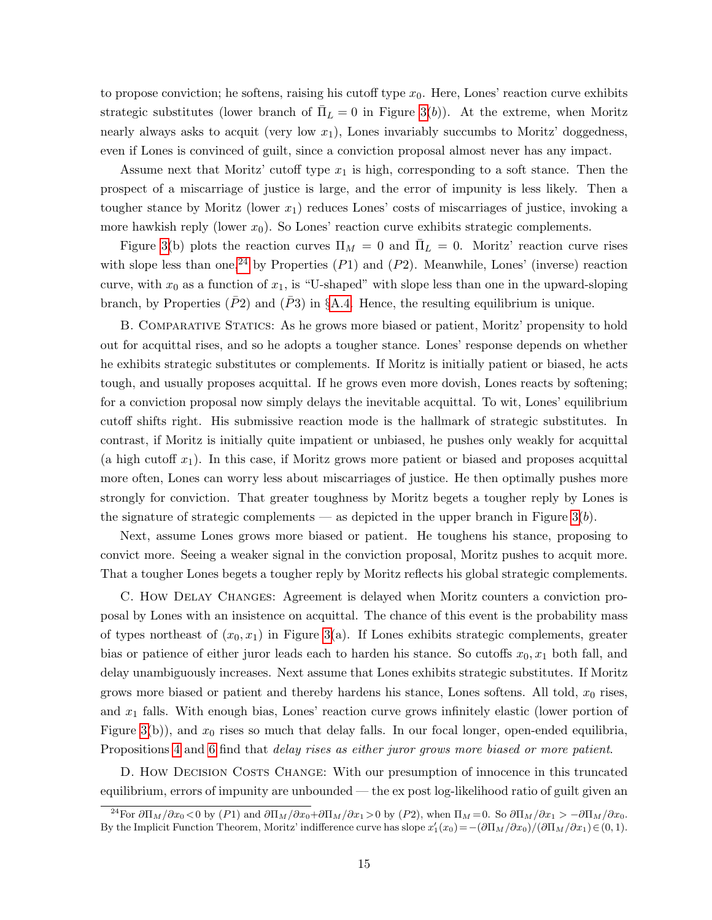to propose conviction; he softens, raising his cutoff type $x_0$. Here, Lones' reaction curve exhibits strategic substitutes (lower branch of $\bar{\Pi}_L = 0$ in Figure 3(*b*)). At the extreme, when Moritz nearly always asks to acquit (very low $x_1$), Lones invariably succumbs to Moritz' doggedness, even if Lones is convinced of guilt, since a conviction proposal almost never has any impact.

Assume next that Moritz' cutoff type $x_1$ is high, corresponding to a soft stance. Then the prospect of a miscarriage of justice is large, and the error of impunity is less likely. Then a tougher stance by Moritz (lower $x_1$) reduces Lones' costs of miscarriages of justice, invoking a more hawkish reply (lower $x_0$). So Lones' reaction curve exhibits strategic complements.

Figure 3(b) plots the reaction curves $\Pi_M = 0$ and $\bar{\Pi}_L = 0$. Moritz' reaction curve rises with slope less than one,[24] by Properties ($P1$) and ($P2$). Meanwhile, Lones' (inverse) reaction curve, with $x_0$ as a function of $x_1$, is "U-shaped" with slope less than one in the upward-sloping branch, by Properties ($\bar{P}2$) and ($\bar{P}3$) in §A.4. Hence, the resulting equilibrium is unique.

B. Comparative Statics: As he grows more biased or patient, Moritz' propensity to hold out for acquittal rises, and so he adopts a tougher stance. Lones' response depends on whether he exhibits strategic substitutes or complements. If Moritz is initially patient or biased, he acts tough, and usually proposes acquittal. If he grows even more dovish, Lones reacts by softening; for a conviction proposal now simply delays the inevitable acquittal. To wit, Lones' equilibrium cutoff shifts right. His submissive reaction mode is the hallmark of strategic substitutes. In contrast, if Moritz is initially quite impatient or unbiased, he pushes only weakly for acquittal (a high cutoff $x_1$). In this case, if Moritz grows more patient or biased and proposes acquittal more often, Lones can worry less about miscarriages of justice. He then optimally pushes more strongly for conviction. That greater toughness by Moritz begets a tougher reply by Lones is the signature of strategic complements — as depicted in the upper branch in Figure 3(*b*).

Next, assume Lones grows more biased or patient. He toughens his stance, proposing to convict more. Seeing a weaker signal in the conviction proposal, Moritz pushes to acquit more. That a tougher Lones begets a tougher reply by Moritz reflects his global strategic complements.

C. How Delay Changes: Agreement is delayed when Moritz counters a conviction proposal by Lones with an insistence on acquittal. The chance of this event is the probability mass of types northeast of $(x_0, x_1)$ in Figure 3(a). If Lones exhibits strategic complements, greater bias or patience of either juror leads each to harden his stance. So cutoffs $x_0, x_1$ both fall, and delay unambiguously increases. Next assume that Lones exhibits strategic substitutes. If Moritz grows more biased or patient and thereby hardens his stance, Lones softens. All told, $x_0$ rises, and $x_1$ falls. With enough bias, Lones' reaction curve grows infinitely elastic (lower portion of Figure 3(b)), and $x_0$ rises so much that delay falls. In our focal longer, open-ended equilibria, Propositions 4 and 6 find that *delay rises as either juror grows more biased or more patient*.

D. How Decision Costs Change: With our presumption of innocence in this truncated equilibrium, errors of impunity are unbounded — the ex post log-likelihood ratio of guilt given an

[24] For $\partial\Pi_M/\partial x_0 < 0$ by ($P1$) and $\partial\Pi_M/\partial x_0 + \partial\Pi_M/\partial x_1 > 0$ by ($P2$), when $\Pi_M = 0$. So $\partial\Pi_M/\partial x_1 > -\partial\Pi_M/\partial x_0$. By the Implicit Function Theorem, Moritz' indifference curve has slope $x_1'(x_0) = -(\partial\Pi_M/\partial x_0)/(\partial\Pi_M/\partial x_1) \in (0, 1)$.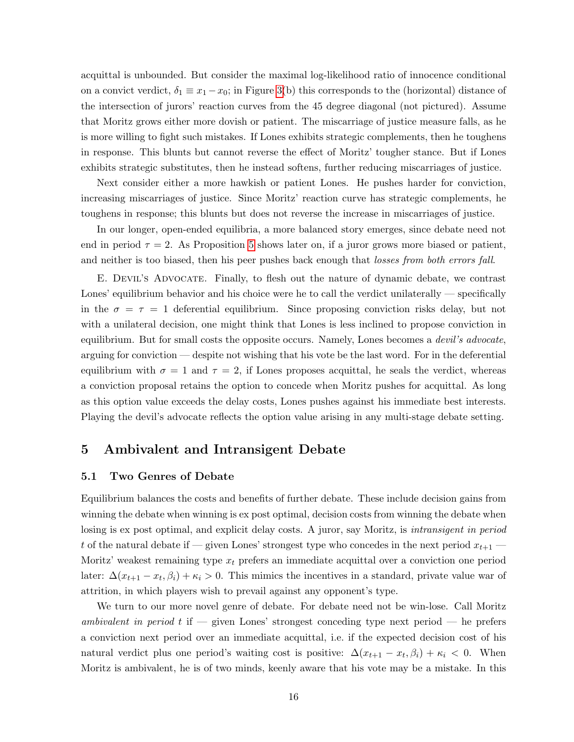acquittal is unbounded. But consider the maximal log-likelihood ratio of innocence conditional on a convict verdict, $\delta_1 \equiv x_1 - x_0$; in Figure 3(b) this corresponds to the (horizontal) distance of the intersection of jurors' reaction curves from the 45 degree diagonal (not pictured). Assume that Moritz grows either more dovish or patient. The miscarriage of justice measure falls, as he is more willing to fight such mistakes. If Lones exhibits strategic complements, then he toughens in response. This blunts but cannot reverse the effect of Moritz' tougher stance. But if Lones exhibits strategic substitutes, then he instead softens, further reducing miscarriages of justice.

Next consider either a more hawkish or patient Lones. He pushes harder for conviction, increasing miscarriages of justice. Since Moritz' reaction curve has strategic complements, he toughens in response; this blunts but does not reverse the increase in miscarriages of justice.

In our longer, open-ended equilibria, a more balanced story emerges, since debate need not end in period $\tau = 2$. As Proposition 5 shows later on, if a juror grows more biased or patient, and neither is too biased, then his peer pushes back enough that *losses from both errors fall*.

E. Devil's Advocate. Finally, to flesh out the nature of dynamic debate, we contrast Lones' equilibrium behavior and his choice were he to call the verdict unilaterally — specifically in the $\sigma = \tau = 1$ deferential equilibrium. Since proposing conviction risks delay, but not with a unilateral decision, one might think that Lones is less inclined to propose conviction in equilibrium. But for small costs the opposite occurs. Namely, Lones becomes a *devil's advocate*, arguing for conviction — despite not wishing that his vote be the last word. For in the deferential equilibrium with $\sigma = 1$ and $\tau = 2$, if Lones proposes acquittal, he seals the verdict, whereas a conviction proposal retains the option to concede when Moritz pushes for acquittal. As long as this option value exceeds the delay costs, Lones pushes against his immediate best interests. Playing the devil's advocate reflects the option value arising in any multi-stage debate setting.

# 5 Ambivalent and Intransigent Debate

## 5.1 Two Genres of Debate

Equilibrium balances the costs and benefits of further debate. These include decision gains from winning the debate when winning is ex post optimal, decision costs from winning the debate when losing is ex post optimal, and explicit delay costs. A juror, say Moritz, is *intransigent in period* $t$ of the natural debate if — given Lones' strongest type who concedes in the next period $x_{t+1}$ — Moritz' weakest remaining type $x_t$ prefers an immediate acquittal over a conviction one period later: $\Delta(x_{t+1} - x_t, \beta_i) + \kappa_i > 0$. This mimics the incentives in a standard, private value war of attrition, in which players wish to prevail against any opponent's type.

We turn to our more novel genre of debate. For debate need not be win-lose. Call Moritz *ambivalent in period* $t$ if — given Lones' strongest conceding type next period — he prefers a conviction next period over an immediate acquittal, i.e. if the expected decision cost of his natural verdict plus one period's waiting cost is positive: $\Delta(x_{t+1} - x_t, \beta_i) + \kappa_i < 0$. When Moritz is ambivalent, he is of two minds, keenly aware that his vote may be a mistake. In this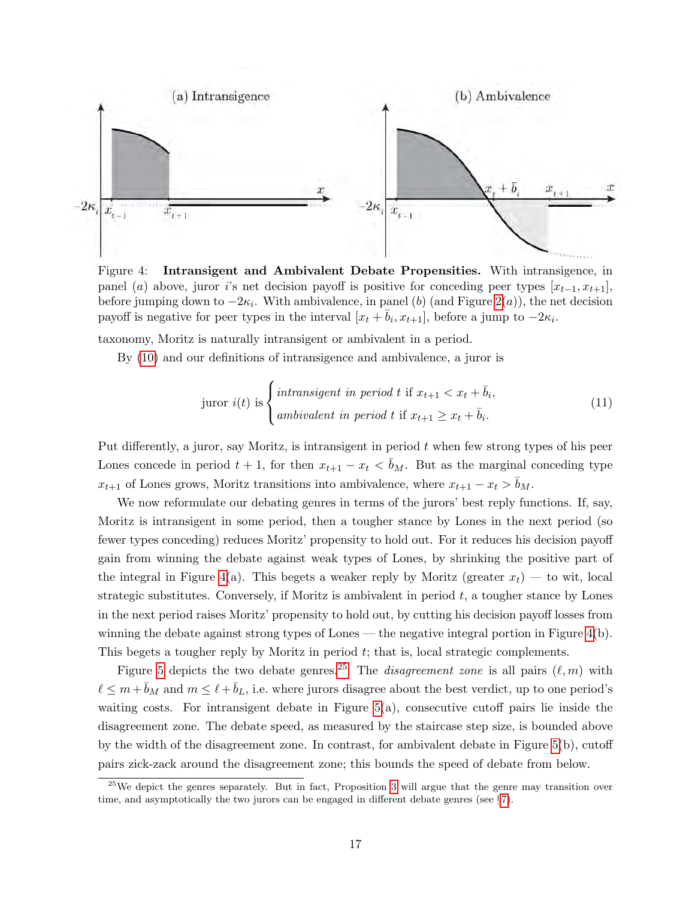Figure 4: **Intransigent and Ambivalent Debate Propensities.** With intransigence, in panel $(a)$ above, juror $i$'s net decision payoff is positive for conceding peer types $[x_{t-1}, x_{t+1}]$, before jumping down to $-2\kappa_i$. With ambivalence, in panel $(b)$ (and Figure 2$(a)$), the net decision payoff is negative for peer types in the interval $[x_t + \bar{b}_i, x_{t+1}]$, before a jump to $-2\kappa_i$.

taxonomy, Moritz is naturally intransigent or ambivalent in a period.

By (10) and our definitions of intransigence and ambivalence, a juror is

$$\text{juror } i(t) \text{ is } \begin{cases} \textit{intransigent in period } t \text{ if } x_{t+1} < x_t + \bar{b}_i, \\ \textit{ambivalent in period } t \text{ if } x_{t+1} \geq x_t + \bar{b}_i. \end{cases} \tag{11}$$

Put differently, a juror, say Moritz, is intransigent in period $t$ when few strong types of his peer Lones concede in period $t+1$, for then $x_{t+1} - x_t < \bar{b}_M$. But as the marginal conceding type $x_{t+1}$ of Lones grows, Moritz transitions into ambivalence, where $x_{t+1} - x_t > \bar{b}_M$.

We now reformulate our debating genres in terms of the jurors' best reply functions. If, say, Moritz is intransigent in some period, then a tougher stance by Lones in the next period (so fewer types conceding) reduces Moritz' propensity to hold out. For it reduces his decision payoff gain from winning the debate against weak types of Lones, by shrinking the positive part of the integral in Figure 4(a). This begets a weaker reply by Moritz (greater $x_t$) — to wit, local strategic substitutes. Conversely, if Moritz is ambivalent in period $t$, a tougher stance by Lones in the next period raises Moritz' propensity to hold out, by cutting his decision payoff losses from winning the debate against strong types of Lones — the negative integral portion in Figure 4(b). This begets a tougher reply by Moritz in period $t$; that is, local strategic complements.

Figure 5 depicts the two debate genres.[25] The *disagreement zone* is all pairs $(\ell, m)$ with $\ell \leq m + \bar{b}_M$ and $m \leq \ell + \bar{b}_L$, i.e. where jurors disagree about the best verdict, up to one period's waiting costs. For intransigent debate in Figure 5(a), consecutive cutoff pairs lie inside the disagreement zone. The debate speed, as measured by the staircase step size, is bounded above by the width of the disagreement zone. In contrast, for ambivalent debate in Figure 5(b), cutoff pairs zick-zack around the disagreement zone; this bounds the speed of debate from below.

[25] We depict the genres separately. But in fact, Proposition 3 will argue that the genre may transition over time, and asymptotically the two jurors can be engaged in different debate genres (see §7).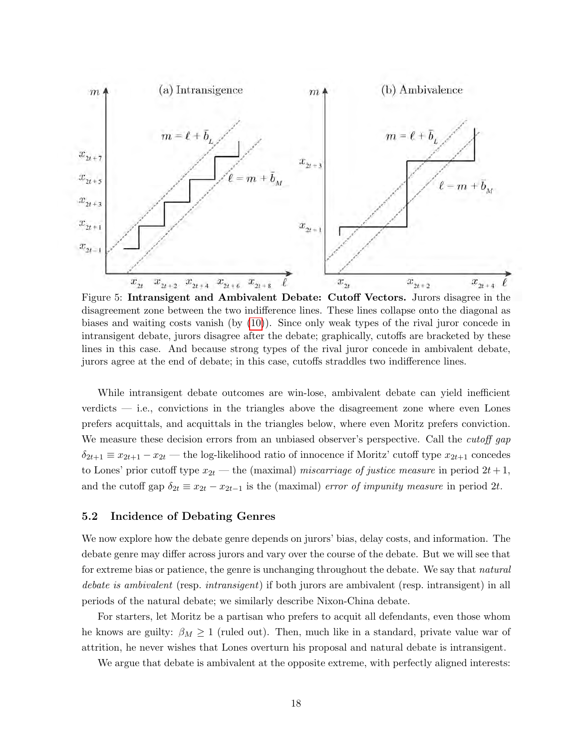Figure 5: **Intransigent and Ambivalent Debate: Cutoff Vectors.** Jurors disagree in the disagreement zone between the two indifference lines. These lines collapse onto the diagonal as biases and waiting costs vanish (by (10)). Since only weak types of the rival juror concede in intransigent debate, jurors disagree after the debate; graphically, cutoffs are bracketed by these lines in this case. And because strong types of the rival juror concede in ambivalent debate, jurors agree at the end of debate; in this case, cutoffs straddles two indifference lines.

While intransigent debate outcomes are win-lose, ambivalent debate can yield inefficient verdicts — i.e., convictions in the triangles above the disagreement zone where even Lones prefers acquittals, and acquittals in the triangles below, where even Moritz prefers conviction. We measure these decision errors from an unbiased observer's perspective. Call the *cutoff gap* $\delta_{2t+1} \equiv x_{2t+1} - x_{2t}$ — the log-likelihood ratio of innocence if Moritz' cutoff type $x_{2t+1}$ concedes to Lones' prior cutoff type $x_{2t}$ — the (maximal) *miscarriage of justice measure* in period $2t+1$, and the cutoff gap $\delta_{2t} \equiv x_{2t} - x_{2t-1}$ is the (maximal) *error of impunity measure* in period $2t$.

### 5.2 Incidence of Debating Genres

We now explore how the debate genre depends on jurors' bias, delay costs, and information. The debate genre may differ across jurors and vary over the course of the debate. But we will see that for extreme bias or patience, the genre is unchanging throughout the debate. We say that *natural debate is ambivalent* (resp. *intransigent*) if both jurors are ambivalent (resp. intransigent) in all periods of the natural debate; we similarly describe Nixon-China debate.

For starters, let Moritz be a partisan who prefers to acquit all defendants, even those whom he knows are guilty: $\beta_M \geq 1$ (ruled out). Then, much like in a standard, private value war of attrition, he never wishes that Lones overturn his proposal and natural debate is intransigent.

We argue that debate is ambivalent at the opposite extreme, with perfectly aligned interests: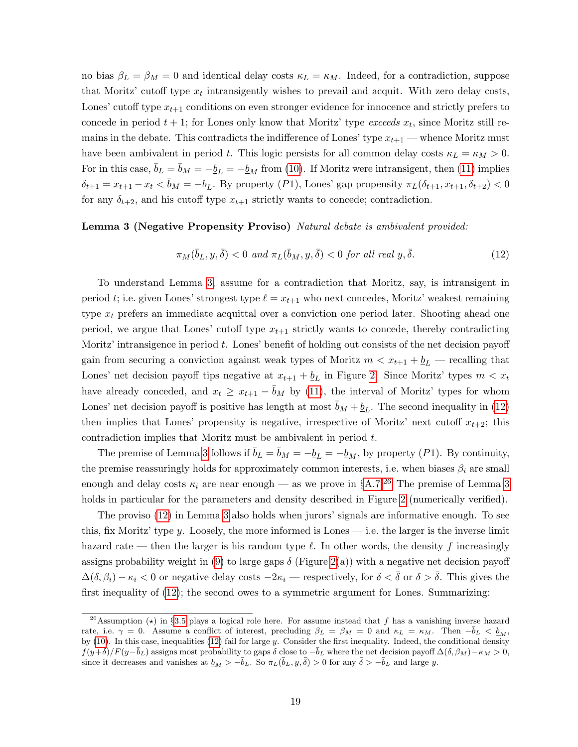no bias $\beta_L = \beta_M = 0$ and identical delay costs $\kappa_L = \kappa_M$. Indeed, for a contradiction, suppose that Moritz' cutoff type $x_t$ intransigently wishes to prevail and acquit. With zero delay costs, Lones' cutoff type $x_{t+1}$ conditions on even stronger evidence for innocence and strictly prefers to concede in period $t+1$; for Lones only know that Moritz' type *exceeds* $x_t$, since Moritz still remains in the debate. This contradicts the indifference of Lones' type $x_{t+1}$ — whence Moritz must have been ambivalent in period $t$. This logic persists for all common delay costs $\kappa_L = \kappa_M > 0$. For in this case, $\bar{b}_L = \bar{b}_M = -\underline{b}_L = -\underline{b}_M$ from (10). If Moritz were intransigent, then (11) implies $\delta_{t+1} = x_{t+1} - x_t < \bar{b}_M = -\underline{b}_L$. By property $(P1)$, Lones' gap propensity $\pi_L(\delta_{t+1}, x_{t+1}, \delta_{t+2}) < 0$ for any $\delta_{t+2}$, and his cutoff type $x_{t+1}$ strictly wants to concede; contradiction.

**Lemma 3 (Negative Propensity Proviso)** *Natural debate is ambivalent provided:*

$$\pi_M(\bar{b}_L, y, \bar{\delta}) < 0 \text{ and } \pi_L(\bar{b}_M, y, \bar{\delta}) < 0 \text{ for all real } y, \bar{\delta}. \tag{12}$$

To understand Lemma 3, assume for a contradiction that Moritz, say, is intransigent in period $t$; i.e. given Lones' strongest type $\ell = x_{t+1}$ who next concedes, Moritz' weakest remaining type $x_t$ prefers an immediate acquittal over a conviction one period later. Shooting ahead one period, we argue that Lones' cutoff type $x_{t+1}$ strictly wants to concede, thereby contradicting Moritz' intransigence in period $t$. Lones' benefit of holding out consists of the net decision payoff gain from securing a conviction against weak types of Moritz $m < x_{t+1} + \underline{b}_L$ — recalling that Lones' net decision payoff tips negative at $x_{t+1} + \underline{b}_L$ in Figure 2. Since Moritz' types $m < x_t$ have already conceded, and $x_t \geq x_{t+1} - \bar{b}_M$ by (11), the interval of Moritz' types for whom Lones' net decision payoff is positive has length at most $\bar{b}_M + \underline{b}_L$. The second inequality in (12) then implies that Lones' propensity is negative, irrespective of Moritz' next cutoff $x_{t+2}$; this contradiction implies that Moritz must be ambivalent in period $t$.

The premise of Lemma 3 follows if $\bar{b}_L = \bar{b}_M = -\underline{b}_L = -\underline{b}_M$, by property $(P1)$. By continuity, the premise reassuringly holds for approximately common interests, i.e. when biases $\beta_i$ are small enough and delay costs $\kappa_i$ are near enough — as we prove in §A.7.[26] The premise of Lemma 3 holds in particular for the parameters and density described in Figure 2 (numerically verified).

The proviso (12) in Lemma 3 also holds when jurors' signals are informative enough. To see this, fix Moritz' type $y$. Loosely, the more informed is Lones — i.e. the larger is the inverse limit hazard rate — then the larger is his random type $\ell$. In other words, the density $f$ increasingly assigns probability weight in (9) to large gaps $\delta$ (Figure 2(a)) with a negative net decision payoff $\Delta(\delta, \beta_i) - \kappa_i < 0$ or negative delay costs $-2\kappa_i$ — respectively, for $\delta < \bar{\delta}$ or $\delta > \bar{\delta}$. This gives the first inequality of (12); the second owes to a symmetric argument for Lones. Summarizing:

[26] Assumption $(\star)$ in §3.5 plays a logical role here. For assume instead that $f$ has a vanishing inverse hazard rate, i.e. $\gamma = 0$. Assume a conflict of interest, precluding $\beta_L = \beta_M = 0$ and $\kappa_L = \kappa_M$. Then $-\bar{b}_L < \underline{b}_M$, by (10). In this case, inequalities (12) fail for large $y$. Consider the first inequality. Indeed, the conditional density $f(y+\delta)/F(y-\bar{b}_L)$ assigns most probability to gaps $\delta$ close to $-\bar{b}_L$ where the net decision payoff $\Delta(\delta, \beta_M) - \kappa_M > 0$, since it decreases and vanishes at $\underline{b}_M > -\bar{b}_L$. So $\pi_L(\bar{b}_L, y, \bar{\delta}) > 0$ for any $\bar{\delta} > -\bar{b}_L$ and large $y$.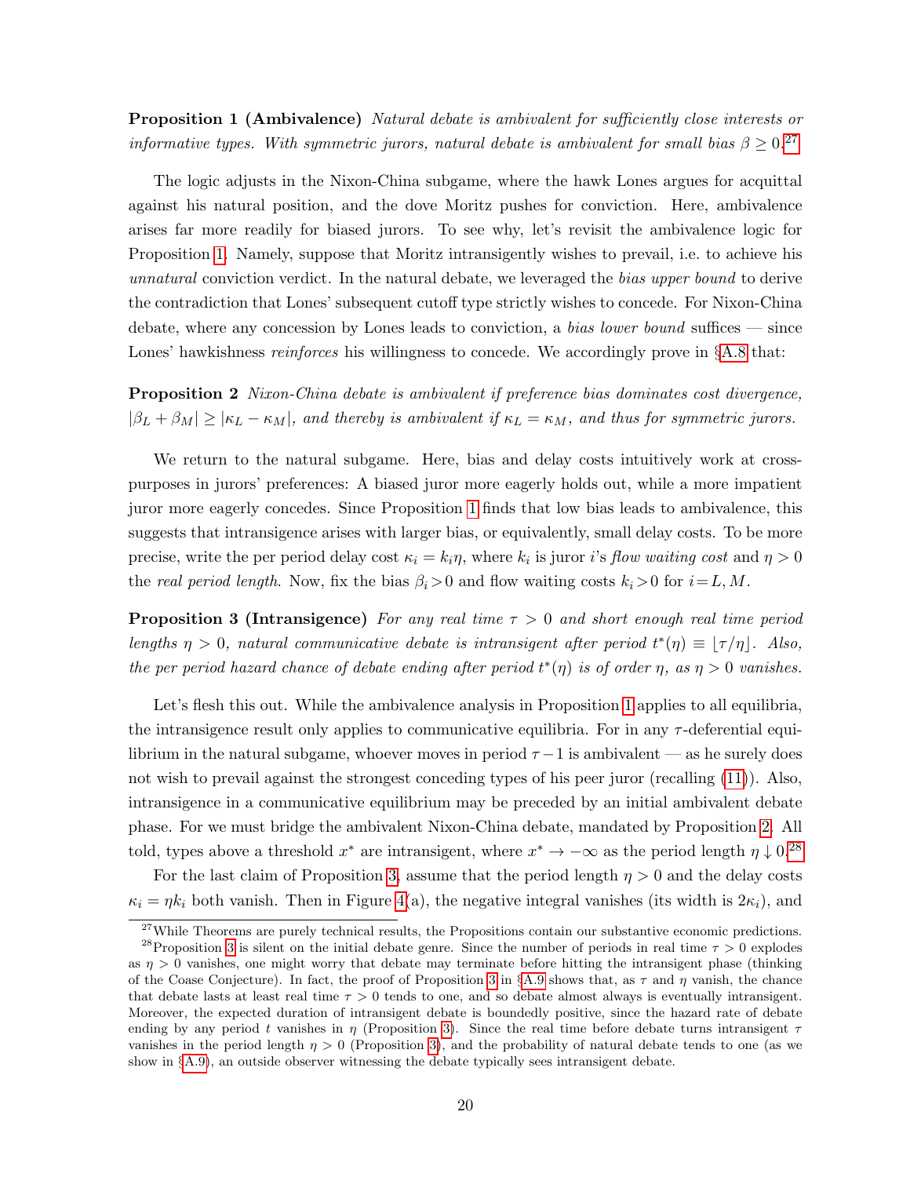**Proposition 1 (Ambivalence)** *Natural debate is ambivalent for sufficiently close interests or informative types. With symmetric jurors, natural debate is ambivalent for small bias $\beta \geq 0$.*[27]

The logic adjusts in the Nixon-China subgame, where the hawk Lones argues for acquittal against his natural position, and the dove Moritz pushes for conviction. Here, ambivalence arises far more readily for biased jurors. To see why, let's revisit the ambivalence logic for Proposition 1. Namely, suppose that Moritz intransigently wishes to prevail, i.e. to achieve his *unnatural* conviction verdict. In the natural debate, we leveraged the *bias upper bound* to derive the contradiction that Lones' subsequent cutoff type strictly wishes to concede. For Nixon-China debate, where any concession by Lones leads to conviction, a *bias lower bound* suffices — since Lones' hawkishness *reinforces* his willingness to concede. We accordingly prove in §A.8 that:

**Proposition 2** *Nixon-China debate is ambivalent if preference bias dominates cost divergence, $|\beta_L + \beta_M| \geq |\kappa_L - \kappa_M|$, and thereby is ambivalent if $\kappa_L = \kappa_M$, and thus for symmetric jurors.*

We return to the natural subgame. Here, bias and delay costs intuitively work at cross-purposes in jurors' preferences: A biased juror more eagerly holds out, while a more impatient juror more eagerly concedes. Since Proposition 1 finds that low bias leads to ambivalence, this suggests that intransigence arises with larger bias, or equivalently, small delay costs. To be more precise, write the per period delay cost $\kappa_i = k_i\eta$, where $k_i$ is juror $i$'s *flow waiting cost* and $\eta > 0$ the *real period length*. Now, fix the bias $\beta_i > 0$ and flow waiting costs $k_i > 0$ for $i = L, M$.

**Proposition 3 (Intransigence)** *For any real time $\tau > 0$ and short enough real time period lengths $\eta > 0$, natural communicative debate is intransigent after period $t^*(\eta) \equiv \lfloor \tau/\eta \rfloor$. Also, the per period hazard chance of debate ending after period $t^*(\eta)$ is of order $\eta$, as $\eta > 0$ vanishes.*

Let's flesh this out. While the ambivalence analysis in Proposition 1 applies to all equilibria, the intransigence result only applies to communicative equilibria. For in any $\tau$-deferential equilibrium in the natural subgame, whoever moves in period $\tau - 1$ is ambivalent — as he surely does not wish to prevail against the strongest conceding types of his peer juror (recalling (11)). Also, intransigence in a communicative equilibrium may be preceded by an initial ambivalent debate phase. For we must bridge the ambivalent Nixon-China debate, mandated by Proposition 2. All told, types above a threshold $x^*$ are intransigent, where $x^* \to -\infty$ as the period length $\eta \downarrow 0$.[28]

For the last claim of Proposition 3, assume that the period length $\eta > 0$ and the delay costs $\kappa_i = \eta k_i$ both vanish. Then in Figure 4(a), the negative integral vanishes (its width is $2\kappa_i$), and

[27] While Theorems are purely technical results, the Propositions contain our substantive economic predictions.

[28] Proposition 3 is silent on the initial debate genre. Since the number of periods in real time $\tau > 0$ explodes as $\eta > 0$ vanishes, one might worry that debate may terminate before hitting the intransigent phase (thinking of the Coase Conjecture). In fact, the proof of Proposition 3 in §A.9 shows that, as $\tau$ and $\eta$ vanish, the chance that debate lasts at least real time $\tau > 0$ tends to one, and so debate almost always is eventually intransigent. Moreover, the expected duration of intransigent debate is boundedly positive, since the hazard rate of debate ending by any period $t$ vanishes in $\eta$ (Proposition 3). Since the real time before debate turns intransigent $\tau$ vanishes in the period length $\eta > 0$ (Proposition 3), and the probability of natural debate tends to one (as we show in §A.9), an outside observer witnessing the debate typically sees intransigent debate.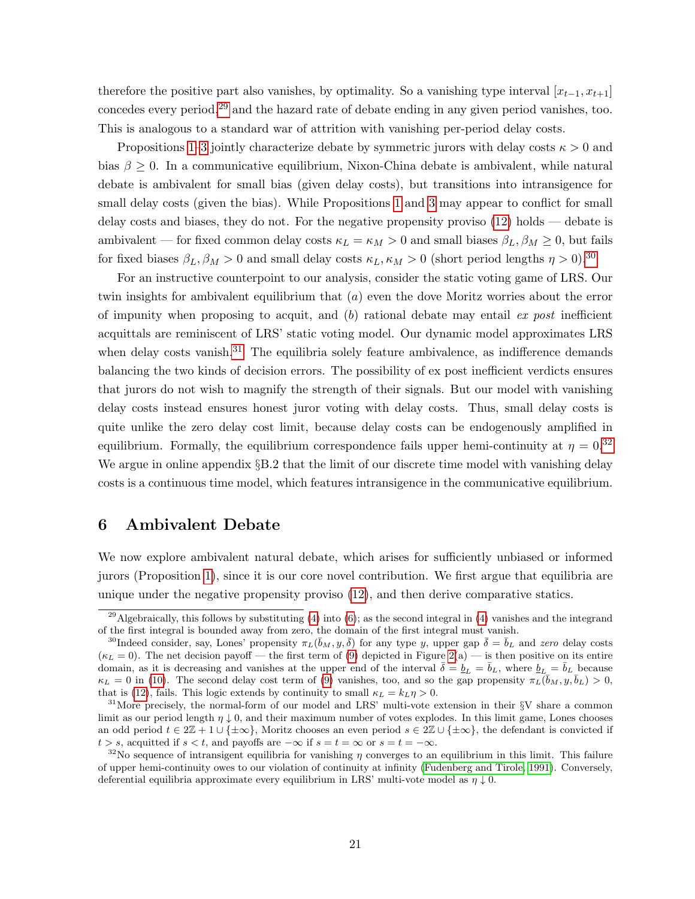therefore the positive part also vanishes, by optimality. So a vanishing type interval $[x_{t-1}, x_{t+1}]$ concedes every period,[29] and the hazard rate of debate ending in any given period vanishes, too. This is analogous to a standard war of attrition with vanishing per-period delay costs.

Propositions 1–3 jointly characterize debate by symmetric jurors with delay costs $\kappa > 0$ and bias $\beta \geq 0$. In a communicative equilibrium, Nixon-China debate is ambivalent, while natural debate is ambivalent for small bias (given delay costs), but transitions into intransigence for small delay costs (given the bias). While Propositions 1 and 3 may appear to conflict for small delay costs and biases, they do not. For the negative propensity proviso (12) holds — debate is ambivalent — for fixed common delay costs $\kappa_L = \kappa_M > 0$ and small biases $\beta_L, \beta_M \geq 0$, but fails for fixed biases $\beta_L, \beta_M > 0$ and small delay costs $\kappa_L, \kappa_M > 0$ (short period lengths $\eta > 0$).[30]

For an instructive counterpoint to our analysis, consider the static voting game of LRS. Our twin insights for ambivalent equilibrium that (*a*) even the dove Moritz worries about the error of impunity when proposing to acquit, and (*b*) rational debate may entail *ex post* inefficient acquittals are reminiscent of LRS' static voting model. Our dynamic model approximates LRS when delay costs vanish.[31] The equilibria solely feature ambivalence, as indifference demands balancing the two kinds of decision errors. The possibility of ex post inefficient verdicts ensures that jurors do not wish to magnify the strength of their signals. But our model with vanishing delay costs instead ensures honest juror voting with delay costs. Thus, small delay costs is quite unlike the zero delay cost limit, because delay costs can be endogenously amplified in equilibrium. Formally, the equilibrium correspondence fails upper hemi-continuity at $\eta = 0$.[32] We argue in online appendix §B.2 that the limit of our discrete time model with vanishing delay costs is a continuous time model, which features intransigence in the communicative equilibrium.

## 6 Ambivalent Debate

We now explore ambivalent natural debate, which arises for sufficiently unbiased or informed jurors (Proposition 1), since it is our core novel contribution. We first argue that equilibria are unique under the negative propensity proviso (12), and then derive comparative statics.

---

[29] Algebraically, this follows by substituting (4) into (6); as the second integral in (4) vanishes and the integrand of the first integral is bounded away from zero, the domain of the first integral must vanish.

[30] Indeed consider, say, Lones' propensity $\pi_L(\bar{b}_M, y, \bar{\delta})$ for any type $y$, upper gap $\bar{\delta} = \bar{b}_L$ and *zero* delay costs ($\kappa_L = 0$). The net decision payoff — the first term of (9) depicted in Figure 2(a) — is then positive on its entire domain, as it is decreasing and vanishes at the upper end of the interval $\bar{\delta} = \underline{b}_L = \bar{b}_L$, where $\underline{b}_L = \bar{b}_L$ because $\kappa_L = 0$ in (10). The second delay cost term of (9) vanishes, too, and so the gap propensity $\pi_L(\bar{b}_M, y, \bar{b}_L) > 0$, that is (12), fails. This logic extends by continuity to small $\kappa_L = k_L \eta > 0$.

[31] More precisely, the normal-form of our model and LRS' multi-vote extension in their §V share a common limit as our period length $\eta \downarrow 0$, and their maximum number of votes explodes. In this limit game, Lones chooses an odd period $t \in 2\mathbb{Z} + 1 \cup \{\pm\infty\}$, Moritz chooses an even period $s \in 2\mathbb{Z} \cup \{\pm\infty\}$, the defendant is convicted if $t > s$, acquitted if $s < t$, and payoffs are $-\infty$ if $s = t = \infty$ or $s = t = -\infty$.

[32] No sequence of intransigent equilibria for vanishing $\eta$ converges to an equilibrium in this limit. This failure of upper hemi-continuity owes to our violation of continuity at infinity (Fudenberg and Tirole, 1991). Conversely, deferential equilibria approximate every equilibrium in LRS' multi-vote model as $\eta \downarrow 0$.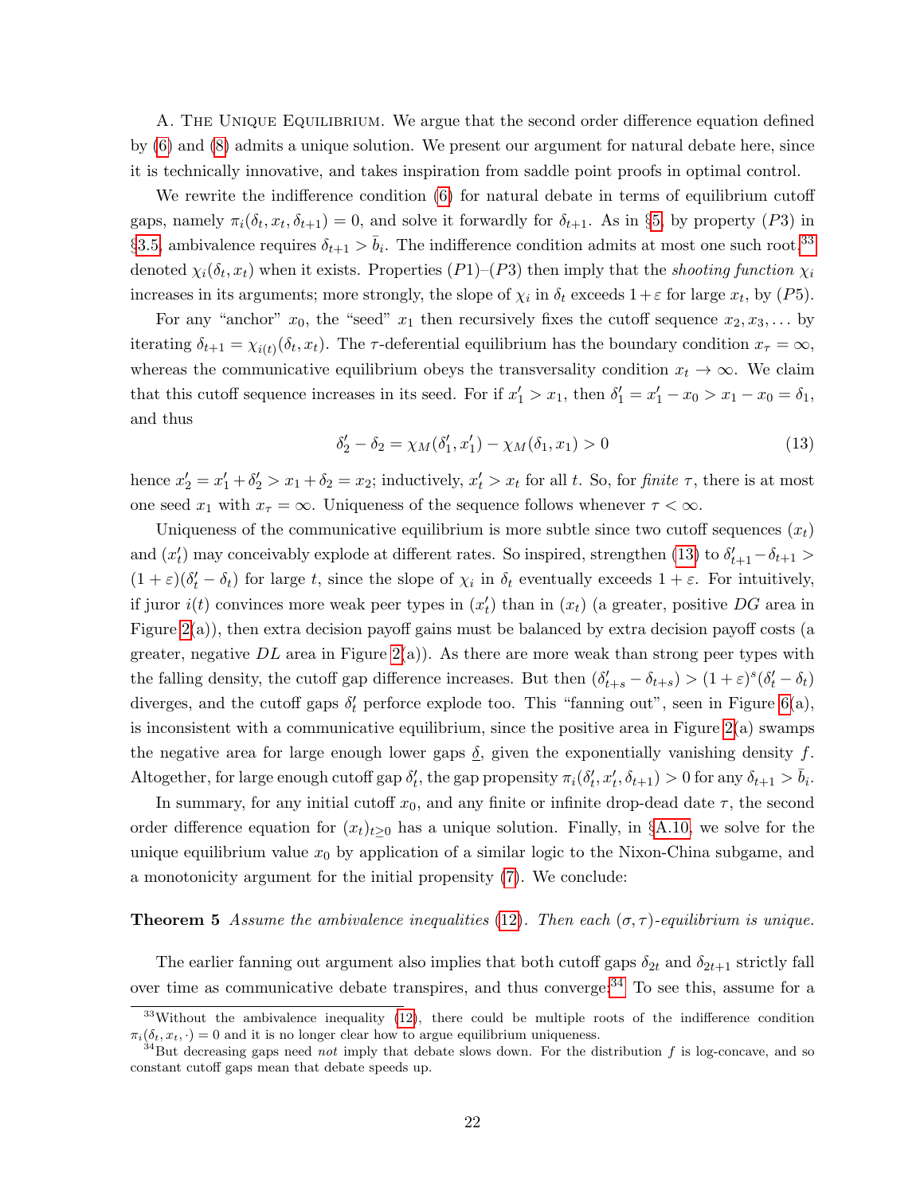A. The Unique Equilibrium. We argue that the second order difference equation defined by (6) and (8) admits a unique solution. We present our argument for natural debate here, since it is technically innovative, and takes inspiration from saddle point proofs in optimal control.

We rewrite the indifference condition (6) for natural debate in terms of equilibrium cutoff gaps, namely $\pi_i(\delta_t, x_t, \delta_{t+1}) = 0$, and solve it forwardly for $\delta_{t+1}$. As in §5, by property $(P3)$ in §3.5, ambivalence requires $\delta_{t+1} > \bar{b}_i$. The indifference condition admits at most one such root,[33] denoted $\chi_i(\delta_t, x_t)$ when it exists. Properties $(P1)$–$(P3)$ then imply that the *shooting function* $\chi_i$ increases in its arguments; more strongly, the slope of $\chi_i$ in $\delta_t$ exceeds $1+\varepsilon$ for large $x_t$, by $(P5)$.

For any "anchor" $x_0$, the "seed" $x_1$ then recursively fixes the cutoff sequence $x_2, x_3, \ldots$ by iterating $\delta_{t+1} = \chi_{i(t)}(\delta_t, x_t)$. The $\tau$-deferential equilibrium has the boundary condition $x_\tau = \infty$, whereas the communicative equilibrium obeys the transversality condition $x_t \to \infty$. We claim that this cutoff sequence increases in its seed. For if $x'_1 > x_1$, then $\delta'_1 = x'_1 - x_0 > x_1 - x_0 = \delta_1$, and thus

$$\delta'_2 - \delta_2 = \chi_M(\delta'_1, x'_1) - \chi_M(\delta_1, x_1) > 0 \tag{13}$$

hence $x'_2 = x'_1 + \delta'_2 > x_1 + \delta_2 = x_2$; inductively, $x'_t > x_t$ for all $t$. So, for *finite* $\tau$, there is at most one seed $x_1$ with $x_\tau = \infty$. Uniqueness of the sequence follows whenever $\tau < \infty$.

Uniqueness of the communicative equilibrium is more subtle since two cutoff sequences $(x_t)$ and $(x'_t)$ may conceivably explode at different rates. So inspired, strengthen (13) to $\delta'_{t+1} - \delta_{t+1} > (1+\varepsilon)(\delta'_t - \delta_t)$ for large $t$, since the slope of $\chi_i$ in $\delta_t$ eventually exceeds $1+\varepsilon$. For intuitively, if juror $i(t)$ convinces more weak peer types in $(x'_t)$ than in $(x_t)$ (a greater, positive $DG$ area in Figure 2(a)), then extra decision payoff gains must be balanced by extra decision payoff costs (a greater, negative $DL$ area in Figure 2(a)). As there are more weak than strong peer types with the falling density, the cutoff gap difference increases. But then $(\delta'_{t+s} - \delta_{t+s}) > (1+\varepsilon)^s(\delta'_t - \delta_t)$ diverges, and the cutoff gaps $\delta'_t$ perforce explode too. This "fanning out", seen in Figure 6(a), is inconsistent with a communicative equilibrium, since the positive area in Figure 2(a) swamps the negative area for large enough lower gaps $\underline{\delta}$, given the exponentially vanishing density $f$. Altogether, for large enough cutoff gap $\delta'_t$, the gap propensity $\pi_i(\delta'_t, x'_t, \delta_{t+1}) > 0$ for any $\delta_{t+1} > \bar{b}_i$.

In summary, for any initial cutoff $x_0$, and any finite or infinite drop-dead date $\tau$, the second order difference equation for $(x_t)_{t \geq 0}$ has a unique solution. Finally, in §A.10, we solve for the unique equilibrium value $x_0$ by application of a similar logic to the Nixon-China subgame, and a monotonicity argument for the initial propensity (7). We conclude:

**Theorem 5** *Assume the ambivalence inequalities* (12). *Then each* $(\sigma, \tau)$*-equilibrium is unique.*

The earlier fanning out argument also implies that both cutoff gaps $\delta_{2t}$ and $\delta_{2t+1}$ strictly fall over time as communicative debate transpires, and thus converge.[34] To see this, assume for a

[33] Without the ambivalence inequality (12), there could be multiple roots of the indifference condition $\pi_i(\delta_t, x_t, \cdot) = 0$ and it is no longer clear how to argue equilibrium uniqueness.

[34] But decreasing gaps need *not* imply that debate slows down. For the distribution $f$ is log-concave, and so constant cutoff gaps mean that debate speeds up.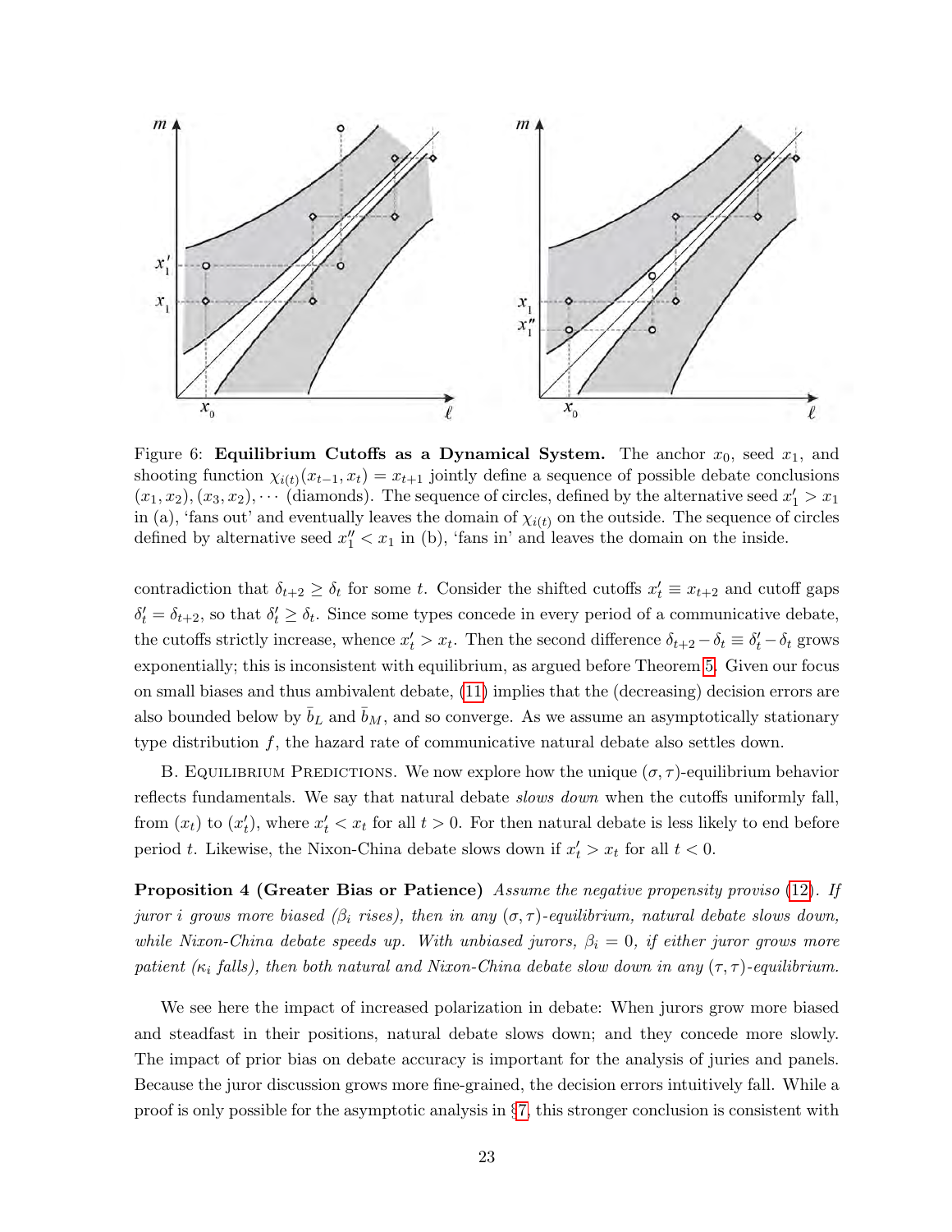Figure 6: **Equilibrium Cutoffs as a Dynamical System.** The anchor $x_0$, seed $x_1$, and shooting function $\chi_{i(t)}(x_{t-1}, x_t) = x_{t+1}$ jointly define a sequence of possible debate conclusions $(x_1, x_2), (x_3, x_2), \cdots$ (diamonds). The sequence of circles, defined by the alternative seed $x_1' > x_1$ in (a), 'fans out' and eventually leaves the domain of $\chi_{i(t)}$ on the outside. The sequence of circles defined by alternative seed $x_1'' < x_1$ in (b), 'fans in' and leaves the domain on the inside.

contradiction that $\delta_{t+2} \geq \delta_t$ for some $t$. Consider the shifted cutoffs $x_t' \equiv x_{t+2}$ and cutoff gaps $\delta_t' = \delta_{t+2}$, so that $\delta_t' \geq \delta_t$. Since some types concede in every period of a communicative debate, the cutoffs strictly increase, whence $x_t' > x_t$. Then the second difference $\delta_{t+2} - \delta_t \equiv \delta_t' - \delta_t$ grows exponentially; this is inconsistent with equilibrium, as argued before Theorem 5. Given our focus on small biases and thus ambivalent debate, (11) implies that the (decreasing) decision errors are also bounded below by $\bar{b}_L$ and $\bar{b}_M$, and so converge. As we assume an asymptotically stationary type distribution $f$, the hazard rate of communicative natural debate also settles down.

B. Equilibrium Predictions. We now explore how the unique $(\sigma, \tau)$-equilibrium behavior reflects fundamentals. We say that natural debate *slows down* when the cutoffs uniformly fall, from $(x_t)$ to $(x_t')$, where $x_t' < x_t$ for all $t > 0$. For then natural debate is less likely to end before period $t$. Likewise, the Nixon-China debate slows down if $x_t' > x_t$ for all $t < 0$.

**Proposition 4 (Greater Bias or Patience)** *Assume the negative propensity proviso (12). If juror $i$ grows more biased ($\beta_i$ rises), then in any $(\sigma, \tau)$-equilibrium, natural debate slows down, while Nixon-China debate speeds up. With unbiased jurors, $\beta_i = 0$, if either juror grows more patient ($\kappa_i$ falls), then both natural and Nixon-China debate slow down in any $(\tau, \tau)$-equilibrium.*

We see here the impact of increased polarization in debate: When jurors grow more biased and steadfast in their positions, natural debate slows down; and they concede more slowly. The impact of prior bias on debate accuracy is important for the analysis of juries and panels. Because the juror discussion grows more fine-grained, the decision errors intuitively fall. While a proof is only possible for the asymptotic analysis in §7, this stronger conclusion is consistent with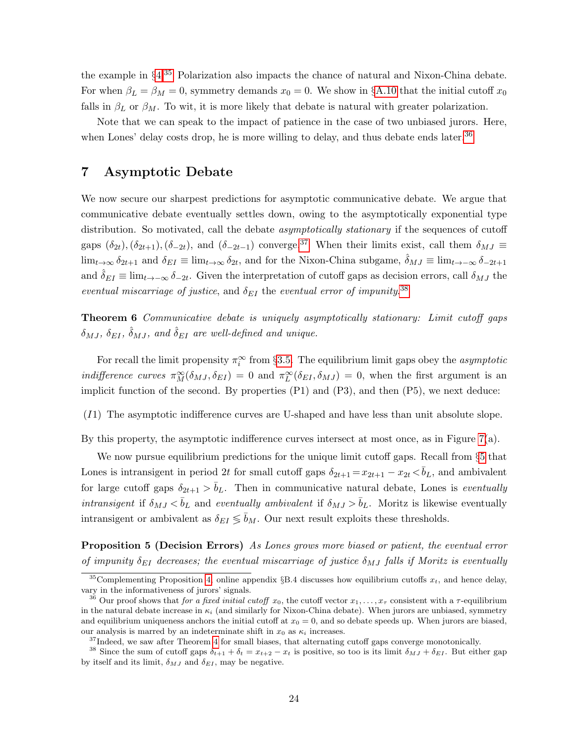the example in §4.[35] Polarization also impacts the chance of natural and Nixon-China debate. For when $\beta_L = \beta_M = 0$, symmetry demands $x_0 = 0$. We show in §A.10 that the initial cutoff $x_0$ falls in $\beta_L$ or $\beta_M$. To wit, it is more likely that debate is natural with greater polarization.

Note that we can speak to the impact of patience in the case of two unbiased jurors. Here, when Lones' delay costs drop, he is more willing to delay, and thus debate ends later.[36]

## 7 Asymptotic Debate

We now secure our sharpest predictions for asymptotic communicative debate. We argue that communicative debate eventually settles down, owing to the asymptotically exponential type distribution. So motivated, call the debate *asymptotically stationary* if the sequences of cutoff gaps $(\delta_{2t}), (\delta_{2t+1}), (\delta_{-2t})$, and $(\delta_{-2t-1})$ converge.[37] When their limits exist, call them $\delta_{MJ} \equiv \lim_{t\to\infty} \delta_{2t+1}$ and $\delta_{EI} \equiv \lim_{t\to\infty} \delta_{2t}$, and for the Nixon-China subgame, $\hat{\delta}_{MJ} \equiv \lim_{t\to-\infty} \delta_{-2t+1}$ and $\hat{\delta}_{EI} \equiv \lim_{t\to-\infty} \delta_{-2t}$. Given the interpretation of cutoff gaps as decision errors, call $\delta_{MJ}$ the *eventual miscarriage of justice*, and $\delta_{EI}$ the *eventual error of impunity*.[38]

**Theorem 6** *Communicative debate is uniquely asymptotically stationary: Limit cutoff gaps $\delta_{MJ}$, $\delta_{EI}$, $\hat{\delta}_{MJ}$, and $\hat{\delta}_{EI}$ are well-defined and unique.*

For recall the limit propensity $\pi_i^\infty$ from §3.5. The equilibrium limit gaps obey the *asymptotic indifference curves* $\pi_M^\infty(\delta_{MJ}, \delta_{EI}) = 0$ and $\pi_L^\infty(\delta_{EI}, \delta_{MJ}) = 0$, when the first argument is an implicit function of the second. By properties (P1) and (P3), and then (P5), we next deduce:

($I1$) The asymptotic indifference curves are U-shaped and have less than unit absolute slope.

By this property, the asymptotic indifference curves intersect at most once, as in Figure 7(a).

We now pursue equilibrium predictions for the unique limit cutoff gaps. Recall from §5 that Lones is intransigent in period $2t$ for small cutoff gaps $\delta_{2t+1} = x_{2t+1} - x_{2t} < \bar{b}_L$, and ambivalent for large cutoff gaps $\delta_{2t+1} > \bar{b}_L$. Then in communicative natural debate, Lones is *eventually intransigent* if $\delta_{MJ} < \bar{b}_L$ and *eventually ambivalent* if $\delta_{MJ} > \bar{b}_L$. Moritz is likewise eventually intransigent or ambivalent as $\delta_{EI} \lessgtr \bar{b}_M$. Our next result exploits these thresholds.

**Proposition 5 (Decision Errors)** *As Lones grows more biased or patient, the eventual error of impunity $\delta_{EI}$ decreases; the eventual miscarriage of justice $\delta_{MJ}$ falls if Moritz is eventually*

---

[35] Complementing Proposition 4, online appendix §B.4 discusses how equilibrium cutoffs $x_t$, and hence delay, vary in the informativeness of jurors' signals.

[36] Our proof shows that *for a fixed initial cutoff* $x_0$, the cutoff vector $x_1, \ldots, x_\tau$ consistent with a $\tau$-equilibrium in the natural debate increase in $\kappa_i$ (and similarly for Nixon-China debate). When jurors are unbiased, symmetry and equilibrium uniqueness anchors the initial cutoff at $x_0 = 0$, and so debate speeds up. When jurors are biased, our analysis is marred by an indeterminate shift in $x_0$ as $\kappa_i$ increases.

[37] Indeed, we saw after Theorem 4 for small biases, that alternating cutoff gaps converge monotonically.

[38] Since the sum of cutoff gaps $\delta_{t+1} + \delta_t = x_{t+2} - x_t$ is positive, so too is its limit $\delta_{MJ} + \delta_{EI}$. But either gap by itself and its limit, $\delta_{MJ}$ and $\delta_{EI}$, may be negative.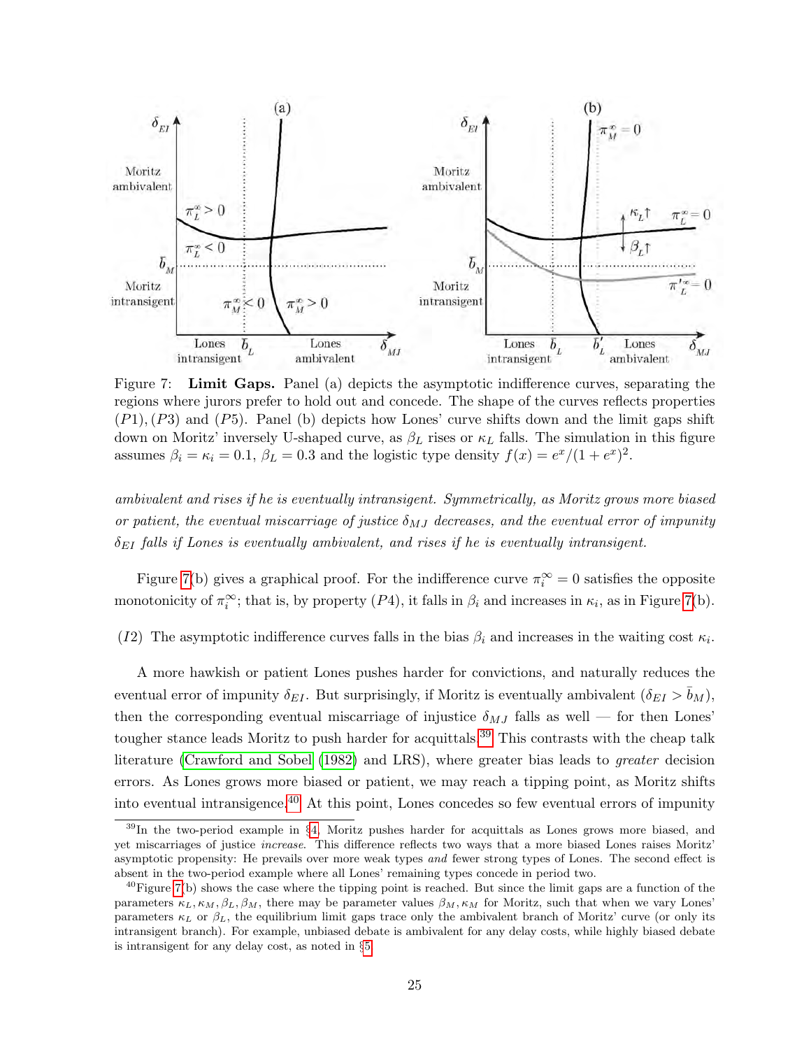Figure 7: **Limit Gaps.** Panel (a) depicts the asymptotic indifference curves, separating the regions where jurors prefer to hold out and concede. The shape of the curves reflects properties $(P1), (P3)$ and $(P5)$. Panel (b) depicts how Lones' curve shifts down and the limit gaps shift down on Moritz' inversely U-shaped curve, as $\beta_L$ rises or $\kappa_L$ falls. The simulation in this figure assumes $\beta_i = \kappa_i = 0.1$, $\beta_L = 0.3$ and the logistic type density $f(x) = e^x/(1+e^x)^2$.

*ambivalent and rises if he is eventually intransigent. Symmetrically, as Moritz grows more biased or patient, the eventual miscarriage of justice $\delta_{MJ}$ decreases, and the eventual error of impunity $\delta_{EI}$ falls if Lones is eventually ambivalent, and rises if he is eventually intransigent.*

Figure 7(b) gives a graphical proof. For the indifference curve $\pi_i^\infty = 0$ satisfies the opposite monotonicity of $\pi_i^\infty$; that is, by property $(P4)$, it falls in $\beta_i$ and increases in $\kappa_i$, as in Figure 7(b).

$(I2)$ The asymptotic indifference curves falls in the bias $\beta_i$ and increases in the waiting cost $\kappa_i$.

A more hawkish or patient Lones pushes harder for convictions, and naturally reduces the eventual error of impunity $\delta_{EI}$. But surprisingly, if Moritz is eventually ambivalent ($\delta_{EI} > \bar{b}_M$), then the corresponding eventual miscarriage of injustice $\delta_{MJ}$ falls as well — for then Lones' tougher stance leads Moritz to push harder for acquittals.[39] This contrasts with the cheap talk literature (Crawford and Sobel (1982) and LRS), where greater bias leads to *greater* decision errors. As Lones grows more biased or patient, we may reach a tipping point, as Moritz shifts into eventual intransigence.[40] At this point, Lones concedes so few eventual errors of impunity

[39] In the two-period example in §4, Moritz pushes harder for acquittals as Lones grows more biased, and yet miscarriages of justice *increase*. This difference reflects two ways that a more biased Lones raises Moritz' asymptotic propensity: He prevails over more weak types *and* fewer strong types of Lones. The second effect is absent in the two-period example where all Lones' remaining types concede in period two.

[40] Figure 7(b) shows the case where the tipping point is reached. But since the limit gaps are a function of the parameters $\kappa_L, \kappa_M, \beta_L, \beta_M$, there may be parameter values $\beta_M, \kappa_M$ for Moritz, such that when we vary Lones' parameters $\kappa_L$ or $\beta_L$, the equilibrium limit gaps trace only the ambivalent branch of Moritz' curve (or only its intransigent branch). For example, unbiased debate is ambivalent for any delay costs, while highly biased debate is intransigent for any delay cost, as noted in §5.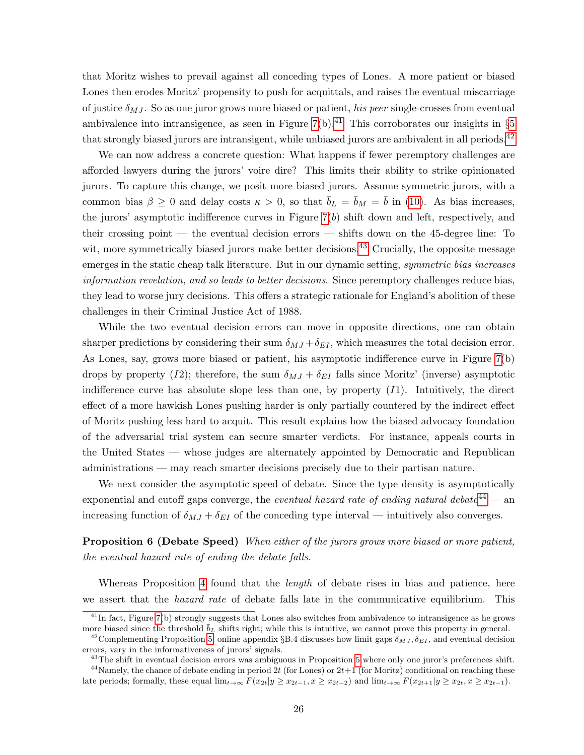that Moritz wishes to prevail against all conceding types of Lones. A more patient or biased Lones then erodes Moritz' propensity to push for acquittals, and raises the eventual miscarriage of justice $\delta_{MJ}$. So as one juror grows more biased or patient, *his peer* single-crosses from eventual ambivalence into intransigence, as seen in Figure 7(b).[41] This corroborates our insights in §5 that strongly biased jurors are intransigent, while unbiased jurors are ambivalent in all periods.[42]

We can now address a concrete question: What happens if fewer peremptory challenges are afforded lawyers during the jurors' voire dire? This limits their ability to strike opinionated jurors. To capture this change, we posit more biased jurors. Assume symmetric jurors, with a common bias $\beta \geq 0$ and delay costs $\kappa > 0$, so that $\bar{b}_L = \bar{b}_M = \bar{b}$ in (10). As bias increases, the jurors' asymptotic indifference curves in Figure 7($b$) shift down and left, respectively, and their crossing point — the eventual decision errors — shifts down on the 45-degree line: To wit, more symmetrically biased jurors make better decisions.[43] Crucially, the opposite message emerges in the static cheap talk literature. But in our dynamic setting, *symmetric bias increases information revelation, and so leads to better decisions*. Since peremptory challenges reduce bias, they lead to worse jury decisions. This offers a strategic rationale for England's abolition of these challenges in their Criminal Justice Act of 1988.

While the two eventual decision errors can move in opposite directions, one can obtain sharper predictions by considering their sum $\delta_{MJ} + \delta_{EI}$, which measures the total decision error. As Lones, say, grows more biased or patient, his asymptotic indifference curve in Figure 7(b) drops by property ($I2$); therefore, the sum $\delta_{MJ} + \delta_{EI}$ falls since Moritz' (inverse) asymptotic indifference curve has absolute slope less than one, by property ($I1$). Intuitively, the direct effect of a more hawkish Lones pushing harder is only partially countered by the indirect effect of Moritz pushing less hard to acquit. This result explains how the biased advocacy foundation of the adversarial trial system can secure smarter verdicts. For instance, appeals courts in the United States — whose judges are alternately appointed by Democratic and Republican administrations — may reach smarter decisions precisely due to their partisan nature.

We next consider the asymptotic speed of debate. Since the type density is asymptotically exponential and cutoff gaps converge, the *eventual hazard rate of ending natural debate*[44] — an increasing function of $\delta_{MJ} + \delta_{EI}$ of the conceding type interval — intuitively also converges.

**Proposition 6 (Debate Speed)** *When either of the jurors grows more biased or more patient, the eventual hazard rate of ending the debate falls.*

Whereas Proposition 4 found that the *length* of debate rises in bias and patience, here we assert that the *hazard rate* of debate falls late in the communicative equilibrium. This

---

[41] In fact, Figure 7(b) strongly suggests that Lones also switches from ambivalence to intransigence as he grows more biased since the threshold $\bar{b}_L$ shifts right; while this is intuitive, we cannot prove this property in general.

[42] Complementing Proposition 5, online appendix §B.4 discusses how limit gaps $\delta_{MJ}, \delta_{EI}$, and eventual decision errors, vary in the informativeness of jurors' signals.

[43] The shift in eventual decision errors was ambiguous in Proposition 5 where only one juror's preferences shift.

[44] Namely, the chance of debate ending in period $2t$ (for Lones) or $2t+1$ (for Moritz) conditional on reaching these late periods; formally, these equal $\lim_{t\to\infty} F(x_{2t}|y \geq x_{2t-1}, x \geq x_{2t-2})$ and $\lim_{t\to\infty} F(x_{2t+1}|y \geq x_{2t}, x \geq x_{2t-1})$.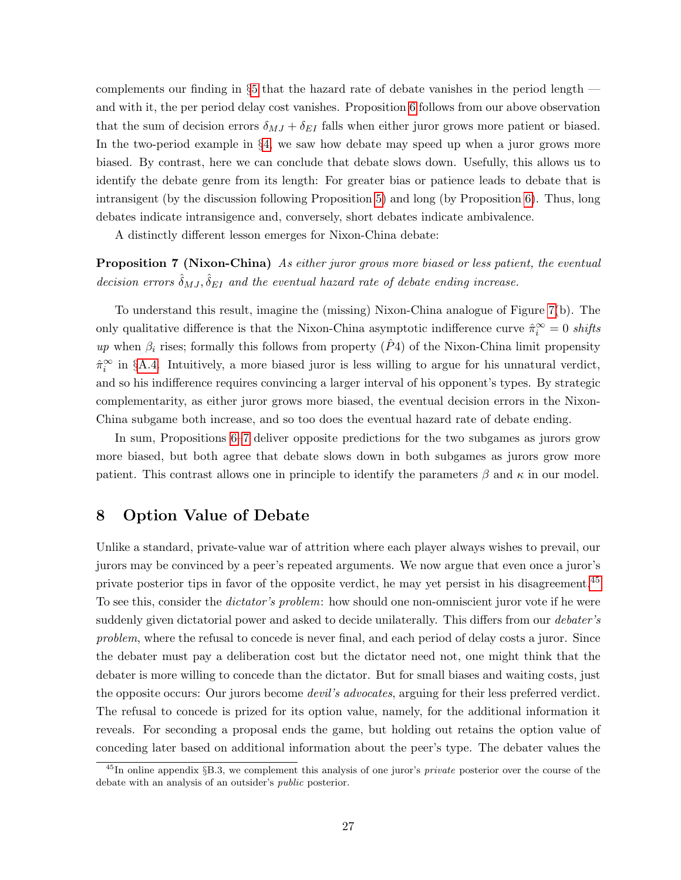complements our finding in §5 that the hazard rate of debate vanishes in the period length — and with it, the per period delay cost vanishes. Proposition 6 follows from our above observation that the sum of decision errors $\delta_{MJ} + \delta_{EI}$ falls when either juror grows more patient or biased. In the two-period example in §4, we saw how debate may speed up when a juror grows more biased. By contrast, here we can conclude that debate slows down. Usefully, this allows us to identify the debate genre from its length: For greater bias or patience leads to debate that is intransigent (by the discussion following Proposition 5) and long (by Proposition 6). Thus, long debates indicate intransigence and, conversely, short debates indicate ambivalence.

A distinctly different lesson emerges for Nixon-China debate:

**Proposition 7 (Nixon-China)** *As either juror grows more biased or less patient, the eventual decision errors $\hat{\delta}_{MJ}, \hat{\delta}_{EI}$ and the eventual hazard rate of debate ending increase.*

To understand this result, imagine the (missing) Nixon-China analogue of Figure 7(b). The only qualitative difference is that the Nixon-China asymptotic indifference curve $\hat{\pi}_i^{\infty} = 0$ *shifts up* when $\beta_i$ rises; formally this follows from property ($\hat{P}4$) of the Nixon-China limit propensity $\hat{\pi}_i^{\infty}$ in §A.4. Intuitively, a more biased juror is less willing to argue for his unnatural verdict, and so his indifference requires convincing a larger interval of his opponent's types. By strategic complementarity, as either juror grows more biased, the eventual decision errors in the Nixon-China subgame both increase, and so too does the eventual hazard rate of debate ending.

In sum, Propositions 6–7 deliver opposite predictions for the two subgames as jurors grow more biased, but both agree that debate slows down in both subgames as jurors grow more patient. This contrast allows one in principle to identify the parameters $\beta$ and $\kappa$ in our model.

## 8 Option Value of Debate

Unlike a standard, private-value war of attrition where each player always wishes to prevail, our jurors may be convinced by a peer's repeated arguments. We now argue that even once a juror's private posterior tips in favor of the opposite verdict, he may yet persist in his disagreement.[45] To see this, consider the *dictator's problem*: how should one non-omniscient juror vote if he were suddenly given dictatorial power and asked to decide unilaterally. This differs from our *debater's problem*, where the refusal to concede is never final, and each period of delay costs a juror. Since the debater must pay a deliberation cost but the dictator need not, one might think that the debater is more willing to concede than the dictator. But for small biases and waiting costs, just the opposite occurs: Our jurors become *devil's advocates*, arguing for their less preferred verdict. The refusal to concede is prized for its option value, namely, for the additional information it reveals. For seconding a proposal ends the game, but holding out retains the option value of conceding later based on additional information about the peer's type. The debater values the

[45] In online appendix §B.3, we complement this analysis of one juror's *private* posterior over the course of the debate with an analysis of an outsider's *public* posterior.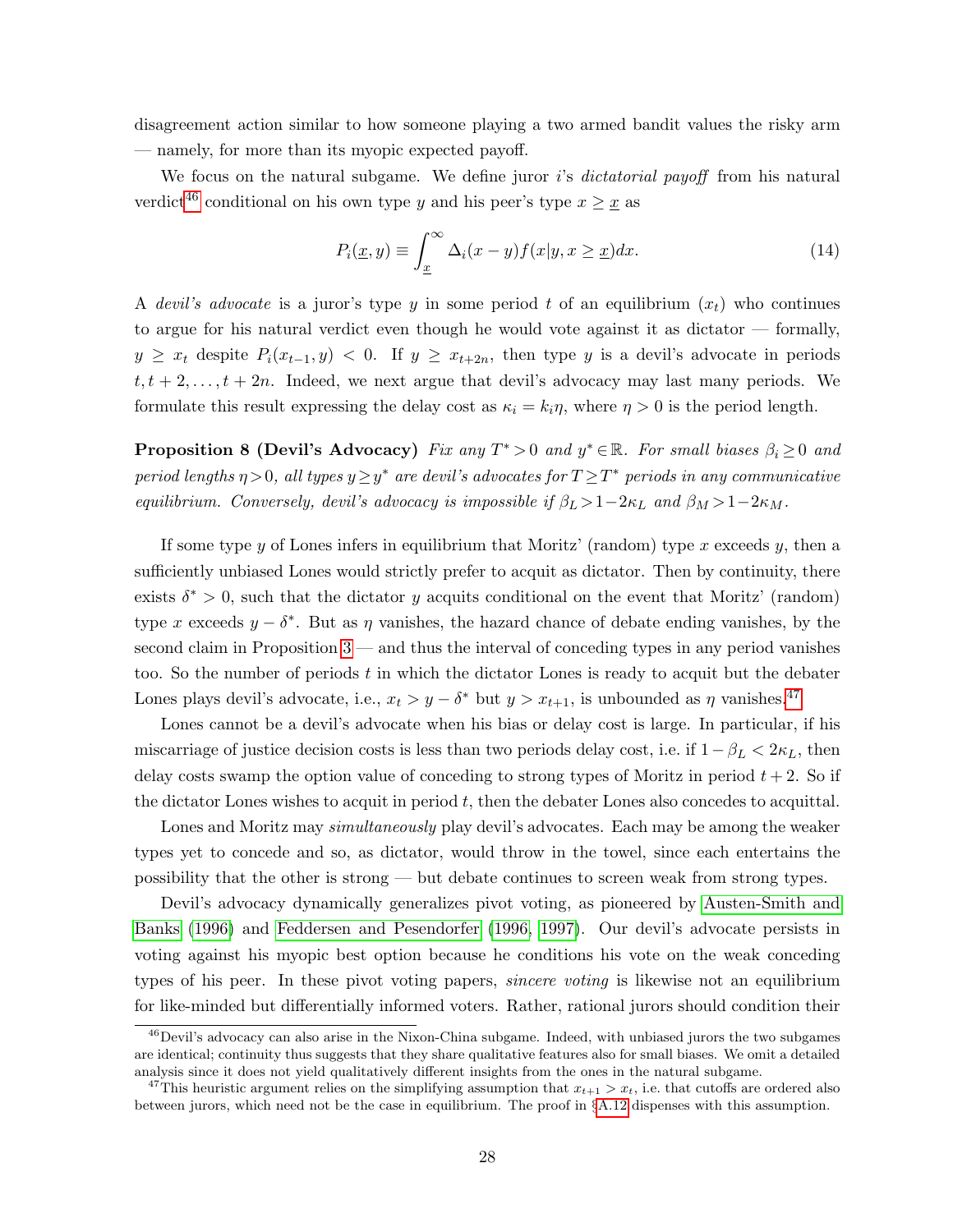disagreement action similar to how someone playing a two armed bandit values the risky arm — namely, for more than its myopic expected payoff.

We focus on the natural subgame. We define juror $i$'s *dictatorial payoff* from his natural verdict[46] conditional on his own type $y$ and his peer's type $x \geq \underline{x}$ as

$$P_i(\underline{x}, y) \equiv \int_{\underline{x}}^{\infty} \Delta_i(x - y) f(x|y, x \geq \underline{x}) dx. \tag{14}$$

A *devil's advocate* is a juror's type $y$ in some period $t$ of an equilibrium $(x_t)$ who continues to argue for his natural verdict even though he would vote against it as dictator — formally, $y \geq x_t$ despite $P_i(x_{t-1}, y) < 0$. If $y \geq x_{t+2n}$, then type $y$ is a devil's advocate in periods $t, t+2, \ldots, t+2n$. Indeed, we next argue that devil's advocacy may last many periods. We formulate this result expressing the delay cost as $\kappa_i = k_i \eta$, where $\eta > 0$ is the period length.

**Proposition 8 (Devil's Advocacy)** *Fix any $T^* > 0$ and $y^* \in \mathbb{R}$. For small biases $\beta_i \geq 0$ and period lengths $\eta > 0$, all types $y \geq y^*$ are devil's advocates for $T \geq T^*$ periods in any communicative equilibrium. Conversely, devil's advocacy is impossible if $\beta_L > 1 - 2\kappa_L$ and $\beta_M > 1 - 2\kappa_M$.*

If some type $y$ of Lones infers in equilibrium that Moritz' (random) type $x$ exceeds $y$, then a sufficiently unbiased Lones would strictly prefer to acquit as dictator. Then by continuity, there exists $\delta^* > 0$, such that the dictator $y$ acquits conditional on the event that Moritz' (random) type $x$ exceeds $y - \delta^*$. But as $\eta$ vanishes, the hazard chance of debate ending vanishes, by the second claim in Proposition 3 — and thus the interval of conceding types in any period vanishes too. So the number of periods $t$ in which the dictator Lones is ready to acquit but the debater Lones plays devil's advocate, i.e., $x_t > y - \delta^*$ but $y > x_{t+1}$, is unbounded as $\eta$ vanishes.[47]

Lones cannot be a devil's advocate when his bias or delay cost is large. In particular, if his miscarriage of justice decision costs is less than two periods delay cost, i.e. if $1 - \beta_L < 2\kappa_L$, then delay costs swamp the option value of conceding to strong types of Moritz in period $t + 2$. So if the dictator Lones wishes to acquit in period $t$, then the debater Lones also concedes to acquittal.

Lones and Moritz may *simultaneously* play devil's advocates. Each may be among the weaker types yet to concede and so, as dictator, would throw in the towel, since each entertains the possibility that the other is strong — but debate continues to screen weak from strong types.

Devil's advocacy dynamically generalizes pivot voting, as pioneered by Austen-Smith and Banks (1996) and Feddersen and Pesendorfer (1996, 1997). Our devil's advocate persists in voting against his myopic best option because he conditions his vote on the weak conceding types of his peer. In these pivot voting papers, *sincere voting* is likewise not an equilibrium for like-minded but differentially informed voters. Rather, rational jurors should condition their

[46] Devil's advocacy can also arise in the Nixon-China subgame. Indeed, with unbiased jurors the two subgames are identical; continuity thus suggests that they share qualitative features also for small biases. We omit a detailed analysis since it does not yield qualitatively different insights from the ones in the natural subgame.

[47] This heuristic argument relies on the simplifying assumption that $x_{t+1} > x_t$, i.e. that cutoffs are ordered also between jurors, which need not be the case in equilibrium. The proof in §A.12 dispenses with this assumption.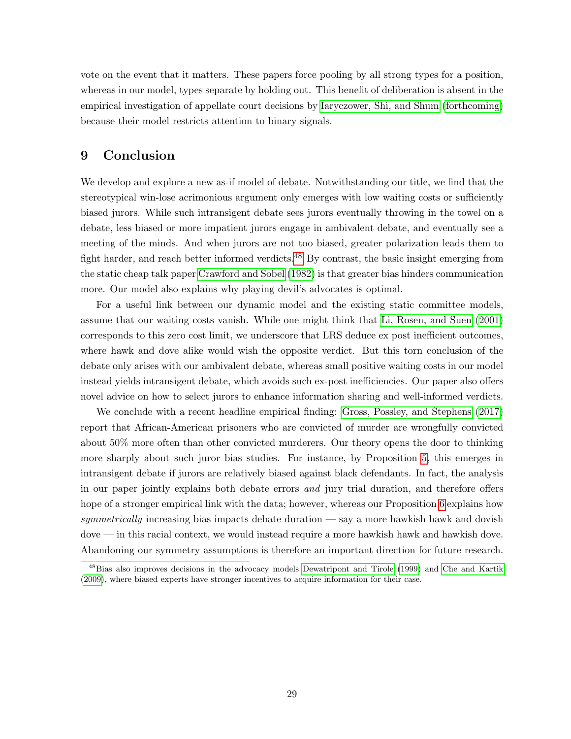vote on the event that it matters. These papers force pooling by all strong types for a position, whereas in our model, types separate by holding out. This benefit of deliberation is absent in the empirical investigation of appellate court decisions by Iaryczower, Shi, and Shum (forthcoming) because their model restricts attention to binary signals.

## 9 Conclusion

We develop and explore a new as-if model of debate. Notwithstanding our title, we find that the stereotypical win-lose acrimonious argument only emerges with low waiting costs or sufficiently biased jurors. While such intransigent debate sees jurors eventually throwing in the towel on a debate, less biased or more impatient jurors engage in ambivalent debate, and eventually see a meeting of the minds. And when jurors are not too biased, greater polarization leads them to fight harder, and reach better informed verdicts.[48] By contrast, the basic insight emerging from the static cheap talk paper Crawford and Sobel (1982) is that greater bias hinders communication more. Our model also explains why playing devil's advocates is optimal.

For a useful link between our dynamic model and the existing static committee models, assume that our waiting costs vanish. While one might think that Li, Rosen, and Suen (2001) corresponds to this zero cost limit, we underscore that LRS deduce ex post inefficient outcomes, where hawk and dove alike would wish the opposite verdict. But this torn conclusion of the debate only arises with our ambivalent debate, whereas small positive waiting costs in our model instead yields intransigent debate, which avoids such ex-post inefficiencies. Our paper also offers novel advice on how to select jurors to enhance information sharing and well-informed verdicts.

We conclude with a recent headline empirical finding: Gross, Possley, and Stephens (2017) report that African-American prisoners who are convicted of murder are wrongfully convicted about 50% more often than other convicted murderers. Our theory opens the door to thinking more sharply about such juror bias studies. For instance, by Proposition 5, this emerges in intransigent debate if jurors are relatively biased against black defendants. In fact, the analysis in our paper jointly explains both debate errors *and* jury trial duration, and therefore offers hope of a stronger empirical link with the data; however, whereas our Proposition 6 explains how *symmetrically* increasing bias impacts debate duration — say a more hawkish hawk and dovish dove — in this racial context, we would instead require a more hawkish hawk and hawkish dove. Abandoning our symmetry assumptions is therefore an important direction for future research.

[48] Bias also improves decisions in the advocacy models Dewatripont and Tirole (1999) and Che and Kartik (2009), where biased experts have stronger incentives to acquire information for their case.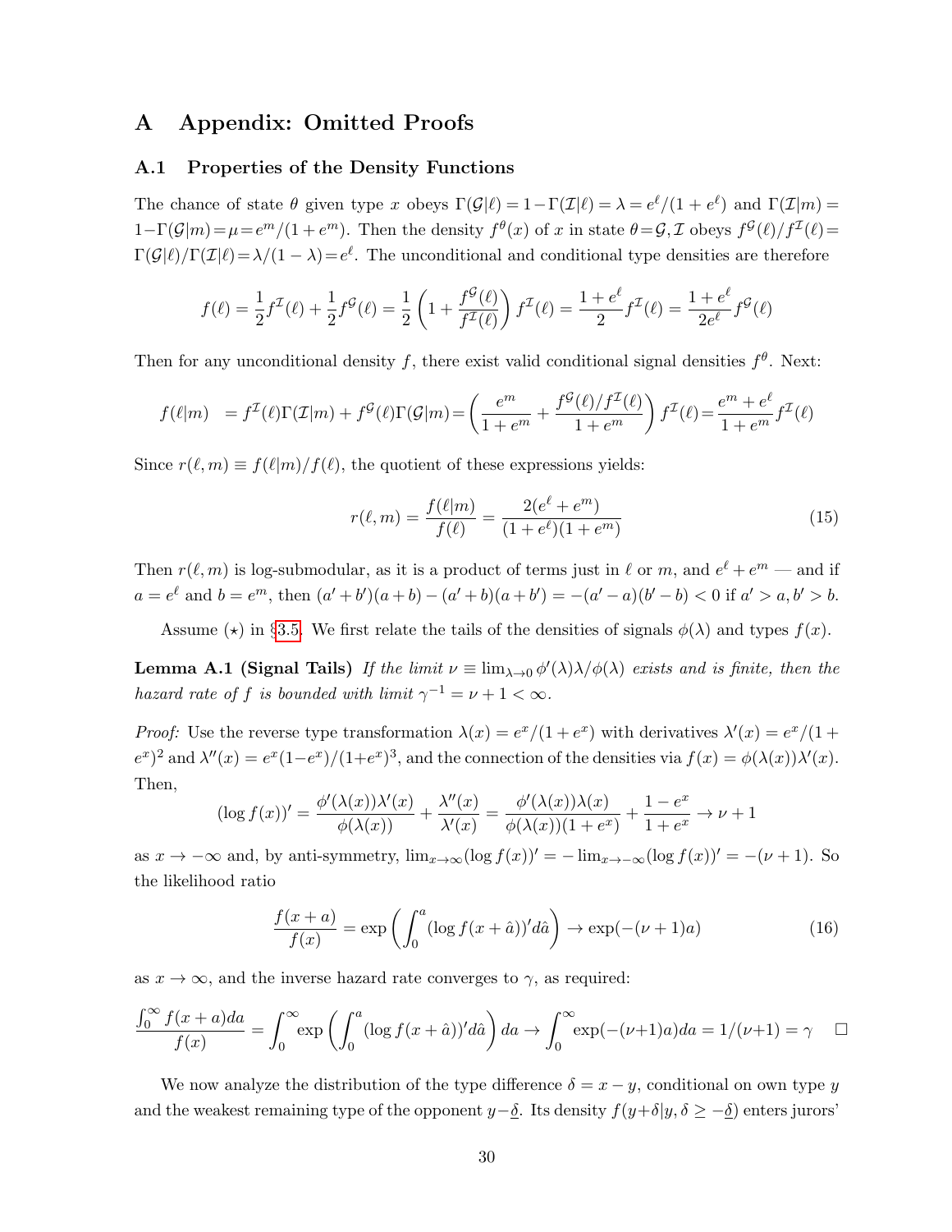# A Appendix: Omitted Proofs

## A.1 Properties of the Density Functions

The chance of state $\theta$ given type $x$ obeys $\Gamma(\mathcal{G}|\ell) = 1 - \Gamma(\mathcal{I}|\ell) = \lambda = e^\ell/(1+e^\ell)$ and $\Gamma(\mathcal{I}|m) = 1 - \Gamma(\mathcal{G}|m) = \mu = e^m/(1+e^m)$. Then the density $f^\theta(x)$ of $x$ in state $\theta = \mathcal{G}, \mathcal{I}$ obeys $f^{\mathcal{G}}(\ell)/f^{\mathcal{I}}(\ell) = \Gamma(\mathcal{G}|\ell)/\Gamma(\mathcal{I}|\ell) = \lambda/(1-\lambda) = e^\ell$. The unconditional and conditional type densities are therefore

$$f(\ell) = \frac{1}{2} f^{\mathcal{I}}(\ell) + \frac{1}{2} f^{\mathcal{G}}(\ell) = \frac{1}{2}\left(1 + \frac{f^{\mathcal{G}}(\ell)}{f^{\mathcal{I}}(\ell)}\right) f^{\mathcal{I}}(\ell) = \frac{1+e^\ell}{2} f^{\mathcal{I}}(\ell) = \frac{1+e^\ell}{2e^\ell} f^{\mathcal{G}}(\ell)$$

Then for any unconditional density $f$, there exist valid conditional signal densities $f^\theta$. Next:

$$f(\ell|m) \;\;= f^{\mathcal{I}}(\ell)\Gamma(\mathcal{I}|m) + f^{\mathcal{G}}(\ell)\Gamma(\mathcal{G}|m) = \left(\frac{e^m}{1+e^m} + \frac{f^{\mathcal{G}}(\ell)/f^{\mathcal{I}}(\ell)}{1+e^m}\right) f^{\mathcal{I}}(\ell) = \frac{e^m + e^\ell}{1+e^m} f^{\mathcal{I}}(\ell)$$

Since $r(\ell, m) \equiv f(\ell|m)/f(\ell)$, the quotient of these expressions yields:

$$r(\ell, m) = \frac{f(\ell|m)}{f(\ell)} = \frac{2(e^\ell + e^m)}{(1+e^\ell)(1+e^m)} \tag{15}$$

Then $r(\ell, m)$ is log-submodular, as it is a product of terms just in $\ell$ or $m$, and $e^\ell + e^m$ — and if $a = e^\ell$ and $b = e^m$, then $(a'+b')(a+b) - (a'+b)(a+b') = -(a'-a)(b'-b) < 0$ if $a' > a, b' > b$.

Assume $(\star)$ in §3.5. We first relate the tails of the densities of signals $\phi(\lambda)$ and types $f(x)$.

**Lemma A.1 (Signal Tails)** *If the limit $\nu \equiv \lim_{\lambda\to 0} \phi'(\lambda)\lambda/\phi(\lambda)$ exists and is finite, then the hazard rate of $f$ is bounded with limit $\gamma^{-1} = \nu + 1 < \infty$.*

*Proof:* Use the reverse type transformation $\lambda(x) = e^x/(1+e^x)$ with derivatives $\lambda'(x) = e^x/(1+e^x)^2$ and $\lambda''(x) = e^x(1-e^x)/(1+e^x)^3$, and the connection of the densities via $f(x) = \phi(\lambda(x))\lambda'(x)$. Then,

$$(\log f(x))' = \frac{\phi'(\lambda(x))\lambda'(x)}{\phi(\lambda(x))} + \frac{\lambda''(x)}{\lambda'(x)} = \frac{\phi'(\lambda(x))\lambda(x)}{\phi(\lambda(x))(1+e^x)} + \frac{1-e^x}{1+e^x} \to \nu + 1$$

as $x \to -\infty$ and, by anti-symmetry, $\lim_{x\to\infty}(\log f(x))' = -\lim_{x\to-\infty}(\log f(x))' = -(\nu+1)$. So the likelihood ratio

$$\frac{f(x+a)}{f(x)} = \exp\left(\int_0^a (\log f(x+\hat{a}))' d\hat{a}\right) \to \exp(-(\nu+1)a) \tag{16}$$

as $x \to \infty$, and the inverse hazard rate converges to $\gamma$, as required:

$$\frac{\int_0^\infty f(x+a)da}{f(x)} = \int_0^\infty \exp\left(\int_0^a (\log f(x+\hat{a}))' d\hat{a}\right) da \to \int_0^\infty \exp(-(\nu+1)a)da = 1/(\nu+1) = \gamma \quad \square$$

We now analyze the distribution of the type difference $\delta = x - y$, conditional on own type $y$ and the weakest remaining type of the opponent $y - \underline{\delta}$. Its density $f(y+\delta|y, \delta \geq -\underline{\delta})$ enters jurors'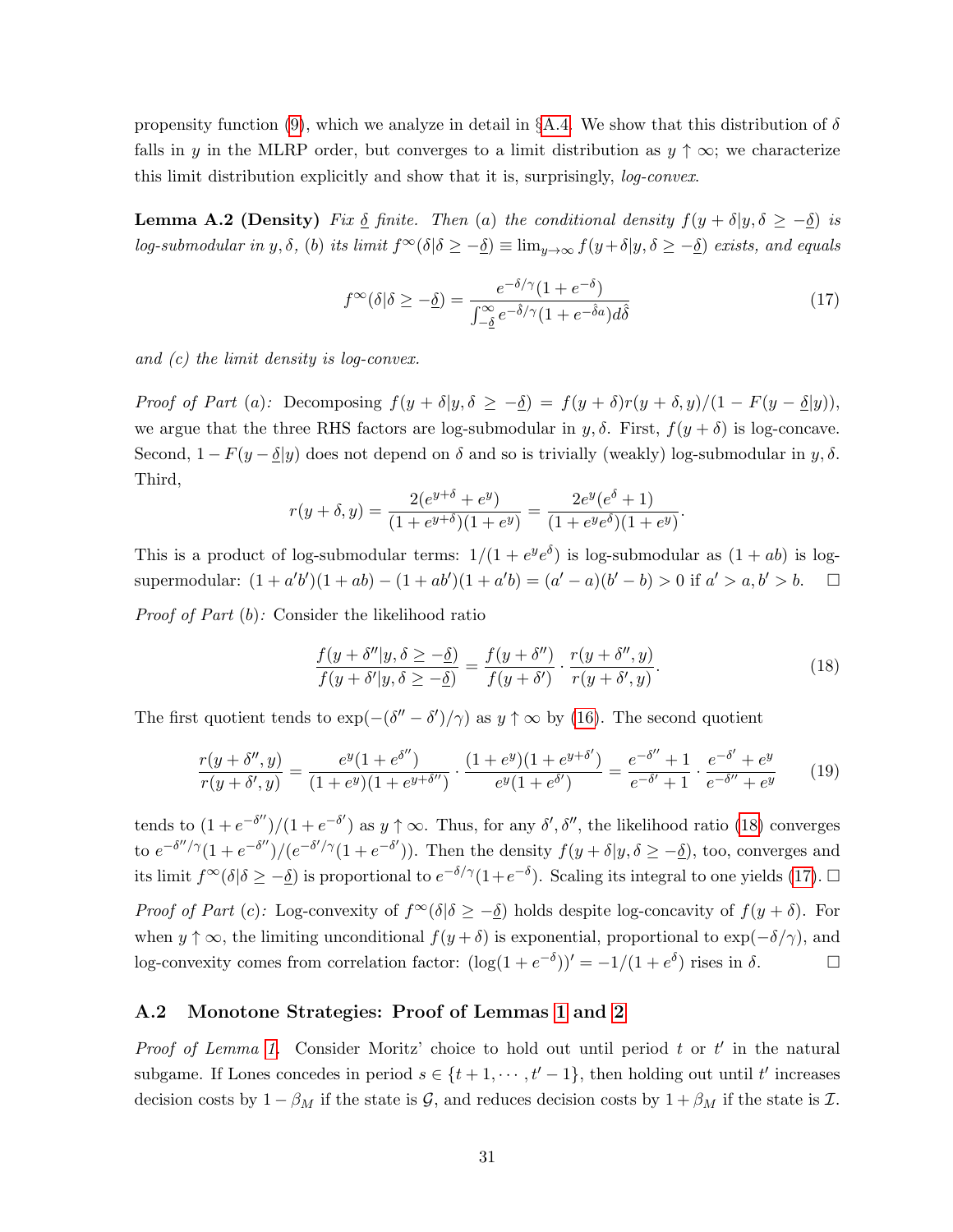propensity function (9), which we analyze in detail in §A.4. We show that this distribution of $\delta$ falls in $y$ in the MLRP order, but converges to a limit distribution as $y \uparrow \infty$; we characterize this limit distribution explicitly and show that it is, surprisingly, *log-convex*.

**Lemma A.2 (Density)** *Fix $\underline{\delta}$ finite. Then (a) the conditional density $f(y+\delta|y, \delta \geq -\underline{\delta})$ is log-submodular in $y, \delta$, (b) its limit $f^{\infty}(\delta|\delta \geq -\underline{\delta}) \equiv \lim_{y\to\infty} f(y+\delta|y, \delta \geq -\underline{\delta})$ exists, and equals*

$$f^{\infty}(\delta|\delta \geq -\underline{\delta}) = \frac{e^{-\delta/\gamma}(1+e^{-\delta})}{\int_{-\underline{\delta}}^{\infty} e^{-\hat{\delta}/\gamma}(1+e^{-\hat{\delta}a})d\hat{\delta}} \tag{17}$$

*and (c) the limit density is log-convex.*

*Proof of Part (a):* Decomposing $f(y+\delta|y, \delta \geq -\underline{\delta}) = f(y+\delta)r(y+\delta, y)/(1 - F(y-\underline{\delta}|y))$, we argue that the three RHS factors are log-submodular in $y, \delta$. First, $f(y+\delta)$ is log-concave. Second, $1 - F(y-\underline{\delta}|y)$ does not depend on $\delta$ and so is trivially (weakly) log-submodular in $y, \delta$. Third,

$$r(y+\delta, y) = \frac{2(e^{y+\delta}+e^{y})}{(1+e^{y+\delta})(1+e^{y})} = \frac{2e^{y}(e^{\delta}+1)}{(1+e^{y}e^{\delta})(1+e^{y})}.$$

This is a product of log-submodular terms: $1/(1+e^{y}e^{\delta})$ is log-submodular as $(1+ab)$ is log-supermodular: $(1+a'b')(1+ab) - (1+ab')(1+a'b) = (a'-a)(b'-b) > 0$ if $a' > a, b' > b$. $\square$

*Proof of Part (b):* Consider the likelihood ratio

$$\frac{f(y+\delta''|y, \delta \geq -\underline{\delta})}{f(y+\delta'|y, \delta \geq -\underline{\delta})} = \frac{f(y+\delta'')}{f(y+\delta')} \cdot \frac{r(y+\delta'', y)}{r(y+\delta', y)}. \tag{18}$$

The first quotient tends to $\exp(-(\delta''-\delta')/\gamma)$ as $y \uparrow \infty$ by (16). The second quotient

$$\frac{r(y+\delta'', y)}{r(y+\delta', y)} = \frac{e^{y}(1+e^{\delta''})}{(1+e^{y})(1+e^{y+\delta''})} \cdot \frac{(1+e^{y})(1+e^{y+\delta'})}{e^{y}(1+e^{\delta'})} = \frac{e^{-\delta''}+1}{e^{-\delta'}+1} \cdot \frac{e^{-\delta'}+e^{y}}{e^{-\delta''}+e^{y}} \tag{19}$$

tends to $(1+e^{-\delta''})/(1+e^{-\delta'})$ as $y \uparrow \infty$. Thus, for any $\delta', \delta''$, the likelihood ratio (18) converges to $e^{-\delta''/\gamma}(1+e^{-\delta''})/(e^{-\delta'/\gamma}(1+e^{-\delta'}))$. Then the density $f(y+\delta|y, \delta \geq -\underline{\delta})$, too, converges and its limit $f^{\infty}(\delta|\delta \geq -\underline{\delta})$ is proportional to $e^{-\delta/\gamma}(1+e^{-\delta})$. Scaling its integral to one yields (17). $\square$

*Proof of Part (c):* Log-convexity of $f^{\infty}(\delta|\delta \geq -\underline{\delta})$ holds despite log-concavity of $f(y+\delta)$. For when $y \uparrow \infty$, the limiting unconditional $f(y+\delta)$ is exponential, proportional to $\exp(-\delta/\gamma)$, and log-convexity comes from correlation factor: $(\log(1+e^{-\delta}))' = -1/(1+e^{\delta})$ rises in $\delta$. $\square$

## A.2 Monotone Strategies: Proof of Lemmas 1 and 2

*Proof of Lemma 1.* Consider Moritz' choice to hold out until period $t$ or $t'$ in the natural subgame. If Lones concedes in period $s \in \{t+1, \cdots, t'-1\}$, then holding out until $t'$ increases decision costs by $1-\beta_M$ if the state is $\mathcal{G}$, and reduces decision costs by $1+\beta_M$ if the state is $\mathcal{I}$.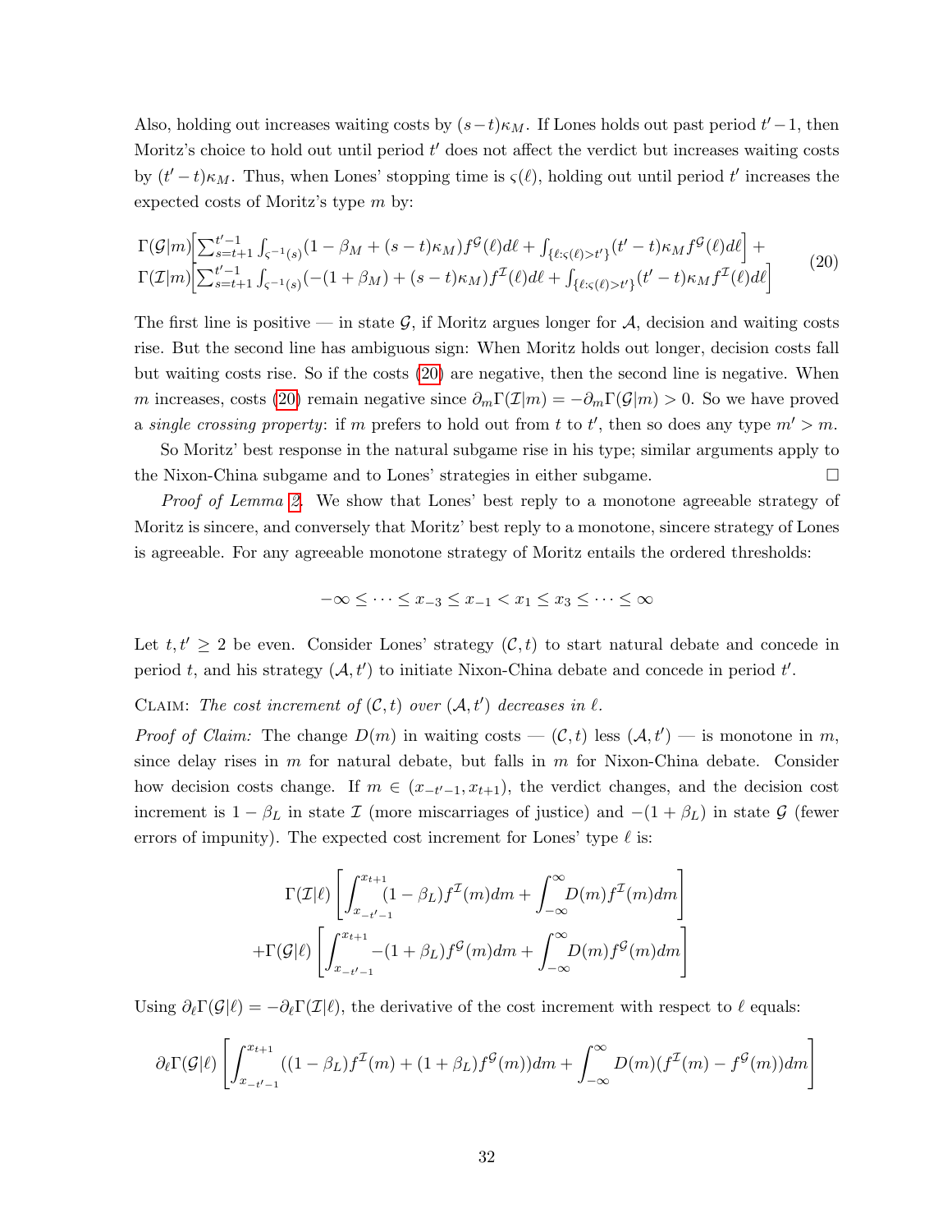Also, holding out increases waiting costs by $(s-t)\kappa_M$. If Lones holds out past period $t'-1$, then Moritz's choice to hold out until period $t'$ does not affect the verdict but increases waiting costs by $(t'-t)\kappa_M$. Thus, when Lones' stopping time is $\varsigma(\ell)$, holding out until period $t'$ increases the expected costs of Moritz's type $m$ by:

$$
\begin{aligned}
&\Gamma(\mathcal{G}|m)\Big[\textstyle\sum_{s=t+1}^{t'-1}\int_{\varsigma^{-1}(s)}(1-\beta_M+(s-t)\kappa_M)f^{\mathcal{G}}(\ell)d\ell+\int_{\{\ell:\varsigma(\ell)>t'\}}(t'-t)\kappa_M f^{\mathcal{G}}(\ell)d\ell\Big]+\\
&\Gamma(\mathcal{I}|m)\Big[\textstyle\sum_{s=t+1}^{t'-1}\int_{\varsigma^{-1}(s)}(-(1+\beta_M)+(s-t)\kappa_M)f^{\mathcal{I}}(\ell)d\ell+\int_{\{\ell:\varsigma(\ell)>t'\}}(t'-t)\kappa_M f^{\mathcal{I}}(\ell)d\ell\Big]
\end{aligned}
\tag{20}
$$

The first line is positive — in state $\mathcal{G}$, if Moritz argues longer for $\mathcal{A}$, decision and waiting costs rise. But the second line has ambiguous sign: When Moritz holds out longer, decision costs fall but waiting costs rise. So if the costs (20) are negative, then the second line is negative. When $m$ increases, costs (20) remain negative since $\partial_m\Gamma(\mathcal{I}|m)=-\partial_m\Gamma(\mathcal{G}|m)>0$. So we have proved a *single crossing property*: if $m$ prefers to hold out from $t$ to $t'$, then so does any type $m'>m$.

So Moritz' best response in the natural subgame rise in his type; similar arguments apply to the Nixon-China subgame and to Lones' strategies in either subgame. □

*Proof of Lemma 2.* We show that Lones' best reply to a monotone agreeable strategy of Moritz is sincere, and conversely that Moritz' best reply to a monotone, sincere strategy of Lones is agreeable. For any agreeable monotone strategy of Moritz entails the ordered thresholds:

$$-\infty\le\cdots\le x_{-3}\le x_{-1}<x_1\le x_3\le\cdots\le\infty$$

Let $t,t'\ge 2$ be even. Consider Lones' strategy $(\mathcal{C},t)$ to start natural debate and concede in period $t$, and his strategy $(\mathcal{A},t')$ to initiate Nixon-China debate and concede in period $t'$.

Claim: *The cost increment of $(\mathcal{C},t)$ over $(\mathcal{A},t')$ decreases in $\ell$.*

*Proof of Claim:* The change $D(m)$ in waiting costs — $(\mathcal{C},t)$ less $(\mathcal{A},t')$ — is monotone in $m$, since delay rises in $m$ for natural debate, but falls in $m$ for Nixon-China debate. Consider how decision costs change. If $m\in(x_{-t'-1},x_{t+1})$, the verdict changes, and the decision cost increment is $1-\beta_L$ in state $\mathcal{I}$ (more miscarriages of justice) and $-(1+\beta_L)$ in state $\mathcal{G}$ (fewer errors of impunity). The expected cost increment for Lones' type $\ell$ is:

$$
\begin{aligned}
&\Gamma(\mathcal{I}|\ell)\left[\int_{x_{-t'-1}}^{x_{t+1}}(1-\beta_L)f^{\mathcal{I}}(m)dm+\int_{-\infty}^{\infty}D(m)f^{\mathcal{I}}(m)dm\right]\\
&+\Gamma(\mathcal{G}|\ell)\left[\int_{x_{-t'-1}}^{x_{t+1}}-(1+\beta_L)f^{\mathcal{G}}(m)dm+\int_{-\infty}^{\infty}D(m)f^{\mathcal{G}}(m)dm\right]
\end{aligned}
$$

Using $\partial_\ell\Gamma(\mathcal{G}|\ell)=-\partial_\ell\Gamma(\mathcal{I}|\ell)$, the derivative of the cost increment with respect to $\ell$ equals:

$$\partial_\ell\Gamma(\mathcal{G}|\ell)\left[\int_{x_{-t'-1}}^{x_{t+1}}((1-\beta_L)f^{\mathcal{I}}(m)+(1+\beta_L)f^{\mathcal{G}}(m))dm+\int_{-\infty}^{\infty}D(m)(f^{\mathcal{I}}(m)-f^{\mathcal{G}}(m))dm\right]$$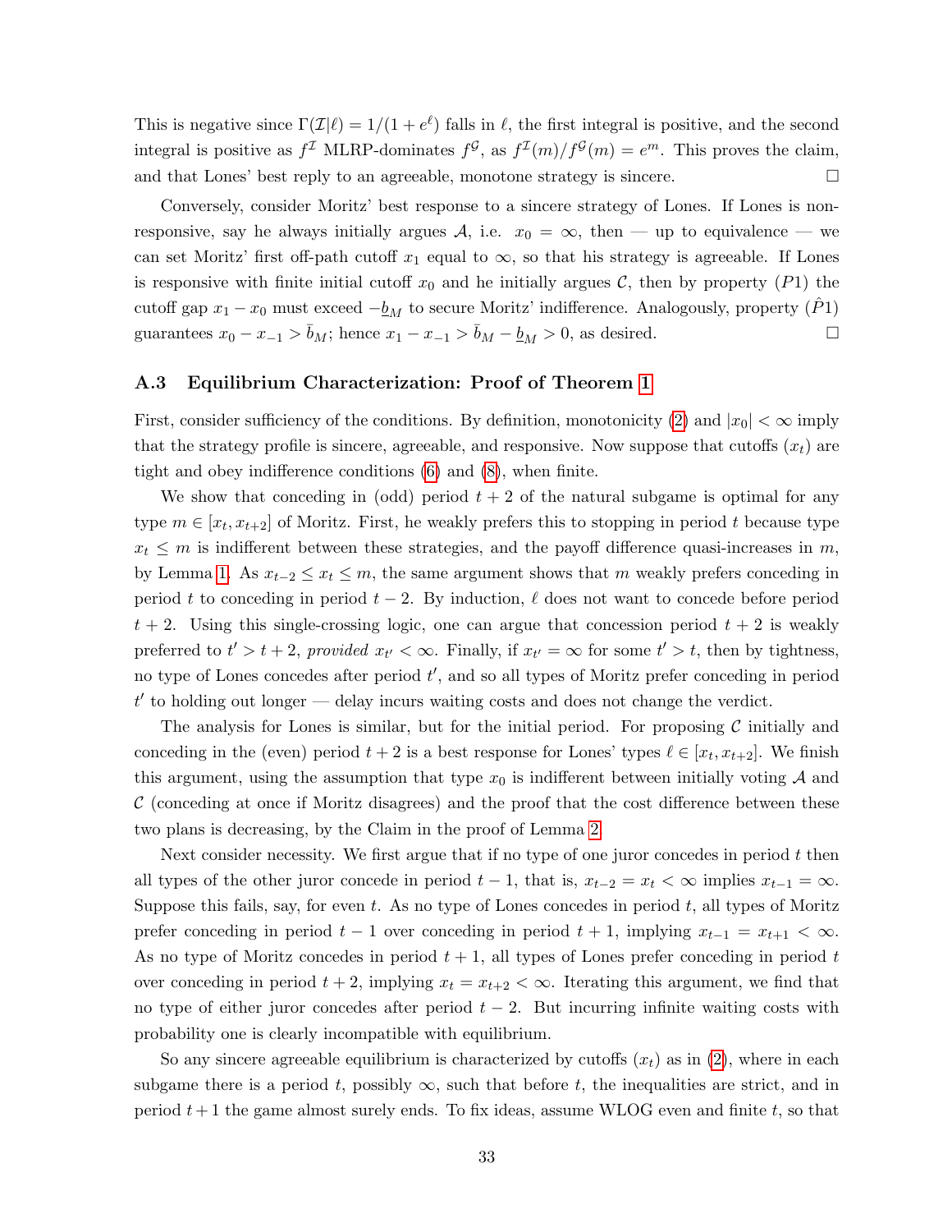This is negative since $\Gamma(\mathcal{I}|\ell) = 1/(1+e^{\ell})$ falls in $\ell$, the first integral is positive, and the second integral is positive as $f^{\mathcal{I}}$ MLRP-dominates $f^{\mathcal{G}}$, as $f^{\mathcal{I}}(m)/f^{\mathcal{G}}(m) = e^{m}$. This proves the claim, and that Lones' best reply to an agreeable, monotone strategy is sincere. □

Conversely, consider Moritz' best response to a sincere strategy of Lones. If Lones is non-responsive, say he always initially argues $\mathcal{A}$, i.e. $x_0 = \infty$, then — up to equivalence — we can set Moritz' first off-path cutoff $x_1$ equal to $\infty$, so that his strategy is agreeable. If Lones is responsive with finite initial cutoff $x_0$ and he initially argues $\mathcal{C}$, then by property $(P1)$ the cutoff gap $x_1 - x_0$ must exceed $-\underline{b}_M$ to secure Moritz' indifference. Analogously, property $(\hat{P}1)$ guarantees $x_0 - x_{-1} > \bar{b}_M$; hence $x_1 - x_{-1} > \bar{b}_M - \underline{b}_M > 0$, as desired. □

### A.3 Equilibrium Characterization: Proof of Theorem 1

First, consider sufficiency of the conditions. By definition, monotonicity (2) and $|x_0| < \infty$ imply that the strategy profile is sincere, agreeable, and responsive. Now suppose that cutoffs $(x_t)$ are tight and obey indifference conditions (6) and (8), when finite.

We show that conceding in (odd) period $t+2$ of the natural subgame is optimal for any type $m \in [x_t, x_{t+2}]$ of Moritz. First, he weakly prefers this to stopping in period $t$ because type $x_t \le m$ is indifferent between these strategies, and the payoff difference quasi-increases in $m$, by Lemma 1. As $x_{t-2} \le x_t \le m$, the same argument shows that $m$ weakly prefers conceding in period $t$ to conceding in period $t-2$. By induction, $\ell$ does not want to concede before period $t+2$. Using this single-crossing logic, one can argue that concession period $t+2$ is weakly preferred to $t' > t+2$, *provided* $x_{t'} < \infty$. Finally, if $x_{t'} = \infty$ for some $t' > t$, then by tightness, no type of Lones concedes after period $t'$, and so all types of Moritz prefer conceding in period $t'$ to holding out longer — delay incurs waiting costs and does not change the verdict.

The analysis for Lones is similar, but for the initial period. For proposing $\mathcal{C}$ initially and conceding in the (even) period $t+2$ is a best response for Lones' types $\ell \in [x_t, x_{t+2}]$. We finish this argument, using the assumption that type $x_0$ is indifferent between initially voting $\mathcal{A}$ and $\mathcal{C}$ (conceding at once if Moritz disagrees) and the proof that the cost difference between these two plans is decreasing, by the Claim in the proof of Lemma 2.

Next consider necessity. We first argue that if no type of one juror concedes in period $t$ then all types of the other juror concede in period $t-1$, that is, $x_{t-2} = x_t < \infty$ implies $x_{t-1} = \infty$. Suppose this fails, say, for even $t$. As no type of Lones concedes in period $t$, all types of Moritz prefer conceding in period $t-1$ over conceding in period $t+1$, implying $x_{t-1} = x_{t+1} < \infty$. As no type of Moritz concedes in period $t+1$, all types of Lones prefer conceding in period $t$ over conceding in period $t+2$, implying $x_t = x_{t+2} < \infty$. Iterating this argument, we find that no type of either juror concedes after period $t-2$. But incurring infinite waiting costs with probability one is clearly incompatible with equilibrium.

So any sincere agreeable equilibrium is characterized by cutoffs $(x_t)$ as in (2), where in each subgame there is a period $t$, possibly $\infty$, such that before $t$, the inequalities are strict, and in period $t+1$ the game almost surely ends. To fix ideas, assume WLOG even and finite $t$, so that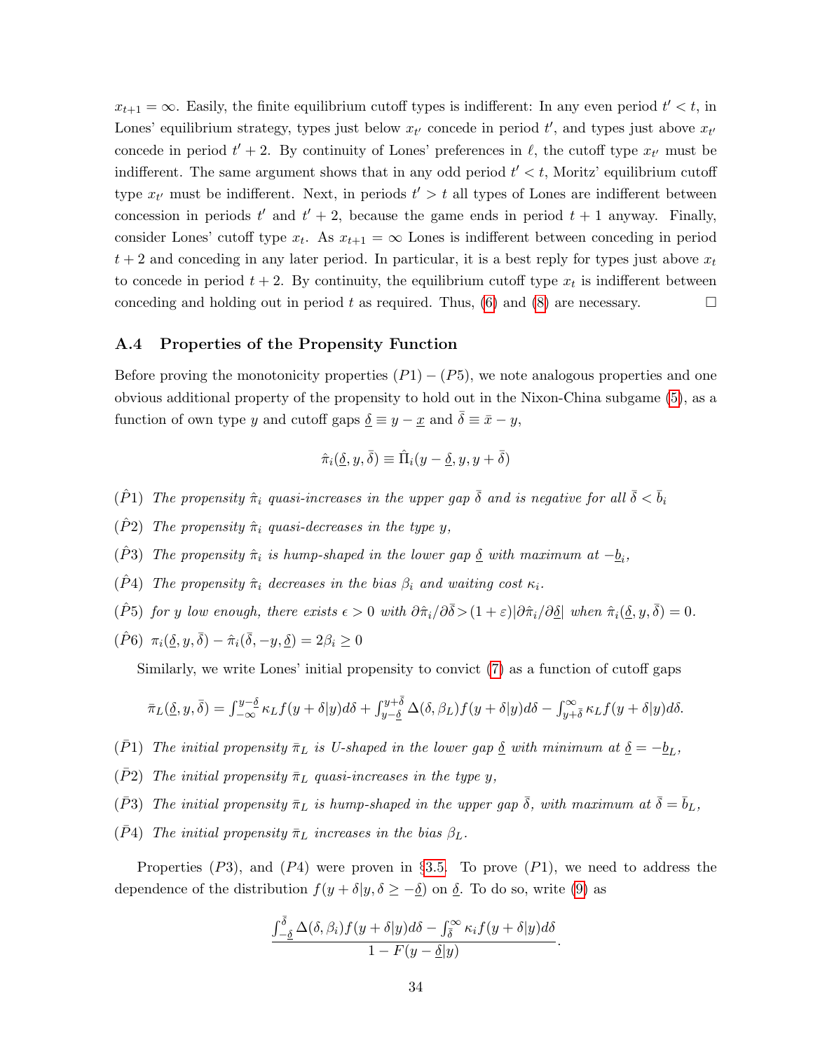$x_{t+1} = \infty$. Easily, the finite equilibrium cutoff types is indifferent: In any even period $t' < t$, in Lones' equilibrium strategy, types just below $x_{t'}$ concede in period $t'$, and types just above $x_{t'}$ concede in period $t'+2$. By continuity of Lones' preferences in $\ell$, the cutoff type $x_{t'}$ must be indifferent. The same argument shows that in any odd period $t' < t$, Moritz' equilibrium cutoff type $x_{t'}$ must be indifferent. Next, in periods $t' > t$ all types of Lones are indifferent between concession in periods $t'$ and $t'+2$, because the game ends in period $t+1$ anyway. Finally, consider Lones' cutoff type $x_t$. As $x_{t+1} = \infty$ Lones is indifferent between conceding in period $t+2$ and conceding in any later period. In particular, it is a best reply for types just above $x_t$ to concede in period $t+2$. By continuity, the equilibrium cutoff type $x_t$ is indifferent between conceding and holding out in period $t$ as required. Thus, (6) and (8) are necessary. □

### A.4 Properties of the Propensity Function

Before proving the monotonicity properties $(P1)-(P5)$, we note analogous properties and one obvious additional property of the propensity to hold out in the Nixon-China subgame (5), as a function of own type $y$ and cutoff gaps $\underline{\delta} \equiv y - \underline{x}$ and $\bar{\delta} \equiv \bar{x} - y$,

$$\hat{\pi}_i(\underline{\delta}, y, \bar{\delta}) \equiv \hat{\Pi}_i(y - \underline{\delta}, y, y + \bar{\delta})$$

$(\hat{P}1)$ *The propensity $\hat{\pi}_i$ quasi-increases in the upper gap $\bar{\delta}$ and is negative for all $\bar{\delta} < \bar{b}_i$*

$(\hat{P}2)$ *The propensity $\hat{\pi}_i$ quasi-decreases in the type $y$,*

$(\hat{P}3)$ *The propensity $\hat{\pi}_i$ is hump-shaped in the lower gap $\underline{\delta}$ with maximum at $-\underline{b}_i$,*

$(\hat{P}4)$ *The propensity $\hat{\pi}_i$ decreases in the bias $\beta_i$ and waiting cost $\kappa_i$.*

$(\hat{P}5)$ *for $y$ low enough, there exists $\epsilon > 0$ with $\partial\hat{\pi}_i/\partial\bar{\delta} > (1+\varepsilon)|\partial\hat{\pi}_i/\partial\underline{\delta}|$ when $\hat{\pi}_i(\underline{\delta}, y, \bar{\delta}) = 0$.*

$(\hat{P}6)$ $\pi_i(\underline{\delta}, y, \bar{\delta}) - \hat{\pi}_i(\bar{\delta}, -y, \underline{\delta}) = 2\beta_i \geq 0$

Similarly, we write Lones' initial propensity to convict (7) as a function of cutoff gaps

$$\bar{\pi}_L(\underline{\delta}, y, \bar{\delta}) = \int_{-\infty}^{y-\underline{\delta}} \kappa_L f(y+\delta|y)d\delta + \int_{y-\underline{\delta}}^{y+\bar{\delta}} \Delta(\delta, \beta_L) f(y+\delta|y)d\delta - \int_{y+\bar{\delta}}^{\infty} \kappa_L f(y+\delta|y)d\delta.$$

$(\bar{P}1)$ *The initial propensity $\bar{\pi}_L$ is U-shaped in the lower gap $\underline{\delta}$ with minimum at $\underline{\delta} = -\underline{b}_L$,*

$(\bar{P}2)$ *The initial propensity $\bar{\pi}_L$ quasi-increases in the type $y$,*

$(\bar{P}3)$ *The initial propensity $\bar{\pi}_L$ is hump-shaped in the upper gap $\bar{\delta}$, with maximum at $\bar{\delta} = \bar{b}_L$,*

$(\bar{P}4)$ *The initial propensity $\bar{\pi}_L$ increases in the bias $\beta_L$.*

Properties $(P3)$, and $(P4)$ were proven in §3.5. To prove $(P1)$, we need to address the dependence of the distribution $f(y+\delta|y, \delta \geq -\underline{\delta})$ on $\underline{\delta}$. To do so, write (9) as

$$\frac{\int_{-\underline{\delta}}^{\bar{\delta}} \Delta(\delta, \beta_i) f(y+\delta|y)d\delta - \int_{\bar{\delta}}^{\infty} \kappa_i f(y+\delta|y)d\delta}{1 - F(y-\underline{\delta}|y)}.$$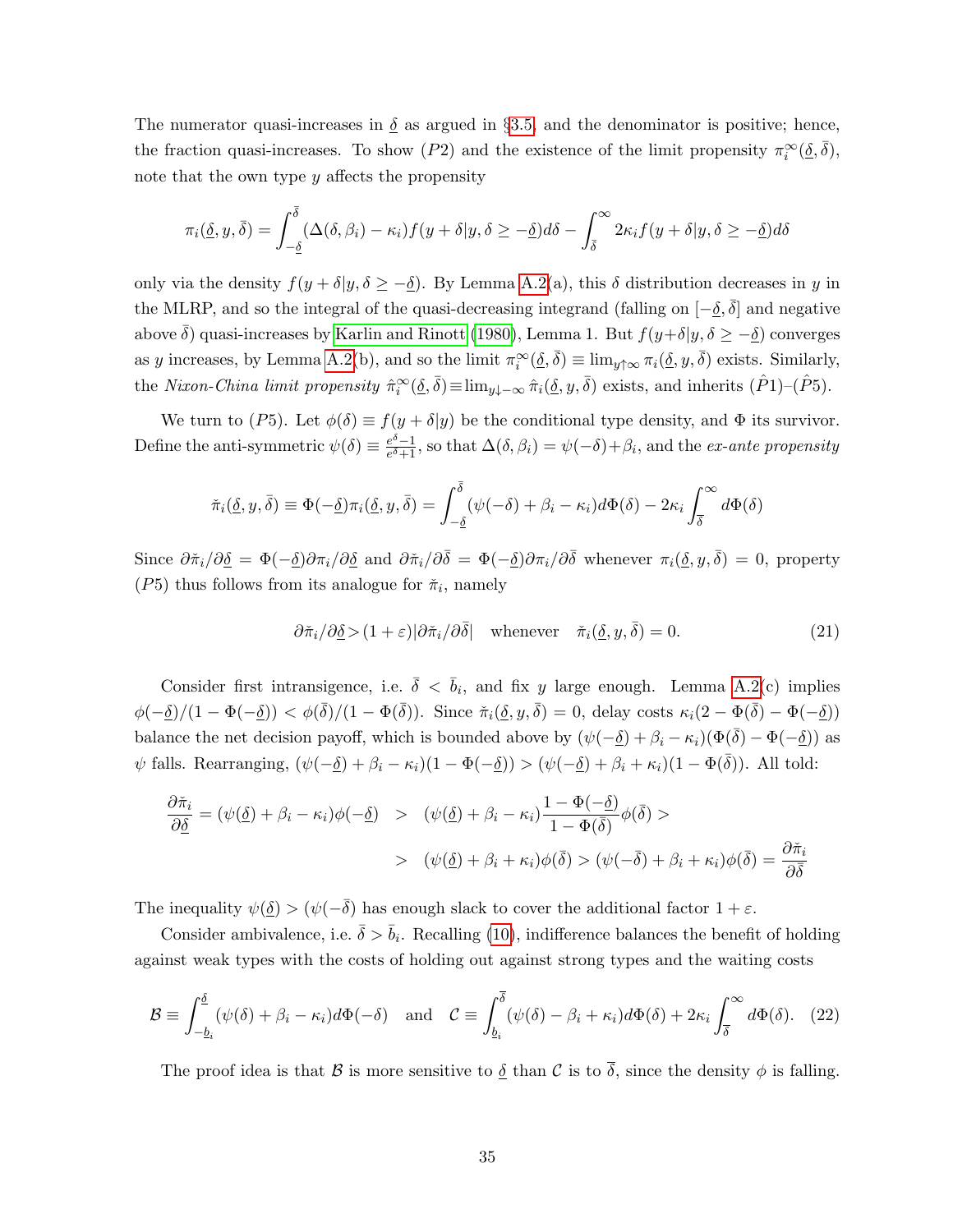The numerator quasi-increases in $\underline{\delta}$ as argued in §3.5, and the denominator is positive; hence, the fraction quasi-increases. To show $(P2)$ and the existence of the limit propensity $\pi_i^\infty(\underline{\delta}, \bar{\delta})$, note that the own type $y$ affects the propensity

$$\pi_i(\underline{\delta}, y, \bar{\delta}) = \int_{-\underline{\delta}}^{\bar{\delta}} (\Delta(\delta, \beta_i) - \kappa_i) f(y + \delta | y, \delta \geq -\underline{\delta}) d\delta - \int_{\bar{\delta}}^{\infty} 2\kappa_i f(y + \delta | y, \delta \geq -\underline{\delta}) d\delta$$

only via the density $f(y + \delta | y, \delta \geq -\underline{\delta})$. By Lemma A.2(a), this $\delta$ distribution decreases in $y$ in the MLRP, and so the integral of the quasi-decreasing integrand (falling on $[-\underline{\delta}, \bar{\delta}]$ and negative above $\bar{\delta}$) quasi-increases by Karlin and Rinott (1980), Lemma 1. But $f(y+\delta | y, \delta \geq -\underline{\delta})$ converges as $y$ increases, by Lemma A.2(b), and so the limit $\pi_i^\infty(\underline{\delta}, \bar{\delta}) \equiv \lim_{y \uparrow \infty} \pi_i(\underline{\delta}, y, \bar{\delta})$ exists. Similarly, the *Nixon-China limit propensity* $\hat{\pi}_i^\infty(\underline{\delta}, \bar{\delta}) \equiv \lim_{y \downarrow -\infty} \hat{\pi}_i(\underline{\delta}, y, \bar{\delta})$ exists, and inherits $(\hat{P}1)$–$(\hat{P}5)$.

We turn to $(P5)$. Let $\phi(\delta) \equiv f(y + \delta | y)$ be the conditional type density, and $\Phi$ its survivor. Define the anti-symmetric $\psi(\delta) \equiv \frac{e^\delta - 1}{e^\delta + 1}$, so that $\Delta(\delta, \beta_i) = \psi(-\delta) + \beta_i$, and the *ex-ante propensity*

$$\check{\pi}_i(\underline{\delta}, y, \bar{\delta}) \equiv \Phi(-\underline{\delta}) \pi_i(\underline{\delta}, y, \bar{\delta}) = \int_{-\underline{\delta}}^{\bar{\delta}} (\psi(-\delta) + \beta_i - \kappa_i) d\Phi(\delta) - 2\kappa_i \int_{\bar{\delta}}^{\infty} d\Phi(\delta)$$

Since $\partial \check{\pi}_i / \partial \underline{\delta} = \Phi(-\underline{\delta}) \partial \pi_i / \partial \underline{\delta}$ and $\partial \check{\pi}_i / \partial \bar{\delta} = \Phi(-\underline{\delta}) \partial \pi_i / \partial \bar{\delta}$ whenever $\pi_i(\underline{\delta}, y, \bar{\delta}) = 0$, property $(P5)$ thus follows from its analogue for $\check{\pi}_i$, namely

$$\partial \check{\pi}_i / \partial \underline{\delta} > (1 + \varepsilon) |\partial \check{\pi}_i / \partial \bar{\delta}| \quad \text{whenever} \quad \check{\pi}_i(\underline{\delta}, y, \bar{\delta}) = 0. \tag{21}$$

Consider first intransigence, i.e. $\bar{\delta} < \bar{b}_i$, and fix $y$ large enough. Lemma A.2(c) implies $\phi(-\underline{\delta})/(1 - \Phi(-\underline{\delta})) < \phi(\bar{\delta})/(1 - \Phi(\bar{\delta}))$. Since $\check{\pi}_i(\underline{\delta}, y, \bar{\delta}) = 0$, delay costs $\kappa_i(2 - \Phi(\bar{\delta}) - \Phi(-\underline{\delta}))$ balance the net decision payoff, which is bounded above by $(\psi(-\underline{\delta}) + \beta_i - \kappa_i)(\Phi(\bar{\delta}) - \Phi(-\underline{\delta}))$ as $\psi$ falls. Rearranging, $(\psi(-\underline{\delta}) + \beta_i - \kappa_i)(1 - \Phi(-\underline{\delta})) > (\psi(-\underline{\delta}) + \beta_i + \kappa_i)(1 - \Phi(\bar{\delta}))$. All told:

$$\begin{aligned}
\frac{\partial \check{\pi}_i}{\partial \underline{\delta}} = (\psi(\underline{\delta}) + \beta_i - \kappa_i) \phi(-\underline{\delta}) \quad &> \quad (\psi(\underline{\delta}) + \beta_i - \kappa_i) \frac{1 - \Phi(-\underline{\delta})}{1 - \Phi(\bar{\delta})} \phi(\bar{\delta}) > \\
&> \quad (\psi(\underline{\delta}) + \beta_i + \kappa_i) \phi(\bar{\delta}) > (\psi(-\bar{\delta}) + \beta_i + \kappa_i) \phi(\bar{\delta}) = \frac{\partial \check{\pi}_i}{\partial \bar{\delta}}
\end{aligned}$$

The inequality $\psi(\underline{\delta}) > (\psi(-\bar{\delta})$ has enough slack to cover the additional factor $1 + \varepsilon$.

Consider ambivalence, i.e. $\bar{\delta} > \bar{b}_i$. Recalling (10), indifference balances the benefit of holding against weak types with the costs of holding out against strong types and the waiting costs

$$\mathcal{B} \equiv \int_{-\underline{b}_i}^{\underline{\delta}} (\psi(\delta) + \beta_i - \kappa_i) d\Phi(-\delta) \quad \text{and} \quad \mathcal{C} \equiv \int_{\underline{b}_i}^{\overline{\delta}} (\psi(\delta) - \beta_i + \kappa_i) d\Phi(\delta) + 2\kappa_i \int_{\overline{\delta}}^{\infty} d\Phi(\delta). \tag{22}$$

The proof idea is that $\mathcal{B}$ is more sensitive to $\underline{\delta}$ than $\mathcal{C}$ is to $\overline{\delta}$, since the density $\phi$ is falling.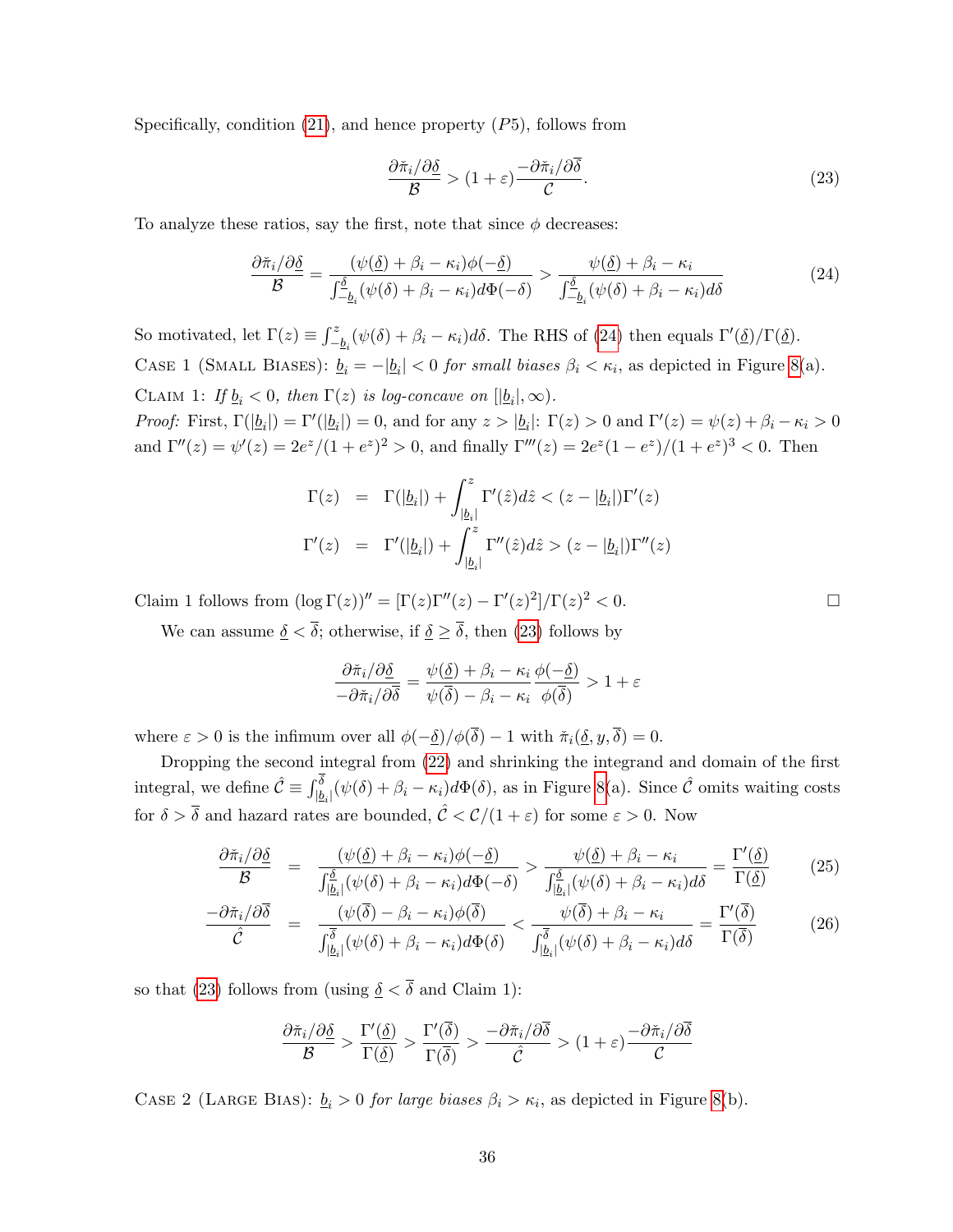Specifically, condition (21), and hence property $(P5)$, follows from

$$\frac{\partial \tilde{\pi}_i/\partial \underline{\delta}}{\mathcal{B}} > (1+\varepsilon)\frac{-\partial \tilde{\pi}_i/\partial \overline{\delta}}{\mathcal{C}}. \tag{23}$$

To analyze these ratios, say the first, note that since $\phi$ decreases:

$$\frac{\partial \tilde{\pi}_i/\partial \underline{\delta}}{\mathcal{B}} = \frac{(\psi(\underline{\delta})+\beta_i-\kappa_i)\phi(-\underline{\delta})}{\int_{-\underline{b}_i}^{\underline{\delta}}(\psi(\delta)+\beta_i-\kappa_i)d\Phi(-\delta)} > \frac{\psi(\underline{\delta})+\beta_i-\kappa_i}{\int_{-\underline{b}_i}^{\underline{\delta}}(\psi(\delta)+\beta_i-\kappa_i)d\delta} \tag{24}$$

So motivated, let $\Gamma(z) \equiv \int_{-\underline{b}_i}^{z}(\psi(\delta)+\beta_i-\kappa_i)d\delta$. The RHS of (24) then equals $\Gamma'(\underline{\delta})/\Gamma(\underline{\delta})$.

Case 1 (Small Biases): *$\underline{b}_i = -|\underline{b}_i| < 0$ for small biases $\beta_i < \kappa_i$, as depicted in Figure 8(a).*

Claim 1: *If $\underline{b}_i < 0$, then $\Gamma(z)$ is log-concave on $[|\underline{b}_i|, \infty)$.*

*Proof:* First, $\Gamma(|\underline{b}_i|) = \Gamma'(|\underline{b}_i|) = 0$, and for any $z > |\underline{b}_i|$: $\Gamma(z) > 0$ and $\Gamma'(z) = \psi(z)+\beta_i-\kappa_i > 0$ and $\Gamma''(z) = \psi'(z) = 2e^z/(1+e^z)^2 > 0$, and finally $\Gamma'''(z) = 2e^z(1-e^z)/(1+e^z)^3 < 0$. Then

$$\begin{aligned}
\Gamma(z) &= \Gamma(|\underline{b}_i|) + \int_{|\underline{b}_i|}^{z} \Gamma'(\hat{z})d\hat{z} < (z-|\underline{b}_i|)\Gamma'(z) \\
\Gamma'(z) &= \Gamma'(|\underline{b}_i|) + \int_{|\underline{b}_i|}^{z} \Gamma''(\hat{z})d\hat{z} > (z-|\underline{b}_i|)\Gamma''(z)
\end{aligned}$$

Claim 1 follows from $(\log \Gamma(z))'' = [\Gamma(z)\Gamma''(z) - \Gamma'(z)^2]/\Gamma(z)^2 < 0$. □

We can assume $\underline{\delta} < \overline{\delta}$; otherwise, if $\underline{\delta} \geq \overline{\delta}$, then (23) follows by

$$\frac{\partial \tilde{\pi}_i/\partial \underline{\delta}}{-\partial \tilde{\pi}_i/\partial \overline{\delta}} = \frac{\psi(\underline{\delta})+\beta_i-\kappa_i}{\psi(\overline{\delta})-\beta_i-\kappa_i}\frac{\phi(-\underline{\delta})}{\phi(\overline{\delta})} > 1+\varepsilon$$

where $\varepsilon > 0$ is the infimum over all $\phi(-\underline{\delta})/\phi(\overline{\delta}) - 1$ with $\tilde{\pi}_i(\underline{\delta}, y, \overline{\delta}) = 0$.

Dropping the second integral from (22) and shrinking the integrand and domain of the first integral, we define $\hat{\mathcal{C}} \equiv \int_{|\underline{b}_i|}^{\overline{\delta}}(\psi(\delta)+\beta_i-\kappa_i)d\Phi(\delta)$, as in Figure 8(a). Since $\hat{\mathcal{C}}$ omits waiting costs for $\delta > \overline{\delta}$ and hazard rates are bounded, $\hat{\mathcal{C}} < \mathcal{C}/(1+\varepsilon)$ for some $\varepsilon > 0$. Now

$$\frac{\partial \tilde{\pi}_i/\partial \underline{\delta}}{\mathcal{B}} = \frac{(\psi(\underline{\delta})+\beta_i-\kappa_i)\phi(-\underline{\delta})}{\int_{|\underline{b}_i|}^{\underline{\delta}}(\psi(\delta)+\beta_i-\kappa_i)d\Phi(-\delta)} > \frac{\psi(\underline{\delta})+\beta_i-\kappa_i}{\int_{|\underline{b}_i|}^{\underline{\delta}}(\psi(\delta)+\beta_i-\kappa_i)d\delta} = \frac{\Gamma'(\underline{\delta})}{\Gamma(\underline{\delta})} \tag{25}$$

$$\frac{-\partial \tilde{\pi}_i/\partial \overline{\delta}}{\hat{\mathcal{C}}} = \frac{(\psi(\overline{\delta})-\beta_i-\kappa_i)\phi(\overline{\delta})}{\int_{|\underline{b}_i|}^{\overline{\delta}}(\psi(\delta)+\beta_i-\kappa_i)d\Phi(\delta)} < \frac{\psi(\overline{\delta})+\beta_i-\kappa_i}{\int_{|\underline{b}_i|}^{\overline{\delta}}(\psi(\delta)+\beta_i-\kappa_i)d\delta} = \frac{\Gamma'(\overline{\delta})}{\Gamma(\overline{\delta})} \tag{26}$$

so that (23) follows from (using $\underline{\delta} < \overline{\delta}$ and Claim 1):

$$\frac{\partial \tilde{\pi}_i/\partial \underline{\delta}}{\mathcal{B}} > \frac{\Gamma'(\underline{\delta})}{\Gamma(\underline{\delta})} > \frac{\Gamma'(\overline{\delta})}{\Gamma(\overline{\delta})} > \frac{-\partial \tilde{\pi}_i/\partial \overline{\delta}}{\hat{\mathcal{C}}} > (1+\varepsilon)\frac{-\partial \tilde{\pi}_i/\partial \overline{\delta}}{\mathcal{C}}$$

Case 2 (Large Bias): *$\underline{b}_i > 0$ for large biases $\beta_i > \kappa_i$, as depicted in Figure 8(b).*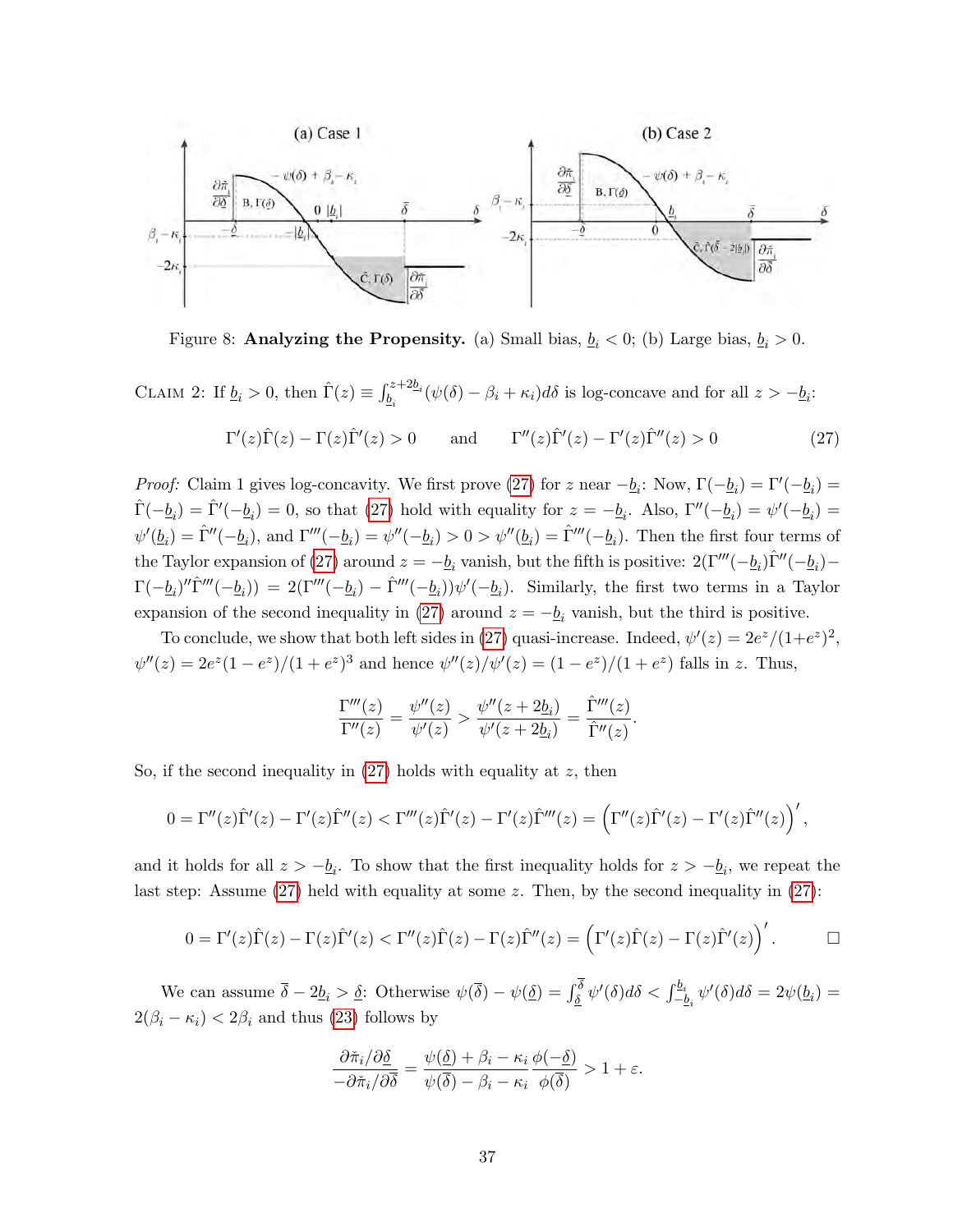Figure 8: **Analyzing the Propensity.** (a) Small bias, $\underline{b}_i < 0$; (b) Large bias, $\underline{b}_i > 0$.

Claim 2: If $\underline{b}_i > 0$, then $\hat{\Gamma}(z) \equiv \int_{\underline{b}_i}^{z+2\underline{b}_i} (\psi(\delta) - \beta_i + \kappa_i) d\delta$ is log-concave and for all $z > -\underline{b}_i$:

$$\Gamma'(z)\hat{\Gamma}(z) - \Gamma(z)\hat{\Gamma}'(z) > 0 \qquad \text{and} \qquad \Gamma''(z)\hat{\Gamma}'(z) - \Gamma'(z)\hat{\Gamma}''(z) > 0 \tag{27}$$

*Proof:* Claim 1 gives log-concavity. We first prove (27) for $z$ near $-\underline{b}_i$: Now, $\Gamma(-\underline{b}_i) = \Gamma'(-\underline{b}_i) = \hat{\Gamma}(-\underline{b}_i) = \hat{\Gamma}'(-\underline{b}_i) = 0$, so that (27) hold with equality for $z = -\underline{b}_i$. Also, $\Gamma''(-\underline{b}_i) = \psi'(-\underline{b}_i) = \psi'(\underline{b}_i) = \hat{\Gamma}''(-\underline{b}_i)$, and $\Gamma'''(-\underline{b}_i) = \psi''(-\underline{b}_i) > 0 > \psi''(\underline{b}_i) = \hat{\Gamma}'''(-\underline{b}_i)$. Then the first four terms of the Taylor expansion of (27) around $z = -\underline{b}_i$ vanish, but the fifth is positive: $2(\Gamma'''(-\underline{b}_i)\hat{\Gamma}''(-\underline{b}_i) - \Gamma(-\underline{b}_i)''\hat{\Gamma}'''(-\underline{b}_i)) = 2(\Gamma'''(-\underline{b}_i) - \hat{\Gamma}'''(-\underline{b}_i))\psi'(-\underline{b}_i)$. Similarly, the first two terms in a Taylor expansion of the second inequality in (27) around $z = -\underline{b}_i$ vanish, but the third is positive.

To conclude, we show that both left sides in (27) quasi-increase. Indeed, $\psi'(z) = 2e^z/(1+e^z)^2$, $\psi''(z) = 2e^z(1-e^z)/(1+e^z)^3$ and hence $\psi''(z)/\psi'(z) = (1-e^z)/(1+e^z)$ falls in $z$. Thus,

$$\frac{\Gamma'''(z)}{\Gamma''(z)} = \frac{\psi''(z)}{\psi'(z)} > \frac{\psi''(z+2\underline{b}_i)}{\psi'(z+2\underline{b}_i)} = \frac{\hat{\Gamma}'''(z)}{\hat{\Gamma}''(z)}.$$

So, if the second inequality in (27) holds with equality at $z$, then

$$0 = \Gamma''(z)\hat{\Gamma}'(z) - \Gamma'(z)\hat{\Gamma}''(z) < \Gamma'''(z)\hat{\Gamma}'(z) - \Gamma'(z)\hat{\Gamma}'''(z) = \Big(\Gamma''(z)\hat{\Gamma}'(z) - \Gamma'(z)\hat{\Gamma}''(z)\Big)',$$

and it holds for all $z > -\underline{b}_i$. To show that the first inequality holds for $z > -\underline{b}_i$, we repeat the last step: Assume (27) held with equality at some $z$. Then, by the second inequality in (27):

$$0 = \Gamma'(z)\hat{\Gamma}(z) - \Gamma(z)\hat{\Gamma}'(z) < \Gamma''(z)\hat{\Gamma}(z) - \Gamma(z)\hat{\Gamma}''(z) = \Big(\Gamma'(z)\hat{\Gamma}(z) - \Gamma(z)\hat{\Gamma}'(z)\Big)'. \qquad \square$$

We can assume $\bar{\delta} - 2\underline{b}_i > \underline{\delta}$: Otherwise $\psi(\bar{\delta}) - \psi(\underline{\delta}) = \int_{\underline{\delta}}^{\bar{\delta}} \psi'(\delta)d\delta < \int_{-\underline{b}_i}^{\underline{b}_i} \psi'(\delta)d\delta = 2\psi(\underline{b}_i) = 2(\beta_i - \kappa_i) < 2\beta_i$ and thus (23) follows by

$$\frac{\partial\tilde{\pi}_i/\partial\underline{\delta}}{-\partial\tilde{\pi}_i/\partial\bar{\delta}} = \frac{\psi(\underline{\delta}) + \beta_i - \kappa_i}{\psi(\bar{\delta}) - \beta_i - \kappa_i}\frac{\phi(-\underline{\delta})}{\phi(\bar{\delta})} > 1 + \varepsilon.$$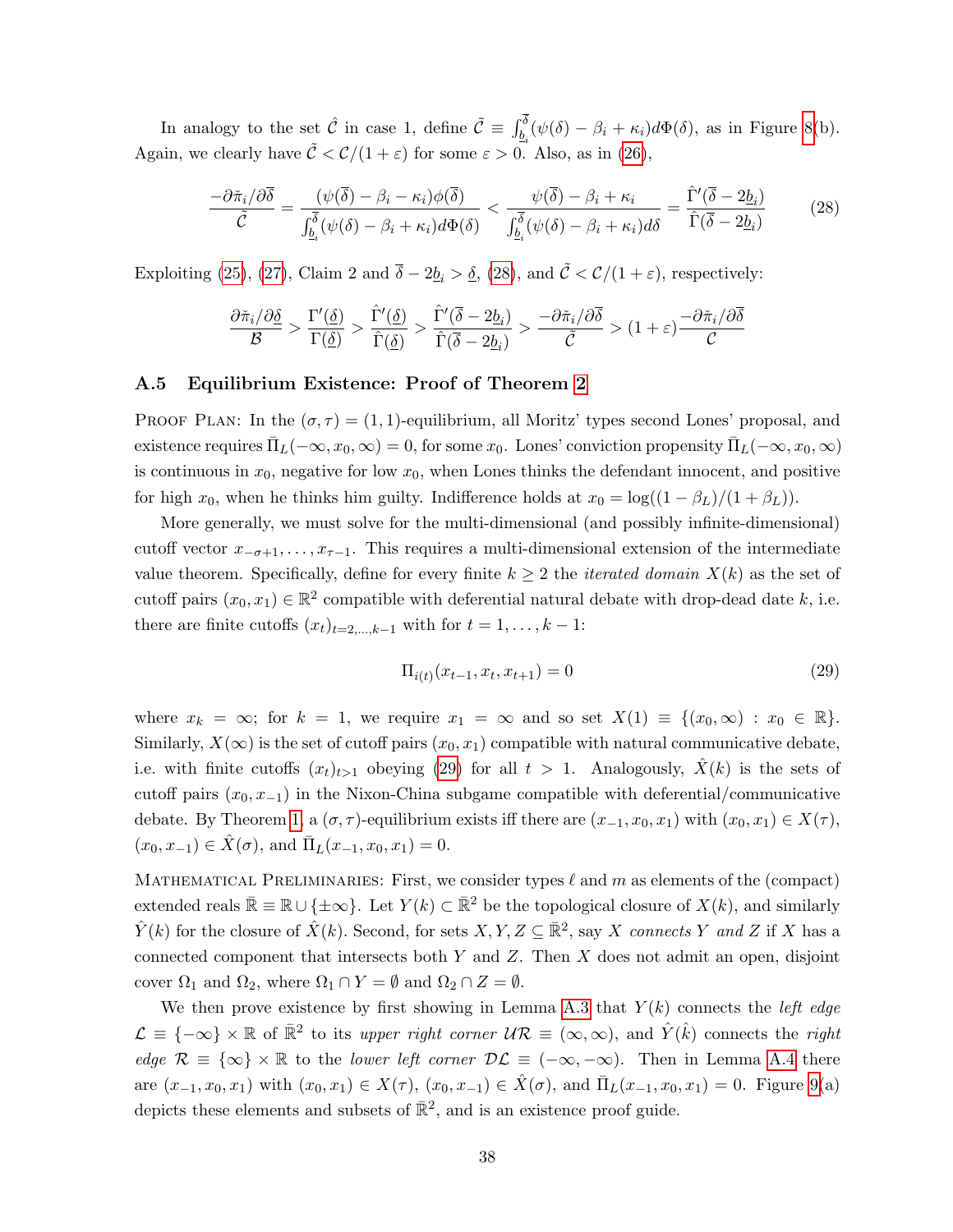In analogy to the set $\hat{\mathcal{C}}$ in case 1, define $\tilde{\mathcal{C}} \equiv \int_{\underline{b}_i}^{\overline{\delta}} (\psi(\delta) - \beta_i + \kappa_i) d\Phi(\delta)$, as in Figure 8(b). Again, we clearly have $\tilde{\mathcal{C}} < \mathcal{C}/(1+\varepsilon)$ for some $\varepsilon > 0$. Also, as in (26),

$$\frac{-\partial \breve{\pi}_i / \partial \overline{\delta}}{\tilde{\mathcal{C}}} = \frac{(\psi(\overline{\delta}) - \beta_i - \kappa_i)\phi(\overline{\delta})}{\int_{\underline{b}_i}^{\overline{\delta}} (\psi(\delta) - \beta_i + \kappa_i) d\Phi(\delta)} < \frac{\psi(\overline{\delta}) - \beta_i + \kappa_i}{\int_{\underline{b}_i}^{\overline{\delta}} (\psi(\delta) - \beta_i + \kappa_i) d\delta} = \frac{\hat{\Gamma}'(\overline{\delta} - 2\underline{b}_i)}{\hat{\Gamma}(\overline{\delta} - 2\underline{b}_i)} \tag{28}$$

Exploiting (25), (27), Claim 2 and $\overline{\delta} - 2\underline{b}_i > \underline{\delta}$, (28), and $\tilde{\mathcal{C}} < \mathcal{C}/(1+\varepsilon)$, respectively:

$$\frac{\partial \breve{\pi}_i / \partial \underline{\delta}}{\mathcal{B}} > \frac{\Gamma'(\underline{\delta})}{\Gamma(\underline{\delta})} > \frac{\hat{\Gamma}'(\underline{\delta})}{\hat{\Gamma}(\underline{\delta})} > \frac{\hat{\Gamma}'(\overline{\delta} - 2\underline{b}_i)}{\hat{\Gamma}(\overline{\delta} - 2\underline{b}_i)} > \frac{-\partial \breve{\pi}_i / \partial \overline{\delta}}{\tilde{\mathcal{C}}} > (1+\varepsilon)\frac{-\partial \breve{\pi}_i / \partial \overline{\delta}}{\mathcal{C}}$$

### A.5 Equilibrium Existence: Proof of Theorem 2

Proof Plan: In the $(\sigma, \tau) = (1, 1)$-equilibrium, all Moritz' types second Lones' proposal, and existence requires $\bar{\Pi}_L(-\infty, x_0, \infty) = 0$, for some $x_0$. Lones' conviction propensity $\bar{\Pi}_L(-\infty, x_0, \infty)$ is continuous in $x_0$, negative for low $x_0$, when Lones thinks the defendant innocent, and positive for high $x_0$, when he thinks him guilty. Indifference holds at $x_0 = \log((1-\beta_L)/(1+\beta_L))$.

More generally, we must solve for the multi-dimensional (and possibly infinite-dimensional) cutoff vector $x_{-\sigma+1}, \ldots, x_{\tau-1}$. This requires a multi-dimensional extension of the intermediate value theorem. Specifically, define for every finite $k \geq 2$ the *iterated domain* $X(k)$ as the set of cutoff pairs $(x_0, x_1) \in \mathbb{R}^2$ compatible with deferential natural debate with drop-dead date $k$, i.e. there are finite cutoffs $(x_t)_{t=2,\ldots,k-1}$ with for $t = 1, \ldots, k-1$:

$$\Pi_{i(t)}(x_{t-1}, x_t, x_{t+1}) = 0 \tag{29}$$

where $x_k = \infty$; for $k = 1$, we require $x_1 = \infty$ and so set $X(1) \equiv \{(x_0, \infty) : x_0 \in \mathbb{R}\}$. Similarly, $X(\infty)$ is the set of cutoff pairs $(x_0, x_1)$ compatible with natural communicative debate, i.e. with finite cutoffs $(x_t)_{t>1}$ obeying (29) for all $t > 1$. Analogously, $\hat{X}(k)$ is the sets of cutoff pairs $(x_0, x_{-1})$ in the Nixon-China subgame compatible with deferential/communicative debate. By Theorem 1, a $(\sigma, \tau)$-equilibrium exists iff there are $(x_{-1}, x_0, x_1)$ with $(x_0, x_1) \in X(\tau)$, $(x_0, x_{-1}) \in \hat{X}(\sigma)$, and $\bar{\Pi}_L(x_{-1}, x_0, x_1) = 0$.

Mathematical Preliminaries: First, we consider types $\ell$ and $m$ as elements of the (compact) extended reals $\bar{\mathbb{R}} \equiv \mathbb{R} \cup \{\pm\infty\}$. Let $Y(k) \subset \bar{\mathbb{R}}^2$ be the topological closure of $X(k)$, and similarly $\hat{Y}(k)$ for the closure of $\hat{X}(k)$. Second, for sets $X, Y, Z \subseteq \bar{\mathbb{R}}^2$, say $X$ *connects* $Y$ *and* $Z$ if $X$ has a connected component that intersects both $Y$ and $Z$. Then $X$ does not admit an open, disjoint cover $\Omega_1$ and $\Omega_2$, where $\Omega_1 \cap Y = \emptyset$ and $\Omega_2 \cap Z = \emptyset$.

We then prove existence by first showing in Lemma A.3 that $Y(k)$ connects the *left edge* $\mathcal{L} \equiv \{-\infty\} \times \mathbb{R}$ of $\bar{\mathbb{R}}^2$ to its *upper right corner* $\mathcal{UR} \equiv (\infty, \infty)$, and $\hat{Y}(\hat{k})$ connects the *right edge* $\mathcal{R} \equiv \{\infty\} \times \mathbb{R}$ to the *lower left corner* $\mathcal{DL} \equiv (-\infty, -\infty)$. Then in Lemma A.4 there are $(x_{-1}, x_0, x_1)$ with $(x_0, x_1) \in X(\tau)$, $(x_0, x_{-1}) \in \hat{X}(\sigma)$, and $\bar{\Pi}_L(x_{-1}, x_0, x_1) = 0$. Figure 9(a) depicts these elements and subsets of $\bar{\mathbb{R}}^2$, and is an existence proof guide.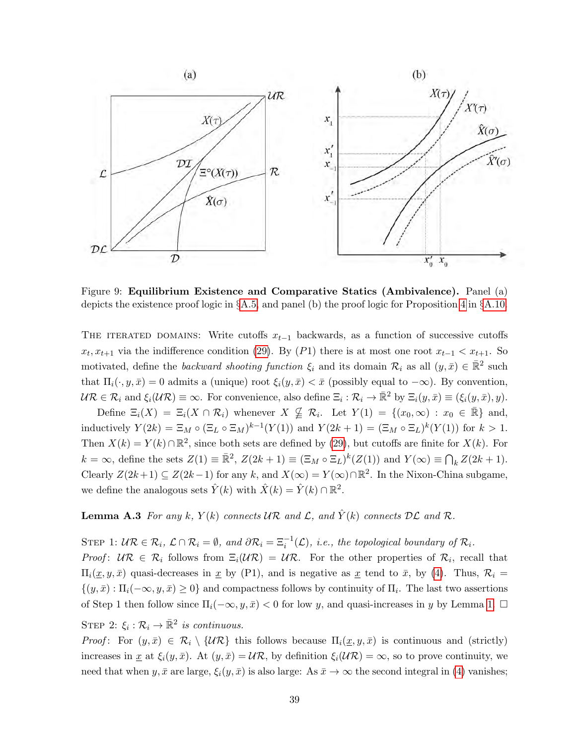Figure 9: **Equilibrium Existence and Comparative Statics (Ambivalence).** Panel (a) depicts the existence proof logic in §A.5, and panel (b) the proof logic for Proposition 4 in §A.10.

THE ITERATED DOMAINS: Write cutoffs $x_{t-1}$ backwards, as a function of successive cutoffs $x_t, x_{t+1}$ via the indifference condition (29). By $(P1)$ there is at most one root $x_{t-1} < x_{t+1}$. So motivated, define the *backward shooting function* $\xi_i$ and its domain $\mathcal{R}_i$ as all $(y, \bar{x}) \in \bar{\mathbb{R}}^2$ such that $\Pi_i(\cdot, y, \bar{x}) = 0$ admits a (unique) root $\xi_i(y, \bar{x}) < \bar{x}$ (possibly equal to $-\infty$). By convention, $\mathcal{UR} \in \mathcal{R}_i$ and $\xi_i(\mathcal{UR}) \equiv \infty$. For convenience, also define $\Xi_i : \mathcal{R}_i \to \bar{\mathbb{R}}^2$ by $\Xi_i(y, \bar{x}) \equiv (\xi_i(y, \bar{x}), y)$.

Define $\Xi_i(X) = \Xi_i(X \cap \mathcal{R}_i)$ whenever $X \nsubseteq \mathcal{R}_i$. Let $Y(1) = \{(x_0, \infty) : x_0 \in \bar{\mathbb{R}}\}$ and, inductively $Y(2k) = \Xi_M \circ (\Xi_L \circ \Xi_M)^{k-1}(Y(1))$ and $Y(2k+1) = (\Xi_M \circ \Xi_L)^k(Y(1))$ for $k > 1$. Then $X(k) = Y(k) \cap \mathbb{R}^2$, since both sets are defined by (29), but cutoffs are finite for $X(k)$. For $k = \infty$, define the sets $Z(1) \equiv \bar{\mathbb{R}}^2$, $Z(2k+1) \equiv (\Xi_M \circ \Xi_L)^k(Z(1))$ and $Y(\infty) \equiv \bigcap_k Z(2k+1)$. Clearly $Z(2k+1) \subseteq Z(2k-1)$ for any $k$, and $X(\infty) = Y(\infty) \cap \mathbb{R}^2$. In the Nixon-China subgame, we define the analogous sets $\hat{Y}(k)$ with $\hat{X}(k) = \hat{Y}(k) \cap \mathbb{R}^2$.

**Lemma A.3** *For any $k$, $Y(k)$ connects $\mathcal{UR}$ and $\mathcal{L}$, and $\hat{Y}(k)$ connects $\mathcal{DL}$ and $\mathcal{R}$.*

STEP 1: *$\mathcal{UR} \in \mathcal{R}_i$, $\mathcal{L} \cap \mathcal{R}_i = \emptyset$, and $\partial \mathcal{R}_i = \Xi_i^{-1}(\mathcal{L})$, i.e., the topological boundary of $\mathcal{R}_i$.*

*Proof*: $\mathcal{UR} \in \mathcal{R}_i$ follows from $\Xi_i(\mathcal{UR}) = \mathcal{UR}$. For the other properties of $\mathcal{R}_i$, recall that $\Pi_i(\underline{x}, y, \bar{x})$ quasi-decreases in $\underline{x}$ by (P1), and is negative as $\underline{x}$ tend to $\bar{x}$, by (4). Thus, $\mathcal{R}_i = \{(y, \bar{x}) : \Pi_i(-\infty, y, \bar{x}) \geq 0\}$ and compactness follows by continuity of $\Pi_i$. The last two assertions of Step 1 then follow since $\Pi_i(-\infty, y, \bar{x}) < 0$ for low $y$, and quasi-increases in $y$ by Lemma 1. □

STEP 2: *$\xi_i : \mathcal{R}_i \to \bar{\mathbb{R}}^2$ is continuous.*

*Proof*: For $(y, \bar{x}) \in \mathcal{R}_i \setminus \{\mathcal{UR}\}$ this follows because $\Pi_i(\underline{x}, y, \bar{x})$ is continuous and (strictly) increases in $\underline{x}$ at $\xi_i(y, \bar{x})$. At $(y, \bar{x}) = \mathcal{UR}$, by definition $\xi_i(\mathcal{UR}) = \infty$, so to prove continuity, we need that when $y, \bar{x}$ are large, $\xi_i(y, \bar{x})$ is also large: As $\bar{x} \to \infty$ the second integral in (4) vanishes;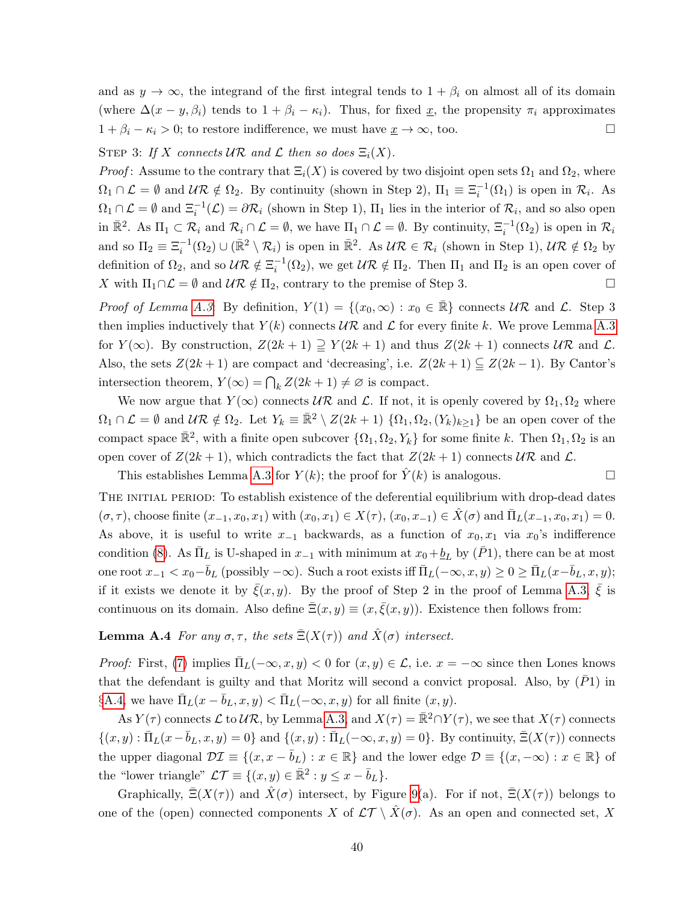and as $y \to \infty$, the integrand of the first integral tends to $1+\beta_i$ on almost all of its domain (where $\Delta(x-y, \beta_i)$ tends to $1+\beta_i-\kappa_i$). Thus, for fixed $\underline{x}$, the propensity $\pi_i$ approximates $1+\beta_i-\kappa_i > 0$; to restore indifference, we must have $\underline{x} \to \infty$, too. $\square$

Step 3: *If $X$ connects $\mathcal{UR}$ and $\mathcal{L}$ then so does $\Xi_i(X)$.*

*Proof*: Assume to the contrary that $\Xi_i(X)$ is covered by two disjoint open sets $\Omega_1$ and $\Omega_2$, where $\Omega_1 \cap \mathcal{L} = \emptyset$ and $\mathcal{UR} \notin \Omega_2$. By continuity (shown in Step 2), $\Pi_1 \equiv \Xi_i^{-1}(\Omega_1)$ is open in $\mathcal{R}_i$. As $\Omega_1 \cap \mathcal{L} = \emptyset$ and $\Xi_i^{-1}(\mathcal{L}) = \partial\mathcal{R}_i$ (shown in Step 1), $\Pi_1$ lies in the interior of $\mathcal{R}_i$, and so also open in $\bar{\mathbb{R}}^2$. As $\Pi_1 \subset \mathcal{R}_i$ and $\mathcal{R}_i \cap \mathcal{L} = \emptyset$, we have $\Pi_1 \cap \mathcal{L} = \emptyset$. By continuity, $\Xi_i^{-1}(\Omega_2)$ is open in $\mathcal{R}_i$ and so $\Pi_2 \equiv \Xi_i^{-1}(\Omega_2) \cup (\bar{\mathbb{R}}^2 \setminus \mathcal{R}_i)$ is open in $\bar{\mathbb{R}}^2$. As $\mathcal{UR} \in \mathcal{R}_i$ (shown in Step 1), $\mathcal{UR} \notin \Omega_2$ by definition of $\Omega_2$, and so $\mathcal{UR} \notin \Xi_i^{-1}(\Omega_2)$, we get $\mathcal{UR} \notin \Pi_2$. Then $\Pi_1$ and $\Pi_2$ is an open cover of $X$ with $\Pi_1 \cap \mathcal{L} = \emptyset$ and $\mathcal{UR} \notin \Pi_2$, contrary to the premise of Step 3. $\square$

*Proof of Lemma A.3*: By definition, $Y(1) = \{(x_0, \infty) : x_0 \in \bar{\mathbb{R}}\}$ connects $\mathcal{UR}$ and $\mathcal{L}$. Step 3 then implies inductively that $Y(k)$ connects $\mathcal{UR}$ and $\mathcal{L}$ for every finite $k$. We prove Lemma A.3 for $Y(\infty)$. By construction, $Z(2k+1) \supseteq Y(2k+1)$ and thus $Z(2k+1)$ connects $\mathcal{UR}$ and $\mathcal{L}$. Also, the sets $Z(2k+1)$ are compact and 'decreasing', i.e. $Z(2k+1) \subseteq Z(2k-1)$. By Cantor's intersection theorem, $Y(\infty) = \bigcap_k Z(2k+1) \neq \varnothing$ is compact.

We now argue that $Y(\infty)$ connects $\mathcal{UR}$ and $\mathcal{L}$. If not, it is openly covered by $\Omega_1, \Omega_2$ where $\Omega_1 \cap \mathcal{L} = \emptyset$ and $\mathcal{UR} \notin \Omega_2$. Let $Y_k \equiv \bar{\mathbb{R}}^2 \setminus Z(2k+1)$ $\{\Omega_1, \Omega_2, (Y_k)_{k\geq 1}\}$ be an open cover of the compact space $\bar{\mathbb{R}}^2$, with a finite open subcover $\{\Omega_1, \Omega_2, Y_k\}$ for some finite $k$. Then $\Omega_1, \Omega_2$ is an open cover of $Z(2k+1)$, which contradicts the fact that $Z(2k+1)$ connects $\mathcal{UR}$ and $\mathcal{L}$.

This establishes Lemma A.3 for $Y(k)$; the proof for $\hat{Y}(k)$ is analogous. $\square$

The initial period: To establish existence of the deferential equilibrium with drop-dead dates $(\sigma, \tau)$, choose finite $(x_{-1}, x_0, x_1)$ with $(x_0, x_1) \in X(\tau)$, $(x_0, x_{-1}) \in \hat{X}(\sigma)$ and $\bar{\Pi}_L(x_{-1}, x_0, x_1) = 0$. As above, it is useful to write $x_{-1}$ backwards, as a function of $x_0, x_1$ via $x_0$'s indifference condition (8). As $\bar{\Pi}_L$ is U-shaped in $x_{-1}$ with minimum at $x_0 + \underline{b}_L$ by $(\bar{P}1)$, there can be at most one root $x_{-1} < x_0 - \bar{b}_L$ (possibly $-\infty$). Such a root exists iff $\bar{\Pi}_L(-\infty, x, y) \geq 0 \geq \bar{\Pi}_L(x - \bar{b}_L, x, y)$; if it exists we denote it by $\bar{\xi}(x, y)$. By the proof of Step 2 in the proof of Lemma A.3, $\bar{\xi}$ is continuous on its domain. Also define $\bar{\Xi}(x, y) \equiv (x, \bar{\xi}(x, y))$. Existence then follows from:

**Lemma A.4** *For any $\sigma, \tau$, the sets $\bar{\Xi}(X(\tau))$ and $\hat{X}(\sigma)$ intersect.*

*Proof:* First, (7) implies $\bar{\Pi}_L(-\infty, x, y) < 0$ for $(x, y) \in \mathcal{L}$, i.e. $x = -\infty$ since then Lones knows that the defendant is guilty and that Moritz will second a convict proposal. Also, by $(\bar{P}1)$ in §A.4, we have $\bar{\Pi}_L(x - \bar{b}_L, x, y) < \bar{\Pi}_L(-\infty, x, y)$ for all finite $(x, y)$.

As $Y(\tau)$ connects $\mathcal{L}$ to $\mathcal{UR}$, by Lemma A.3, and $X(\tau) = \mathbb{R}^2 \cap Y(\tau)$, we see that $X(\tau)$ connects $\{(x, y) : \bar{\Pi}_L(x - \bar{b}_L, x, y) = 0\}$ and $\{(x, y) : \bar{\Pi}_L(-\infty, x, y) = 0\}$. By continuity, $\bar{\Xi}(X(\tau))$ connects the upper diagonal $\mathcal{DI} \equiv \{(x, x - \bar{b}_L) : x \in \mathbb{R}\}$ and the lower edge $\mathcal{D} \equiv \{(x, -\infty) : x \in \mathbb{R}\}$ of the "lower triangle" $\mathcal{LT} \equiv \{(x, y) \in \bar{\mathbb{R}}^2 : y \leq x - \bar{b}_L\}$.

Graphically, $\bar{\Xi}(X(\tau))$ and $\hat{X}(\sigma)$ intersect, by Figure 9(a). For if not, $\bar{\Xi}(X(\tau))$ belongs to one of the (open) connected components $X$ of $\mathcal{LT} \setminus \hat{X}(\sigma)$. As an open and connected set, $X$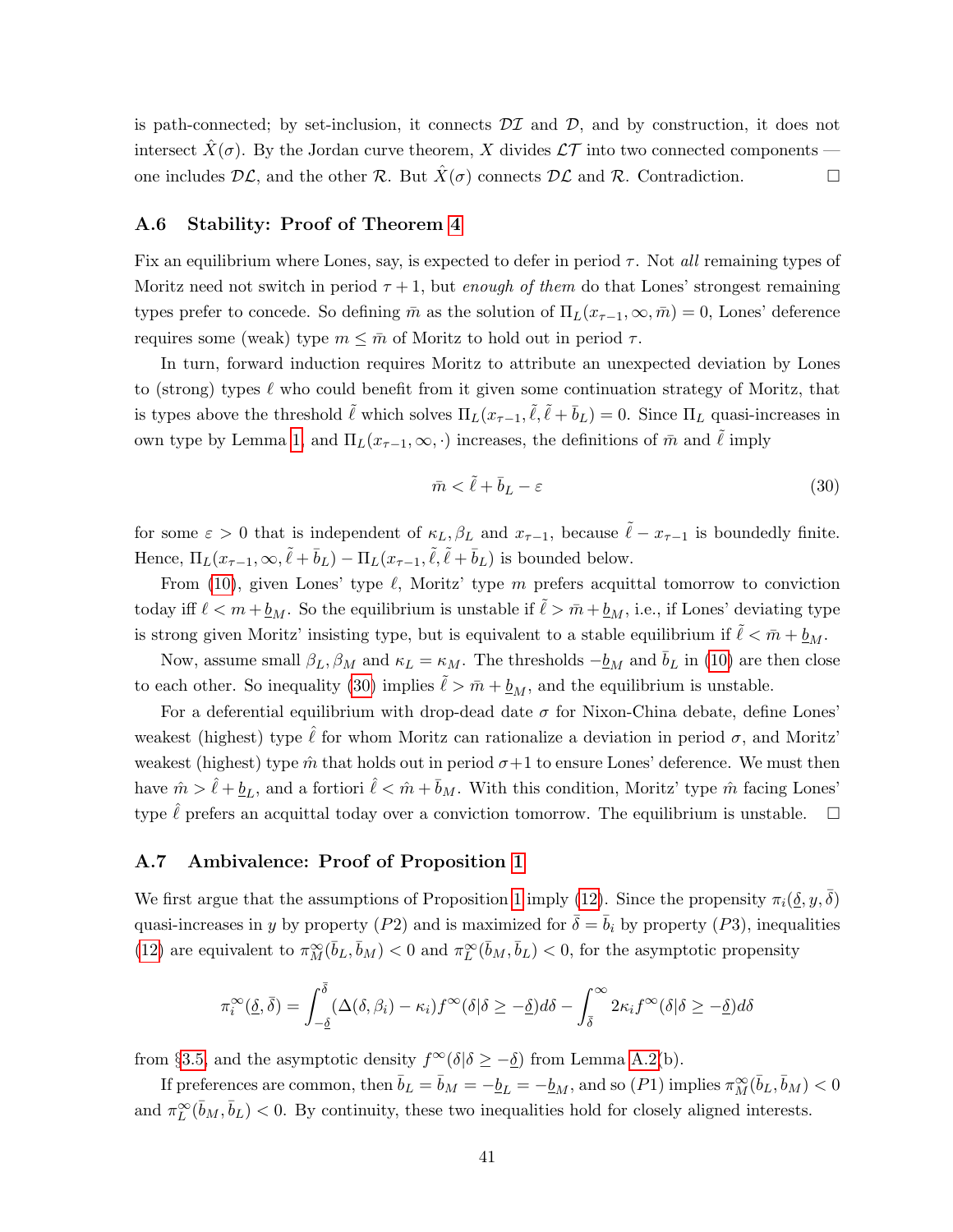is path-connected; by set-inclusion, it connects $\mathcal{DI}$ and $\mathcal{D}$, and by construction, it does not intersect $\hat{X}(\sigma)$. By the Jordan curve theorem, $X$ divides $\mathcal{LT}$ into two connected components — one includes $\mathcal{DL}$, and the other $\mathcal{R}$. But $\hat{X}(\sigma)$ connects $\mathcal{DL}$ and $\mathcal{R}$. Contradiction. $\square$

### A.6 Stability: Proof of Theorem 4

Fix an equilibrium where Lones, say, is expected to defer in period $\tau$. Not *all* remaining types of Moritz need not switch in period $\tau+1$, but *enough of them* do that Lones' strongest remaining types prefer to concede. So defining $\bar{m}$ as the solution of $\Pi_L(x_{\tau-1}, \infty, \bar{m}) = 0$, Lones' deference requires some (weak) type $m \leq \bar{m}$ of Moritz to hold out in period $\tau$.

In turn, forward induction requires Moritz to attribute an unexpected deviation by Lones to (strong) types $\ell$ who could benefit from it given some continuation strategy of Moritz, that is types above the threshold $\tilde{\ell}$ which solves $\Pi_L(x_{\tau-1}, \tilde{\ell}, \tilde{\ell} + \bar{b}_L) = 0$. Since $\Pi_L$ quasi-increases in own type by Lemma 1, and $\Pi_L(x_{\tau-1}, \infty, \cdot)$ increases, the definitions of $\bar{m}$ and $\tilde{\ell}$ imply

$$\bar{m} < \tilde{\ell} + \bar{b}_L - \varepsilon \tag{30}$$

for some $\varepsilon > 0$ that is independent of $\kappa_L, \beta_L$ and $x_{\tau-1}$, because $\tilde{\ell} - x_{\tau-1}$ is boundedly finite. Hence, $\Pi_L(x_{\tau-1}, \infty, \tilde{\ell} + \bar{b}_L) - \Pi_L(x_{\tau-1}, \tilde{\ell}, \tilde{\ell} + \bar{b}_L)$ is bounded below.

From (10), given Lones' type $\ell$, Moritz' type $m$ prefers acquittal tomorrow to conviction today iff $\ell < m + \underline{b}_M$. So the equilibrium is unstable if $\tilde{\ell} > \bar{m} + \underline{b}_M$, i.e., if Lones' deviating type is strong given Moritz' insisting type, but is equivalent to a stable equilibrium if $\tilde{\ell} < \bar{m} + \underline{b}_M$.

Now, assume small $\beta_L, \beta_M$ and $\kappa_L = \kappa_M$. The thresholds $-\underline{b}_M$ and $\bar{b}_L$ in (10) are then close to each other. So inequality (30) implies $\tilde{\ell} > \bar{m} + \underline{b}_M$, and the equilibrium is unstable.

For a deferential equilibrium with drop-dead date $\sigma$ for Nixon-China debate, define Lones' weakest (highest) type $\hat{\ell}$ for whom Moritz can rationalize a deviation in period $\sigma$, and Moritz' weakest (highest) type $\hat{m}$ that holds out in period $\sigma+1$ to ensure Lones' deference. We must then have $\hat{m} > \hat{\ell} + \underline{b}_L$, and a fortiori $\hat{\ell} < \hat{m} + \bar{b}_M$. With this condition, Moritz' type $\hat{m}$ facing Lones' type $\hat{\ell}$ prefers an acquittal today over a conviction tomorrow. The equilibrium is unstable. $\square$

### A.7 Ambivalence: Proof of Proposition 1

We first argue that the assumptions of Proposition 1 imply (12). Since the propensity $\pi_i(\underline{\delta}, y, \bar{\delta})$ quasi-increases in $y$ by property $(P2)$ and is maximized for $\bar{\delta} = \bar{b}_i$ by property $(P3)$, inequalities (12) are equivalent to $\pi_M^\infty(\bar{b}_L, \bar{b}_M) < 0$ and $\pi_L^\infty(\bar{b}_M, \bar{b}_L) < 0$, for the asymptotic propensity

$$\pi_i^\infty(\underline{\delta}, \bar{\delta}) = \int_{-\underline{\delta}}^{\bar{\delta}} (\Delta(\delta, \beta_i) - \kappa_i) f^\infty(\delta | \delta \geq -\underline{\delta}) d\delta - \int_{\bar{\delta}}^{\infty} 2\kappa_i f^\infty(\delta | \delta \geq -\underline{\delta}) d\delta$$

from §3.5, and the asymptotic density $f^\infty(\delta | \delta \geq -\underline{\delta})$ from Lemma A.2(b).

If preferences are common, then $\bar{b}_L = \bar{b}_M = -\underline{b}_L = -\underline{b}_M$, and so $(P1)$ implies $\pi_M^\infty(\bar{b}_L, \bar{b}_M) < 0$ and $\pi_L^\infty(\bar{b}_M, \bar{b}_L) < 0$. By continuity, these two inequalities hold for closely aligned interests.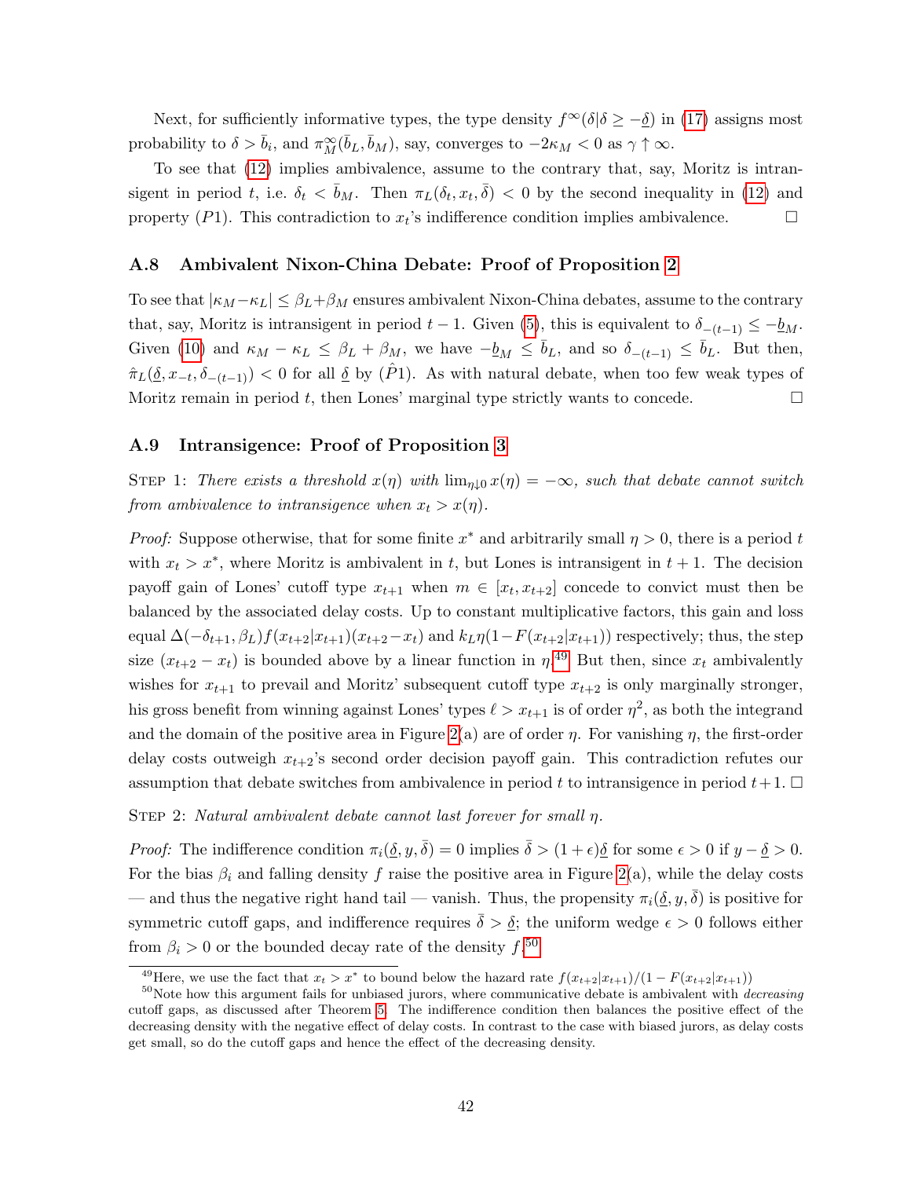Next, for sufficiently informative types, the type density $f^{\infty}(\delta|\delta \geq -\underline{\delta})$ in (17) assigns most probability to $\delta > \bar{b}_i$, and $\pi_M^{\infty}(\bar{b}_L, \bar{b}_M)$, say, converges to $-2\kappa_M < 0$ as $\gamma \uparrow \infty$.

To see that (12) implies ambivalence, assume to the contrary that, say, Moritz is intransigent in period $t$, i.e. $\delta_t < \bar{b}_M$. Then $\pi_L(\delta_t, x_t, \bar{\delta}) < 0$ by the second inequality in (12) and property $(P1)$. This contradiction to $x_t$'s indifference condition implies ambivalence. $\square$

### A.8 Ambivalent Nixon-China Debate: Proof of Proposition 2

To see that $|\kappa_M - \kappa_L| \leq \beta_L + \beta_M$ ensures ambivalent Nixon-China debates, assume to the contrary that, say, Moritz is intransigent in period $t-1$. Given (5), this is equivalent to $\delta_{-(t-1)} \leq -\underline{b}_M$. Given (10) and $\kappa_M - \kappa_L \leq \beta_L + \beta_M$, we have $-\underline{b}_M \leq \bar{b}_L$, and so $\delta_{-(t-1)} \leq \bar{b}_L$. But then, $\hat{\pi}_L(\underline{\delta}, x_{-t}, \delta_{-(t-1)}) < 0$ for all $\underline{\delta}$ by $(\hat{P}1)$. As with natural debate, when too few weak types of Moritz remain in period $t$, then Lones' marginal type strictly wants to concede. $\square$

### A.9 Intransigence: Proof of Proposition 3

Step 1: *There exists a threshold $x(\eta)$ with $\lim_{\eta \downarrow 0} x(\eta) = -\infty$, such that debate cannot switch from ambivalence to intransigence when $x_t > x(\eta)$.*

*Proof:* Suppose otherwise, that for some finite $x^*$ and arbitrarily small $\eta > 0$, there is a period $t$ with $x_t > x^*$, where Moritz is ambivalent in $t$, but Lones is intransigent in $t+1$. The decision payoff gain of Lones' cutoff type $x_{t+1}$ when $m \in [x_t, x_{t+2}]$ concede to convict must then be balanced by the associated delay costs. Up to constant multiplicative factors, this gain and loss equal $\Delta(-\delta_{t+1}, \beta_L) f(x_{t+2}|x_{t+1})(x_{t+2} - x_t)$ and $k_L \eta (1 - F(x_{t+2}|x_{t+1}))$ respectively; thus, the step size $(x_{t+2} - x_t)$ is bounded above by a linear function in $\eta$.[49] But then, since $x_t$ ambivalently wishes for $x_{t+1}$ to prevail and Moritz' subsequent cutoff type $x_{t+2}$ is only marginally stronger, his gross benefit from winning against Lones' types $\ell > x_{t+1}$ is of order $\eta^2$, as both the integrand and the domain of the positive area in Figure 2(a) are of order $\eta$. For vanishing $\eta$, the first-order delay costs outweigh $x_{t+2}$'s second order decision payoff gain. This contradiction refutes our assumption that debate switches from ambivalence in period $t$ to intransigence in period $t+1$. $\square$

Step 2: *Natural ambivalent debate cannot last forever for small $\eta$.*

*Proof:* The indifference condition $\pi_i(\underline{\delta}, y, \bar{\delta}) = 0$ implies $\bar{\delta} > (1+\epsilon)\underline{\delta}$ for some $\epsilon > 0$ if $y - \underline{\delta} > 0$. For the bias $\beta_i$ and falling density $f$ raise the positive area in Figure 2(a), while the delay costs — and thus the negative right hand tail — vanish. Thus, the propensity $\pi_i(\underline{\delta}, y, \bar{\delta})$ is positive for symmetric cutoff gaps, and indifference requires $\bar{\delta} > \underline{\delta}$; the uniform wedge $\epsilon > 0$ follows either from $\beta_i > 0$ or the bounded decay rate of the density $f$.[50]

---

[49] Here, we use the fact that $x_t > x^*$ to bound below the hazard rate $f(x_{t+2}|x_{t+1})/(1 - F(x_{t+2}|x_{t+1}))$

[50] Note how this argument fails for unbiased jurors, where communicative debate is ambivalent with *decreasing* cutoff gaps, as discussed after Theorem 5. The indifference condition then balances the positive effect of the decreasing density with the negative effect of delay costs. In contrast to the case with biased jurors, as delay costs get small, so do the cutoff gaps and hence the effect of the decreasing density.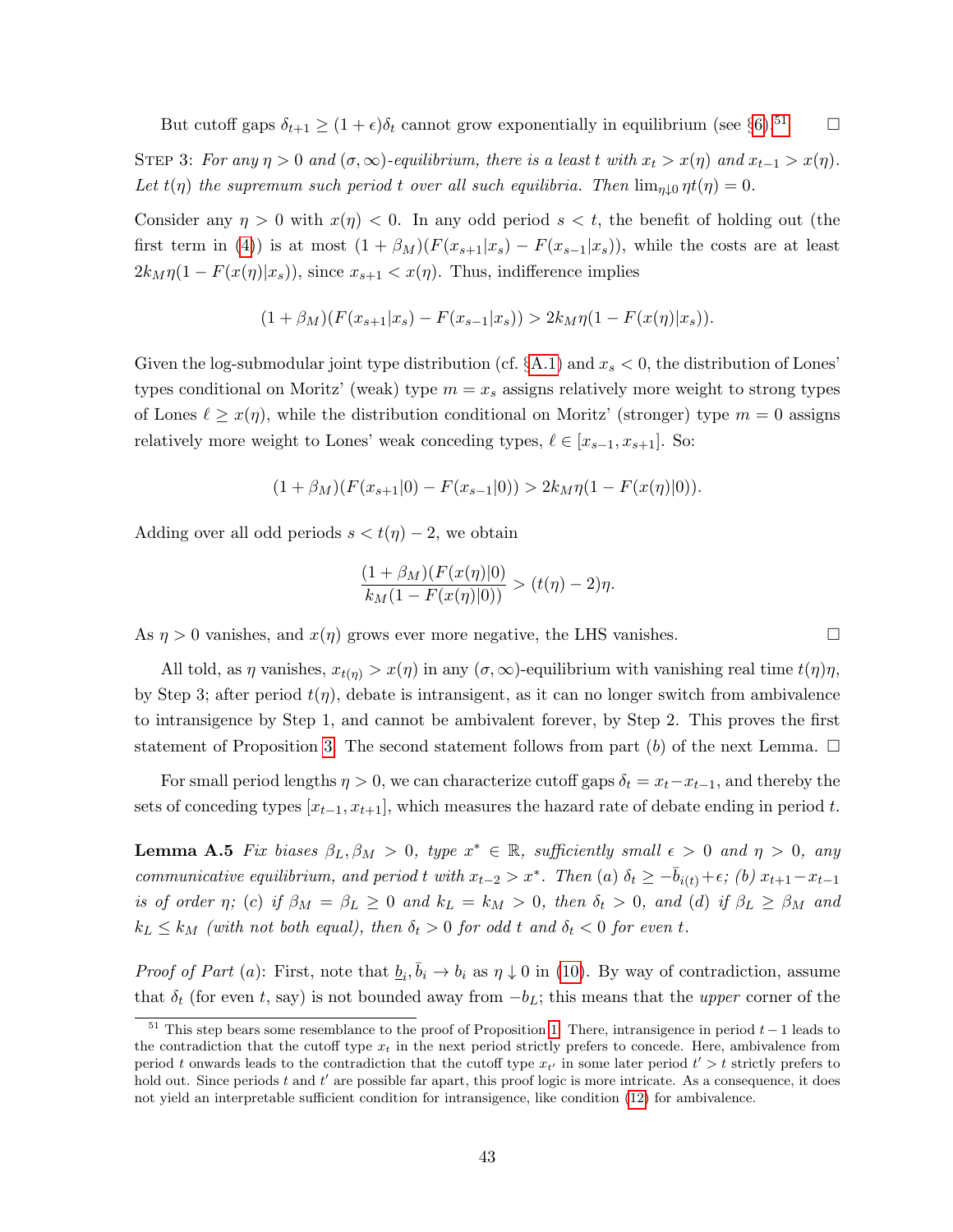But cutoff gaps $\delta_{t+1} \geq (1+\epsilon)\delta_t$ cannot grow exponentially in equilibrium (see §6).[51] □

Step 3: *For any $\eta > 0$ and $(\sigma, \infty)$-equilibrium, there is a least $t$ with $x_t > x(\eta)$ and $x_{t-1} > x(\eta)$. Let $t(\eta)$ the supremum such period $t$ over all such equilibria. Then $\lim_{\eta \downarrow 0} \eta t(\eta) = 0$.*

Consider any $\eta > 0$ with $x(\eta) < 0$. In any odd period $s < t$, the benefit of holding out (the first term in (4)) is at most $(1+\beta_M)(F(x_{s+1}|x_s) - F(x_{s-1}|x_s))$, while the costs are at least $2k_M\eta(1 - F(x(\eta)|x_s))$, since $x_{s+1} < x(\eta)$. Thus, indifference implies

$$(1+\beta_M)(F(x_{s+1}|x_s) - F(x_{s-1}|x_s)) > 2k_M\eta(1 - F(x(\eta)|x_s)).$$

Given the log-submodular joint type distribution (cf. §A.1) and $x_s < 0$, the distribution of Lones' types conditional on Moritz' (weak) type $m = x_s$ assigns relatively more weight to strong types of Lones $\ell \geq x(\eta)$, while the distribution conditional on Moritz' (stronger) type $m = 0$ assigns relatively more weight to Lones' weak conceding types, $\ell \in [x_{s-1}, x_{s+1}]$. So:

$$(1+\beta_M)(F(x_{s+1}|0) - F(x_{s-1}|0)) > 2k_M\eta(1 - F(x(\eta)|0)).$$

Adding over all odd periods $s < t(\eta) - 2$, we obtain

$$\frac{(1+\beta_M)(F(x(\eta)|0)}{k_M(1 - F(x(\eta)|0))} > (t(\eta) - 2)\eta.$$

As $\eta > 0$ vanishes, and $x(\eta)$ grows ever more negative, the LHS vanishes. □

All told, as $\eta$ vanishes, $x_{t(\eta)} > x(\eta)$ in any $(\sigma, \infty)$-equilibrium with vanishing real time $t(\eta)\eta$, by Step 3; after period $t(\eta)$, debate is intransigent, as it can no longer switch from ambivalence to intransigence by Step 1, and cannot be ambivalent forever, by Step 2. This proves the first statement of Proposition 3. The second statement follows from part $(b)$ of the next Lemma. □

For small period lengths $\eta > 0$, we can characterize cutoff gaps $\delta_t = x_t - x_{t-1}$, and thereby the sets of conceding types $[x_{t-1}, x_{t+1}]$, which measures the hazard rate of debate ending in period $t$.

**Lemma A.5** *Fix biases $\beta_L, \beta_M > 0$, type $x^* \in \mathbb{R}$, sufficiently small $\epsilon > 0$ and $\eta > 0$, any communicative equilibrium, and period $t$ with $x_{t-2} > x^*$. Then (a) $\delta_t \geq -\bar{b}_{i(t)} + \epsilon$; (b) $x_{t+1} - x_{t-1}$ is of order $\eta$; (c) if $\beta_M = \beta_L \geq 0$ and $k_L = k_M > 0$, then $\delta_t > 0$, and (d) if $\beta_L \geq \beta_M$ and $k_L \leq k_M$ (with not both equal), then $\delta_t > 0$ for odd $t$ and $\delta_t < 0$ for even $t$.*

*Proof of Part (a)*: First, note that $\underline{b}_i, \bar{b}_i \to b_i$ as $\eta \downarrow 0$ in (10). By way of contradiction, assume that $\delta_t$ (for even $t$, say) is not bounded away from $-b_L$; this means that the *upper* corner of the

[51] This step bears some resemblance to the proof of Proposition 1. There, intransigence in period $t-1$ leads to the contradiction that the cutoff type $x_t$ in the next period strictly prefers to concede. Here, ambivalence from period $t$ onwards leads to the contradiction that the cutoff type $x_{t'}$ in some later period $t' > t$ strictly prefers to hold out. Since periods $t$ and $t'$ are possible far apart, this proof logic is more intricate. As a consequence, it does not yield an interpretable sufficient condition for intransigence, like condition (12) for ambivalence.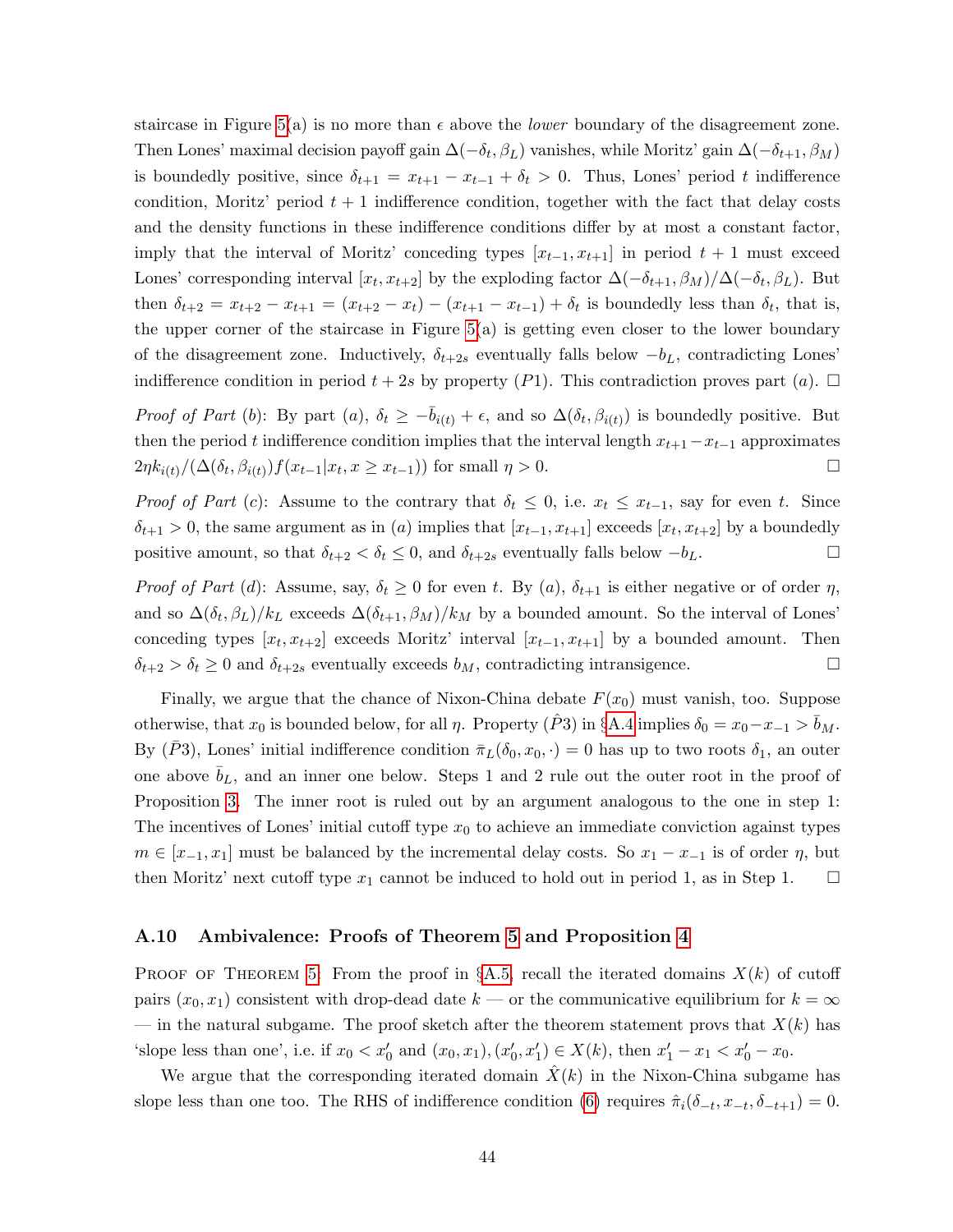staircase in Figure 5(a) is no more than $\epsilon$ above the *lower* boundary of the disagreement zone. Then Lones' maximal decision payoff gain $\Delta(-\delta_t, \beta_L)$ vanishes, while Moritz' gain $\Delta(-\delta_{t+1}, \beta_M)$ is boundedly positive, since $\delta_{t+1} = x_{t+1} - x_{t-1} + \delta_t > 0$. Thus, Lones' period $t$ indifference condition, Moritz' period $t+1$ indifference condition, together with the fact that delay costs and the density functions in these indifference conditions differ by at most a constant factor, imply that the interval of Moritz' conceding types $[x_{t-1}, x_{t+1}]$ in period $t+1$ must exceed Lones' corresponding interval $[x_t, x_{t+2}]$ by the exploding factor $\Delta(-\delta_{t+1}, \beta_M)/\Delta(-\delta_t, \beta_L)$. But then $\delta_{t+2} = x_{t+2} - x_{t+1} = (x_{t+2} - x_t) - (x_{t+1} - x_{t-1}) + \delta_t$ is boundedly less than $\delta_t$, that is, the upper corner of the staircase in Figure 5(a) is getting even closer to the lower boundary of the disagreement zone. Inductively, $\delta_{t+2s}$ eventually falls below $-b_L$, contradicting Lones' indifference condition in period $t+2s$ by property $(P1)$. This contradiction proves part $(a)$. $\square$

*Proof of Part* $(b)$: By part $(a)$, $\delta_t \geq -\bar{b}_{i(t)} + \epsilon$, and so $\Delta(\delta_t, \beta_{i(t)})$ is boundedly positive. But then the period $t$ indifference condition implies that the interval length $x_{t+1} - x_{t-1}$ approximates $2\eta k_{i(t)}/(\Delta(\delta_t, \beta_{i(t)}) f(x_{t-1}|x_t, x \geq x_{t-1}))$ for small $\eta > 0$. $\square$

*Proof of Part* $(c)$: Assume to the contrary that $\delta_t \leq 0$, i.e. $x_t \leq x_{t-1}$, say for even $t$. Since $\delta_{t+1} > 0$, the same argument as in $(a)$ implies that $[x_{t-1}, x_{t+1}]$ exceeds $[x_t, x_{t+2}]$ by a boundedly positive amount, so that $\delta_{t+2} < \delta_t \leq 0$, and $\delta_{t+2s}$ eventually falls below $-b_L$. $\square$

*Proof of Part* $(d)$: Assume, say, $\delta_t \geq 0$ for even $t$. By $(a)$, $\delta_{t+1}$ is either negative or of order $\eta$, and so $\Delta(\delta_t, \beta_L)/k_L$ exceeds $\Delta(\delta_{t+1}, \beta_M)/k_M$ by a bounded amount. So the interval of Lones' conceding types $[x_t, x_{t+2}]$ exceeds Moritz' interval $[x_{t-1}, x_{t+1}]$ by a bounded amount. Then $\delta_{t+2} > \delta_t \geq 0$ and $\delta_{t+2s}$ eventually exceeds $b_M$, contradicting intransigence. $\square$

Finally, we argue that the chance of Nixon-China debate $F(x_0)$ must vanish, too. Suppose otherwise, that $x_0$ is bounded below, for all $\eta$. Property $(\hat{P}3)$ in §A.4 implies $\delta_0 = x_0 - x_{-1} > \bar{b}_M$. By $(\bar{P}3)$, Lones' initial indifference condition $\bar{\pi}_L(\delta_0, x_0, \cdot) = 0$ has up to two roots $\delta_1$, an outer one above $\bar{b}_L$, and an inner one below. Steps 1 and 2 rule out the outer root in the proof of Proposition 3. The inner root is ruled out by an argument analogous to the one in step 1: The incentives of Lones' initial cutoff type $x_0$ to achieve an immediate conviction against types $m \in [x_{-1}, x_1]$ must be balanced by the incremental delay costs. So $x_1 - x_{-1}$ is of order $\eta$, but then Moritz' next cutoff type $x_1$ cannot be induced to hold out in period 1, as in Step 1. $\square$

### A.10 Ambivalence: Proofs of Theorem 5 and Proposition 4

Proof of Theorem 5. From the proof in §A.5, recall the iterated domains $X(k)$ of cutoff pairs $(x_0, x_1)$ consistent with drop-dead date $k$ — or the communicative equilibrium for $k = \infty$ — in the natural subgame. The proof sketch after the theorem statement provs that $X(k)$ has 'slope less than one', i.e. if $x_0 < x_0'$ and $(x_0, x_1), (x_0', x_1') \in X(k)$, then $x_1' - x_1 < x_0' - x_0$.

We argue that the corresponding iterated domain $\hat{X}(k)$ in the Nixon-China subgame has slope less than one too. The RHS of indifference condition (6) requires $\hat{\pi}_i(\delta_{-t}, x_{-t}, \delta_{-t+1}) = 0$.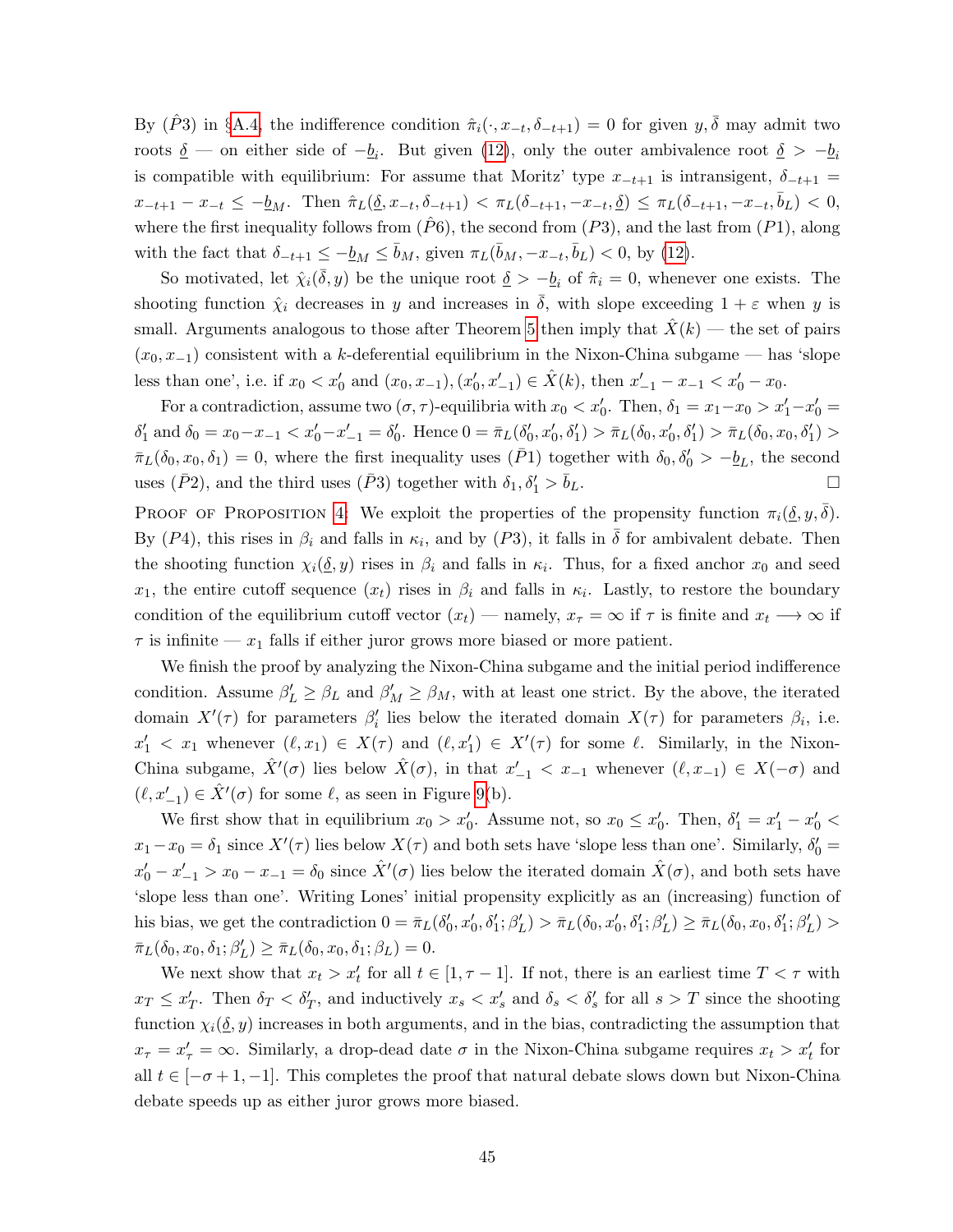By $(\hat{P}3)$ in §A.4, the indifference condition $\hat{\pi}_i(\cdot, x_{-t}, \delta_{-t+1}) = 0$ for given $y, \bar{\delta}$ may admit two roots $\underline{\delta}$ — on either side of $-\underline{b}_i$. But given (12), only the outer ambivalence root $\underline{\delta} > -\underline{b}_i$ is compatible with equilibrium: For assume that Moritz' type $x_{-t+1}$ is intransigent, $\delta_{-t+1} = x_{-t+1} - x_{-t} \leq -\underline{b}_M$. Then $\hat{\pi}_L(\underline{\delta}, x_{-t}, \delta_{-t+1}) < \pi_L(\delta_{-t+1}, -x_{-t}, \underline{\delta}) \leq \pi_L(\delta_{-t+1}, -x_{-t}, \bar{b}_L) < 0$, where the first inequality follows from $(\hat{P}6)$, the second from $(P3)$, and the last from $(P1)$, along with the fact that $\delta_{-t+1} \leq -\underline{b}_M \leq \bar{b}_M$, given $\pi_L(\bar{b}_M, -x_{-t}, \bar{b}_L) < 0$, by (12).

So motivated, let $\hat{\chi}_i(\bar{\delta}, y)$ be the unique root $\underline{\delta} > -\underline{b}_i$ of $\hat{\pi}_i = 0$, whenever one exists. The shooting function $\hat{\chi}_i$ decreases in $y$ and increases in $\bar{\delta}$, with slope exceeding $1 + \varepsilon$ when $y$ is small. Arguments analogous to those after Theorem 5 then imply that $\hat{X}(k)$ — the set of pairs $(x_0, x_{-1})$ consistent with a $k$-deferential equilibrium in the Nixon-China subgame — has 'slope less than one', i.e. if $x_0 < x_0'$ and $(x_0, x_{-1}), (x_0', x_{-1}') \in \hat{X}(k)$, then $x_{-1}' - x_{-1} < x_0' - x_0$.

For a contradiction, assume two $(\sigma, \tau)$-equilibria with $x_0 < x_0'$. Then, $\delta_1 = x_1 - x_0 > x_1' - x_0' = \delta_1'$ and $\delta_0 = x_0 - x_{-1} < x_0' - x_{-1}' = \delta_0'$. Hence $0 = \bar{\pi}_L(\delta_0', x_0', \delta_1') > \bar{\pi}_L(\delta_0, x_0', \delta_1') > \bar{\pi}_L(\delta_0, x_0, \delta_1') > \bar{\pi}_L(\delta_0, x_0, \delta_1) = 0$, where the first inequality uses $(\bar{P}1)$ together with $\delta_0, \delta_0' > -\underline{b}_L$, the second uses $(\bar{P}2)$, and the third uses $(\bar{P}3)$ together with $\delta_1, \delta_1' > \bar{b}_L$. □

Proof of Proposition 4: We exploit the properties of the propensity function $\pi_i(\underline{\delta}, y, \bar{\delta})$. By $(P4)$, this rises in $\beta_i$ and falls in $\kappa_i$, and by $(P3)$, it falls in $\bar{\delta}$ for ambivalent debate. Then the shooting function $\chi_i(\underline{\delta}, y)$ rises in $\beta_i$ and falls in $\kappa_i$. Thus, for a fixed anchor $x_0$ and seed $x_1$, the entire cutoff sequence $(x_t)$ rises in $\beta_i$ and falls in $\kappa_i$. Lastly, to restore the boundary condition of the equilibrium cutoff vector $(x_t)$ — namely, $x_\tau = \infty$ if $\tau$ is finite and $x_t \longrightarrow \infty$ if $\tau$ is infinite — $x_1$ falls if either juror grows more biased or more patient.

We finish the proof by analyzing the Nixon-China subgame and the initial period indifference condition. Assume $\beta_L' \geq \beta_L$ and $\beta_M' \geq \beta_M$, with at least one strict. By the above, the iterated domain $X'(\tau)$ for parameters $\beta_i'$ lies below the iterated domain $X(\tau)$ for parameters $\beta_i$, i.e. $x_1' < x_1$ whenever $(\ell, x_1) \in X(\tau)$ and $(\ell, x_1') \in X'(\tau)$ for some $\ell$. Similarly, in the Nixon-China subgame, $\hat{X}'(\sigma)$ lies below $\hat{X}(\sigma)$, in that $x_{-1}' < x_{-1}$ whenever $(\ell, x_{-1}) \in X(-\sigma)$ and $(\ell, x_{-1}') \in \hat{X}'(\sigma)$ for some $\ell$, as seen in Figure 9(b).

We first show that in equilibrium $x_0 > x_0'$. Assume not, so $x_0 \leq x_0'$. Then, $\delta_1' = x_1' - x_0' < x_1 - x_0 = \delta_1$ since $X'(\tau)$ lies below $X(\tau)$ and both sets have 'slope less than one'. Similarly, $\delta_0' = x_0' - x_{-1}' > x_0 - x_{-1} = \delta_0$ since $\hat{X}'(\sigma)$ lies below the iterated domain $\hat{X}(\sigma)$, and both sets have 'slope less than one'. Writing Lones' initial propensity explicitly as an (increasing) function of his bias, we get the contradiction $0 = \bar{\pi}_L(\delta_0', x_0', \delta_1'; \beta_L') > \bar{\pi}_L(\delta_0, x_0', \delta_1'; \beta_L') \geq \bar{\pi}_L(\delta_0, x_0, \delta_1'; \beta_L') > \bar{\pi}_L(\delta_0, x_0, \delta_1; \beta_L') \geq \bar{\pi}_L(\delta_0, x_0, \delta_1; \beta_L) = 0$.

We next show that $x_t > x_t'$ for all $t \in [1, \tau - 1]$. If not, there is an earliest time $T < \tau$ with $x_T \leq x_T'$. Then $\delta_T < \delta_T'$, and inductively $x_s < x_s'$ and $\delta_s < \delta_s'$ for all $s > T$ since the shooting function $\chi_i(\underline{\delta}, y)$ increases in both arguments, and in the bias, contradicting the assumption that $x_\tau = x_\tau' = \infty$. Similarly, a drop-dead date $\sigma$ in the Nixon-China subgame requires $x_t > x_t'$ for all $t \in [-\sigma + 1, -1]$. This completes the proof that natural debate slows down but Nixon-China debate speeds up as either juror grows more biased.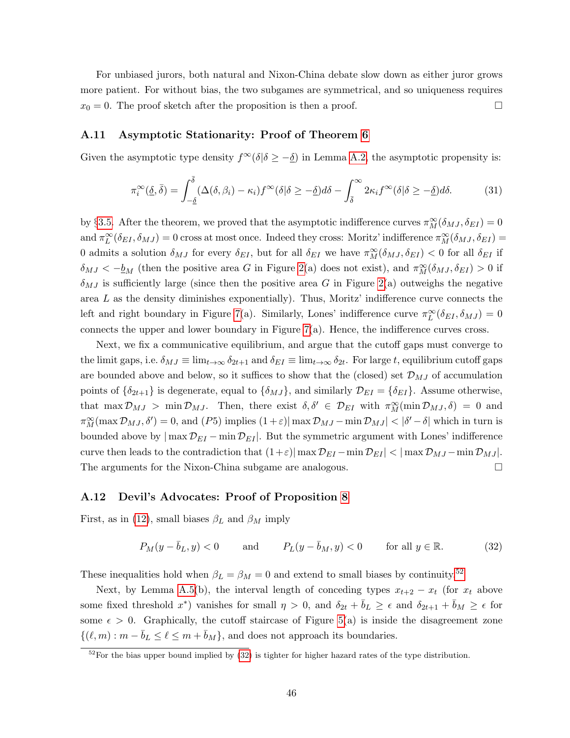For unbiased jurors, both natural and Nixon-China debate slow down as either juror grows more patient. For without bias, the two subgames are symmetrical, and so uniqueness requires $x_0 = 0$. The proof sketch after the proposition is then a proof. $\square$

### A.11 Asymptotic Stationarity: Proof of Theorem 6

Given the asymptotic type density $f^\infty(\delta|\delta \geq -\underline{\delta})$ in Lemma A.2, the asymptotic propensity is:

$$\pi_i^\infty(\underline{\delta}, \bar{\delta}) = \int_{-\underline{\delta}}^{\bar{\delta}} (\Delta(\delta, \beta_i) - \kappa_i) f^\infty(\delta|\delta \geq -\underline{\delta}) d\delta - \int_{\bar{\delta}}^{\infty} 2\kappa_i f^\infty(\delta|\delta \geq -\underline{\delta}) d\delta. \tag{31}$$

by §3.5. After the theorem, we proved that the asymptotic indifference curves $\pi_M^\infty(\delta_{MJ}, \delta_{EI}) = 0$ and $\pi_L^\infty(\delta_{EI}, \delta_{MJ}) = 0$ cross at most once. Indeed they cross: Moritz' indifference $\pi_M^\infty(\delta_{MJ}, \delta_{EI}) = 0$ admits a solution $\delta_{MJ}$ for every $\delta_{EI}$, but for all $\delta_{EI}$ we have $\pi_M^\infty(\delta_{MJ}, \delta_{EI}) < 0$ for all $\delta_{EI}$ if $\delta_{MJ} < -\underline{b}_M$ (then the positive area $G$ in Figure 2(a) does not exist), and $\pi_M^\infty(\delta_{MJ}, \delta_{EI}) > 0$ if $\delta_{MJ}$ is sufficiently large (since then the positive area $G$ in Figure 2(a) outweighs the negative area $L$ as the density diminishes exponentially). Thus, Moritz' indifference curve connects the left and right boundary in Figure 7(a). Similarly, Lones' indifference curve $\pi_L^\infty(\delta_{EI}, \delta_{MJ}) = 0$ connects the upper and lower boundary in Figure 7(a). Hence, the indifference curves cross.

Next, we fix a communicative equilibrium, and argue that the cutoff gaps must converge to the limit gaps, i.e. $\delta_{MJ} \equiv \lim_{t\to\infty} \delta_{2t+1}$ and $\delta_{EI} \equiv \lim_{t\to\infty} \delta_{2t}$. For large $t$, equilibrium cutoff gaps are bounded above and below, so it suffices to show that the (closed) set $\mathcal{D}_{MJ}$ of accumulation points of $\{\delta_{2t+1}\}$ is degenerate, equal to $\{\delta_{MJ}\}$, and similarly $\mathcal{D}_{EI} = \{\delta_{EI}\}$. Assume otherwise, that $\max \mathcal{D}_{MJ} > \min \mathcal{D}_{MJ}$. Then, there exist $\delta, \delta' \in \mathcal{D}_{EI}$ with $\pi_M^\infty(\min \mathcal{D}_{MJ}, \delta) = 0$ and $\pi_M^\infty(\max \mathcal{D}_{MJ}, \delta') = 0$, and $(P5)$ implies $(1+\varepsilon)|\max \mathcal{D}_{MJ} - \min \mathcal{D}_{MJ}| < |\delta' - \delta|$ which in turn is bounded above by $|\max \mathcal{D}_{EI} - \min \mathcal{D}_{EI}|$. But the symmetric argument with Lones' indifference curve then leads to the contradiction that $(1+\varepsilon)|\max \mathcal{D}_{EI} - \min \mathcal{D}_{EI}| < |\max \mathcal{D}_{MJ} - \min \mathcal{D}_{MJ}|$. The arguments for the Nixon-China subgame are analogous. $\square$

### A.12 Devil's Advocates: Proof of Proposition 8

First, as in (12), small biases $\beta_L$ and $\beta_M$ imply

$$P_M(y - \bar{b}_L, y) < 0 \qquad \text{and} \qquad P_L(y - \bar{b}_M, y) < 0 \qquad \text{for all } y \in \mathbb{R}. \tag{32}$$

These inequalities hold when $\beta_L = \beta_M = 0$ and extend to small biases by continuity.[52]

Next, by Lemma A.5(b), the interval length of conceding types $x_{t+2} - x_t$ (for $x_t$ above some fixed threshold $x^*$) vanishes for small $\eta > 0$, and $\delta_{2t} + \bar{b}_L \geq \epsilon$ and $\delta_{2t+1} + \bar{b}_M \geq \epsilon$ for some $\epsilon > 0$. Graphically, the cutoff staircase of Figure 5(a) is inside the disagreement zone $\{(\ell, m) : m - \bar{b}_L \leq \ell \leq m + \bar{b}_M\}$, and does not approach its boundaries.

[52]For the bias upper bound implied by (32) is tighter for higher hazard rates of the type distribution.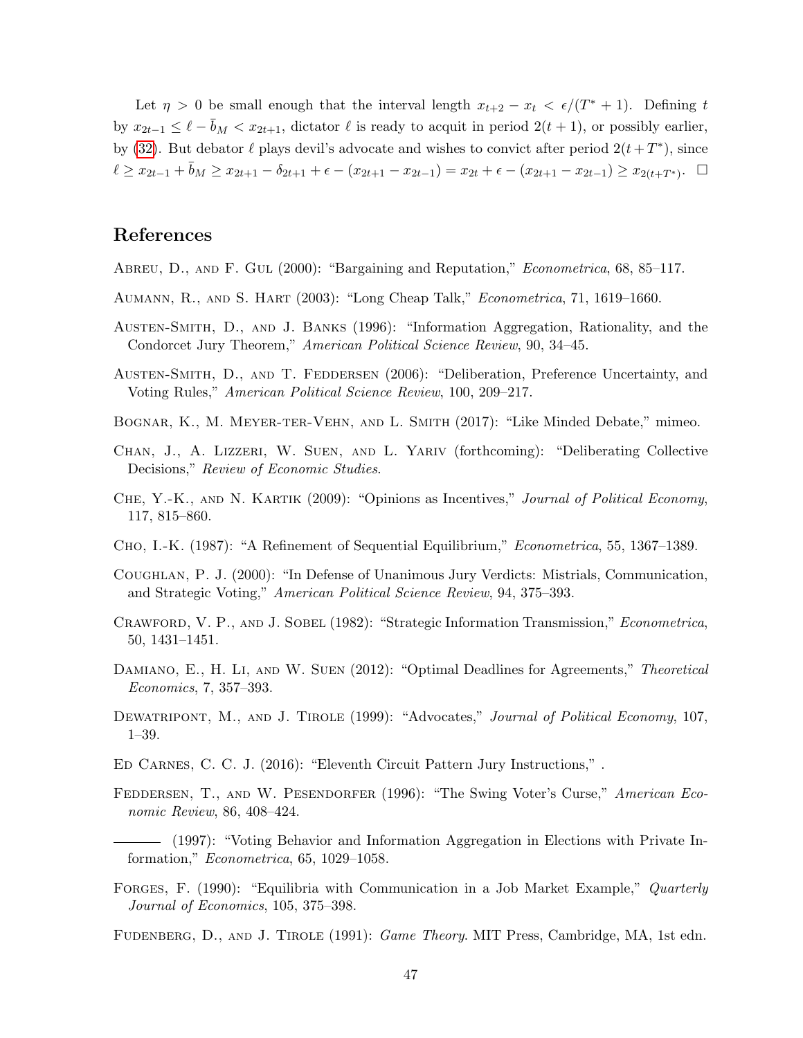Let $\eta > 0$ be small enough that the interval length $x_{t+2} - x_t < \epsilon/(T^* + 1)$. Defining $t$ by $x_{2t-1} \le \ell - \bar{b}_M < x_{2t+1}$, dictator $\ell$ is ready to acquit in period $2(t+1)$, or possibly earlier, by (32). But debator $\ell$ plays devil's advocate and wishes to convict after period $2(t+T^*)$, since $\ell \ge x_{2t-1} + \bar{b}_M \ge x_{2t+1} - \delta_{2t+1} + \epsilon - (x_{2t+1} - x_{2t-1}) = x_{2t} + \epsilon - (x_{2t+1} - x_{2t-1}) \ge x_{2(t+T^*)}$. □

# References

Abreu, D., and F. Gul (2000): "Bargaining and Reputation," *Econometrica*, 68, 85–117.

Aumann, R., and S. Hart (2003): "Long Cheap Talk," *Econometrica*, 71, 1619–1660.

Austen-Smith, D., and J. Banks (1996): "Information Aggregation, Rationality, and the Condorcet Jury Theorem," *American Political Science Review*, 90, 34–45.

Austen-Smith, D., and T. Feddersen (2006): "Deliberation, Preference Uncertainty, and Voting Rules," *American Political Science Review*, 100, 209–217.

Bognar, K., M. Meyer-ter-Vehn, and L. Smith (2017): "Like Minded Debate," mimeo.

Chan, J., A. Lizzeri, W. Suen, and L. Yariv (forthcoming): "Deliberating Collective Decisions," *Review of Economic Studies*.

Che, Y.-K., and N. Kartik (2009): "Opinions as Incentives," *Journal of Political Economy*, 117, 815–860.

Cho, I.-K. (1987): "A Refinement of Sequential Equilibrium," *Econometrica*, 55, 1367–1389.

Coughlan, P. J. (2000): "In Defense of Unanimous Jury Verdicts: Mistrials, Communication, and Strategic Voting," *American Political Science Review*, 94, 375–393.

Crawford, V. P., and J. Sobel (1982): "Strategic Information Transmission," *Econometrica*, 50, 1431–1451.

Damiano, E., H. Li, and W. Suen (2012): "Optimal Deadlines for Agreements," *Theoretical Economics*, 7, 357–393.

Dewatripont, M., and J. Tirole (1999): "Advocates," *Journal of Political Economy*, 107, 1–39.

Ed Carnes, C. C. J. (2016): "Eleventh Circuit Pattern Jury Instructions," .

Feddersen, T., and W. Pesendorfer (1996): "The Swing Voter's Curse," *American Economic Review*, 86, 408–424.

——— (1997): "Voting Behavior and Information Aggregation in Elections with Private Information," *Econometrica*, 65, 1029–1058.

Forges, F. (1990): "Equilibria with Communication in a Job Market Example," *Quarterly Journal of Economics*, 105, 375–398.

Fudenberg, D., and J. Tirole (1991): *Game Theory*. MIT Press, Cambridge, MA, 1st edn.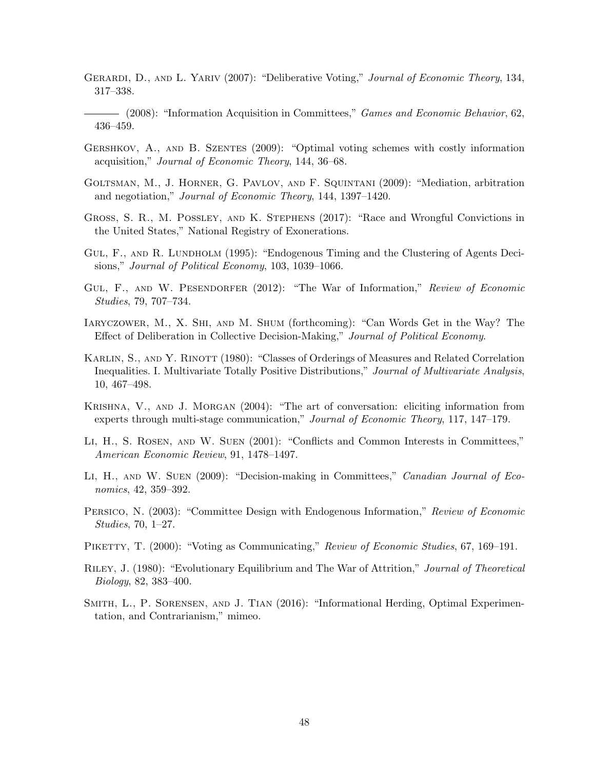Gerardi, D., and L. Yariv (2007): "Deliberative Voting," *Journal of Economic Theory*, 134, 317–338.

——— (2008): "Information Acquisition in Committees," *Games and Economic Behavior*, 62, 436–459.

Gershkov, A., and B. Szentes (2009): "Optimal voting schemes with costly information acquisition," *Journal of Economic Theory*, 144, 36–68.

Goltsman, M., J. Horner, G. Pavlov, and F. Squintani (2009): "Mediation, arbitration and negotiation," *Journal of Economic Theory*, 144, 1397–1420.

Gross, S. R., M. Possley, and K. Stephens (2017): "Race and Wrongful Convictions in the United States," National Registry of Exonerations.

Gul, F., and R. Lundholm (1995): "Endogenous Timing and the Clustering of Agents Decisions," *Journal of Political Economy*, 103, 1039–1066.

Gul, F., and W. Pesendorfer (2012): "The War of Information," *Review of Economic Studies*, 79, 707–734.

Iaryczower, M., X. Shi, and M. Shum (forthcoming): "Can Words Get in the Way? The Effect of Deliberation in Collective Decision-Making," *Journal of Political Economy*.

Karlin, S., and Y. Rinott (1980): "Classes of Orderings of Measures and Related Correlation Inequalities. I. Multivariate Totally Positive Distributions," *Journal of Multivariate Analysis*, 10, 467–498.

Krishna, V., and J. Morgan (2004): "The art of conversation: eliciting information from experts through multi-stage communication," *Journal of Economic Theory*, 117, 147–179.

Li, H., S. Rosen, and W. Suen (2001): "Conflicts and Common Interests in Committees," *American Economic Review*, 91, 1478–1497.

Li, H., and W. Suen (2009): "Decision-making in Committees," *Canadian Journal of Economics*, 42, 359–392.

Persico, N. (2003): "Committee Design with Endogenous Information," *Review of Economic Studies*, 70, 1–27.

Piketty, T. (2000): "Voting as Communicating," *Review of Economic Studies*, 67, 169–191.

Riley, J. (1980): "Evolutionary Equilibrium and The War of Attrition," *Journal of Theoretical Biology*, 82, 383–400.

Smith, L., P. Sorensen, and J. Tian (2016): "Informational Herding, Optimal Experimentation, and Contrarianism," mimeo.